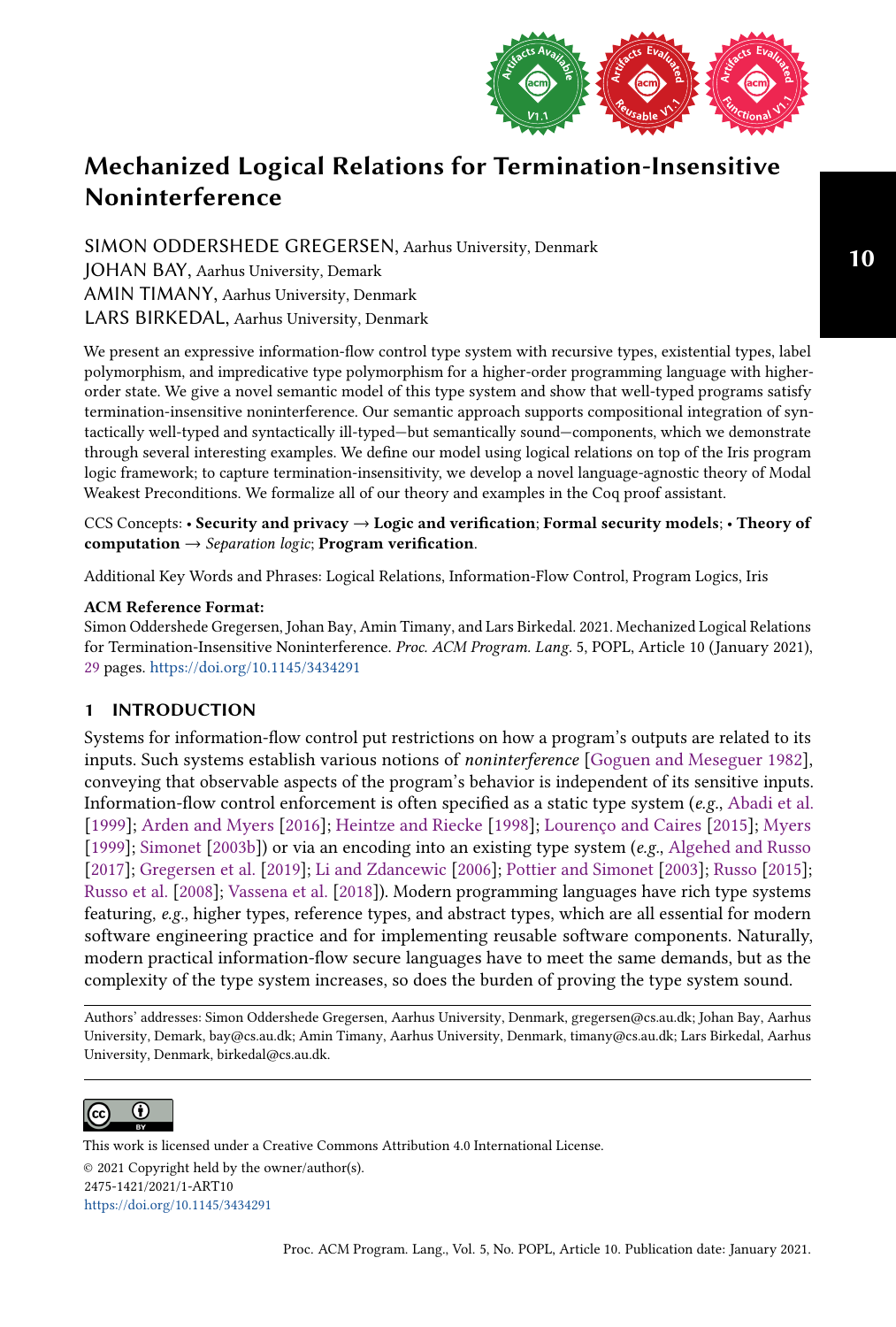# Mechanized Logical Relations for Termination-Insensitive Noninterference

SIMON ODDERSHEDE GREGERSEN, Aarhus University, Denmark
JOHAN BAY, Aarhus University, Demark
AMIN TIMANY, Aarhus University, Denmark
LARS BIRKEDAL, Aarhus University, Denmark

We present an expressive information-flow control type system with recursive types, existential types, label polymorphism, and impredicative type polymorphism for a higher-order programming language with higher-order state. We give a novel semantic model of this type system and show that well-typed programs satisfy termination-insensitive noninterference. Our semantic approach supports compositional integration of syntactically well-typed and syntactically ill-typed—but semantically sound—components, which we demonstrate through several interesting examples. We define our model using logical relations on top of the Iris program logic framework; to capture termination-insensitivity, we develop a novel language-agnostic theory of Modal Weakest Preconditions. We formalize all of our theory and examples in the Coq proof assistant.

CCS Concepts: • **Security and privacy** → **Logic and verification**; **Formal security models**; • **Theory of computation** → *Separation logic*; **Program verification**.

Additional Key Words and Phrases: Logical Relations, Information-Flow Control, Program Logics, Iris

**ACM Reference Format:**
Simon Oddershede Gregersen, Johan Bay, Amin Timany, and Lars Birkedal. 2021. Mechanized Logical Relations for Termination-Insensitive Noninterference. *Proc. ACM Program. Lang.* 5, POPL, Article 10 (January 2021), 29 pages. https://doi.org/10.1145/3434291

## 1 INTRODUCTION

Systems for information-flow control put restrictions on how a program's outputs are related to its inputs. Such systems establish various notions of *noninterference* [Goguen and Meseguer 1982], conveying that observable aspects of the program's behavior is independent of its sensitive inputs. Information-flow control enforcement is often specified as a static type system (*e.g.*, Abadi et al. [1999]; Arden and Myers [2016]; Heintze and Riecke [1998]; Lourenço and Caires [2015]; Myers [1999]; Simonet [2003b]) or via an encoding into an existing type system (*e.g.*, Algehed and Russo [2017]; Gregersen et al. [2019]; Li and Zdancewic [2006]; Pottier and Simonet [2003]; Russo [2015]; Russo et al. [2008]; Vassena et al. [2018]). Modern programming languages have rich type systems featuring, *e.g.*, higher types, reference types, and abstract types, which are all essential for modern software engineering practice and for implementing reusable software components. Naturally, modern practical information-flow secure languages have to meet the same demands, but as the complexity of the type system increases, so does the burden of proving the type system sound.

Authors' addresses: Simon Oddershede Gregersen, Aarhus University, Denmark, gregersen@cs.au.dk; Johan Bay, Aarhus University, Demark, bay@cs.au.dk; Amin Timany, Aarhus University, Denmark, timany@cs.au.dk; Lars Birkedal, Aarhus University, Denmark, birkedal@cs.au.dk.

This work is licensed under a Creative Commons Attribution 4.0 International License.
© 2021 Copyright held by the owner/author(s).
2475-1421/2021/1-ART10
https://doi.org/10.1145/3434291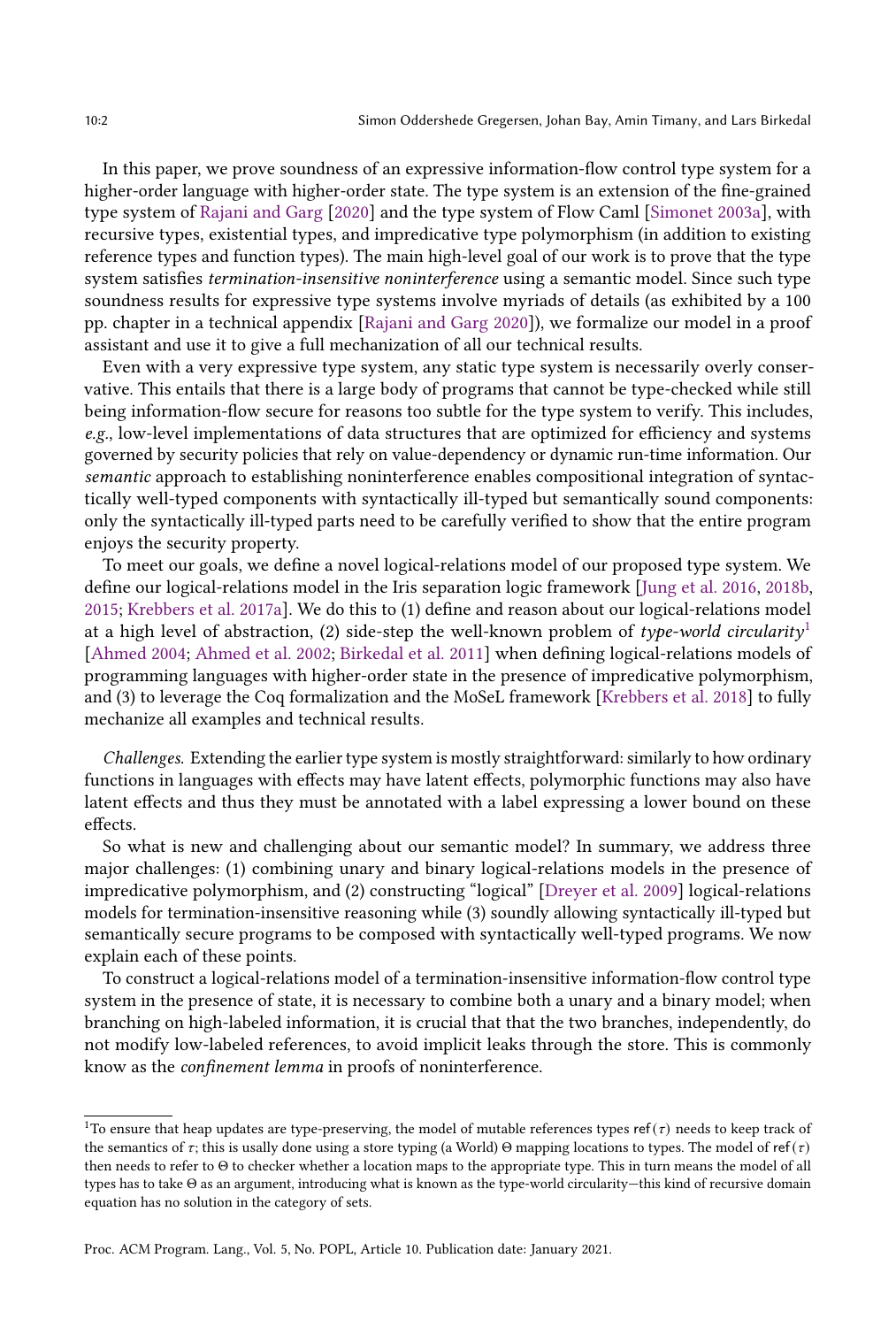In this paper, we prove soundness of an expressive information-flow control type system for a higher-order language with higher-order state. The type system is an extension of the fine-grained type system of Rajani and Garg [2020] and the type system of Flow Caml [Simonet 2003a], with recursive types, existential types, and impredicative type polymorphism (in addition to existing reference types and function types). The main high-level goal of our work is to prove that the type system satisfies *termination-insensitive noninterference* using a semantic model. Since such type soundness results for expressive type systems involve myriads of details (as exhibited by a 100 pp. chapter in a technical appendix [Rajani and Garg 2020]), we formalize our model in a proof assistant and use it to give a full mechanization of all our technical results.

Even with a very expressive type system, any static type system is necessarily overly conservative. This entails that there is a large body of programs that cannot be type-checked while still being information-flow secure for reasons too subtle for the type system to verify. This includes, *e.g.*, low-level implementations of data structures that are optimized for efficiency and systems governed by security policies that rely on value-dependency or dynamic run-time information. Our *semantic* approach to establishing noninterference enables compositional integration of syntactically well-typed components with syntactically ill-typed but semantically sound components: only the syntactically ill-typed parts need to be carefully verified to show that the entire program enjoys the security property.

To meet our goals, we define a novel logical-relations model of our proposed type system. We define our logical-relations model in the Iris separation logic framework [Jung et al. 2016, 2018b, 2015; Krebbers et al. 2017a]. We do this to (1) define and reason about our logical-relations model at a high level of abstraction, (2) side-step the well-known problem of *type-world circularity*[1] [Ahmed 2004; Ahmed et al. 2002; Birkedal et al. 2011] when defining logical-relations models of programming languages with higher-order state in the presence of impredicative polymorphism, and (3) to leverage the Coq formalization and the MoSeL framework [Krebbers et al. 2018] to fully mechanize all examples and technical results.

*Challenges.* Extending the earlier type system is mostly straightforward: similarly to how ordinary functions in languages with effects may have latent effects, polymorphic functions may also have latent effects and thus they must be annotated with a label expressing a lower bound on these effects.

So what is new and challenging about our semantic model? In summary, we address three major challenges: (1) combining unary and binary logical-relations models in the presence of impredicative polymorphism, and (2) constructing "logical" [Dreyer et al. 2009] logical-relations models for termination-insensitive reasoning while (3) soundly allowing syntactically ill-typed but semantically secure programs to be composed with syntactically well-typed programs. We now explain each of these points.

To construct a logical-relations model of a termination-insensitive information-flow control type system in the presence of state, it is necessary to combine both a unary and a binary model; when branching on high-labeled information, it is crucial that that the two branches, independently, do not modify low-labeled references, to avoid implicit leaks through the store. This is commonly know as the *confinement lemma* in proofs of noninterference.

---

[1]To ensure that heap updates are type-preserving, the model of mutable references types $\mathsf{ref}(\tau)$ needs to keep track of the semantics of $\tau$; this is usally done using a store typing (a World) $\Theta$ mapping locations to types. The model of $\mathsf{ref}(\tau)$ then needs to refer to $\Theta$ to checker whether a location maps to the appropriate type. This in turn means the model of all types has to take $\Theta$ as an argument, introducing what is known as the type-world circularity—this kind of recursive domain equation has no solution in the category of sets.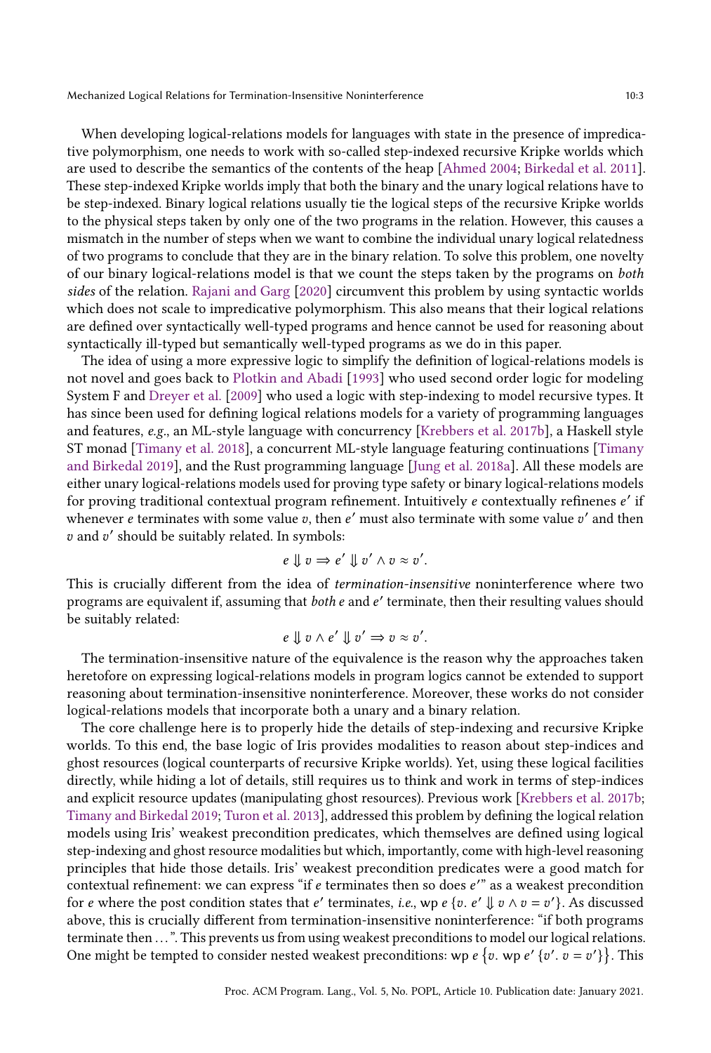When developing logical-relations models for languages with state in the presence of impredicative polymorphism, one needs to work with so-called step-indexed recursive Kripke worlds which are used to describe the semantics of the contents of the heap [Ahmed 2004; Birkedal et al. 2011]. These step-indexed Kripke worlds imply that both the binary and the unary logical relations have to be step-indexed. Binary logical relations usually tie the logical steps of the recursive Kripke worlds to the physical steps taken by only one of the two programs in the relation. However, this causes a mismatch in the number of steps when we want to combine the individual unary logical relatedness of two programs to conclude that they are in the binary relation. To solve this problem, one novelty of our binary logical-relations model is that we count the steps taken by the programs on *both sides* of the relation. Rajani and Garg [2020] circumvent this problem by using syntactic worlds which does not scale to impredicative polymorphism. This also means that their logical relations are defined over syntactically well-typed programs and hence cannot be used for reasoning about syntactically ill-typed but semantically well-typed programs as we do in this paper.

The idea of using a more expressive logic to simplify the definition of logical-relations models is not novel and goes back to Plotkin and Abadi [1993] who used second order logic for modeling System F and Dreyer et al. [2009] who used a logic with step-indexing to model recursive types. It has since been used for defining logical relations models for a variety of programming languages and features, *e.g.*, an ML-style language with concurrency [Krebbers et al. 2017b], a Haskell style ST monad [Timany et al. 2018], a concurrent ML-style language featuring continuations [Timany and Birkedal 2019], and the Rust programming language [Jung et al. 2018a]. All these models are either unary logical-relations models used for proving type safety or binary logical-relations models for proving traditional contextual program refinement. Intuitively $e$ contextually refinenes $e'$ if whenever $e$ terminates with some value $v$, then $e'$ must also terminate with some value $v'$ and then $v$ and $v'$ should be suitably related. In symbols:

$$e \Downarrow v \Rightarrow e' \Downarrow v' \land v \approx v'.$$

This is crucially different from the idea of *termination-insensitive* noninterference where two programs are equivalent if, assuming that *both* $e$ and $e'$ terminate, then their resulting values should be suitably related:

$$e \Downarrow v \land e' \Downarrow v' \Rightarrow v \approx v'.$$

The termination-insensitive nature of the equivalence is the reason why the approaches taken heretofore on expressing logical-relations models in program logics cannot be extended to support reasoning about termination-insensitive noninterference. Moreover, these works do not consider logical-relations models that incorporate both a unary and a binary relation.

The core challenge here is to properly hide the details of step-indexing and recursive Kripke worlds. To this end, the base logic of Iris provides modalities to reason about step-indices and ghost resources (logical counterparts of recursive Kripke worlds). Yet, using these logical facilities directly, while hiding a lot of details, still requires us to think and work in terms of step-indices and explicit resource updates (manipulating ghost resources). Previous work [Krebbers et al. 2017b; Timany and Birkedal 2019; Turon et al. 2013], addressed this problem by defining the logical relation models using Iris' weakest precondition predicates, which themselves are defined using logical step-indexing and ghost resource modalities but which, importantly, come with high-level reasoning principles that hide those details. Iris' weakest precondition predicates were a good match for contextual refinement: we can express "if $e$ terminates then so does $e'$" as a weakest precondition for $e$ where the post condition states that $e'$ terminates, *i.e.*, $\mathsf{wp}\ e\ \{v.\ e' \Downarrow v \land v = v'\}$. As discussed above, this is crucially different from termination-insensitive noninterference: "if both programs terminate then ...". This prevents us from using weakest preconditions to model our logical relations. One might be tempted to consider nested weakest preconditions: $\mathsf{wp}\ e\ \{v.\ \mathsf{wp}\ e'\ \{v'.\ v = v'\}\}$. This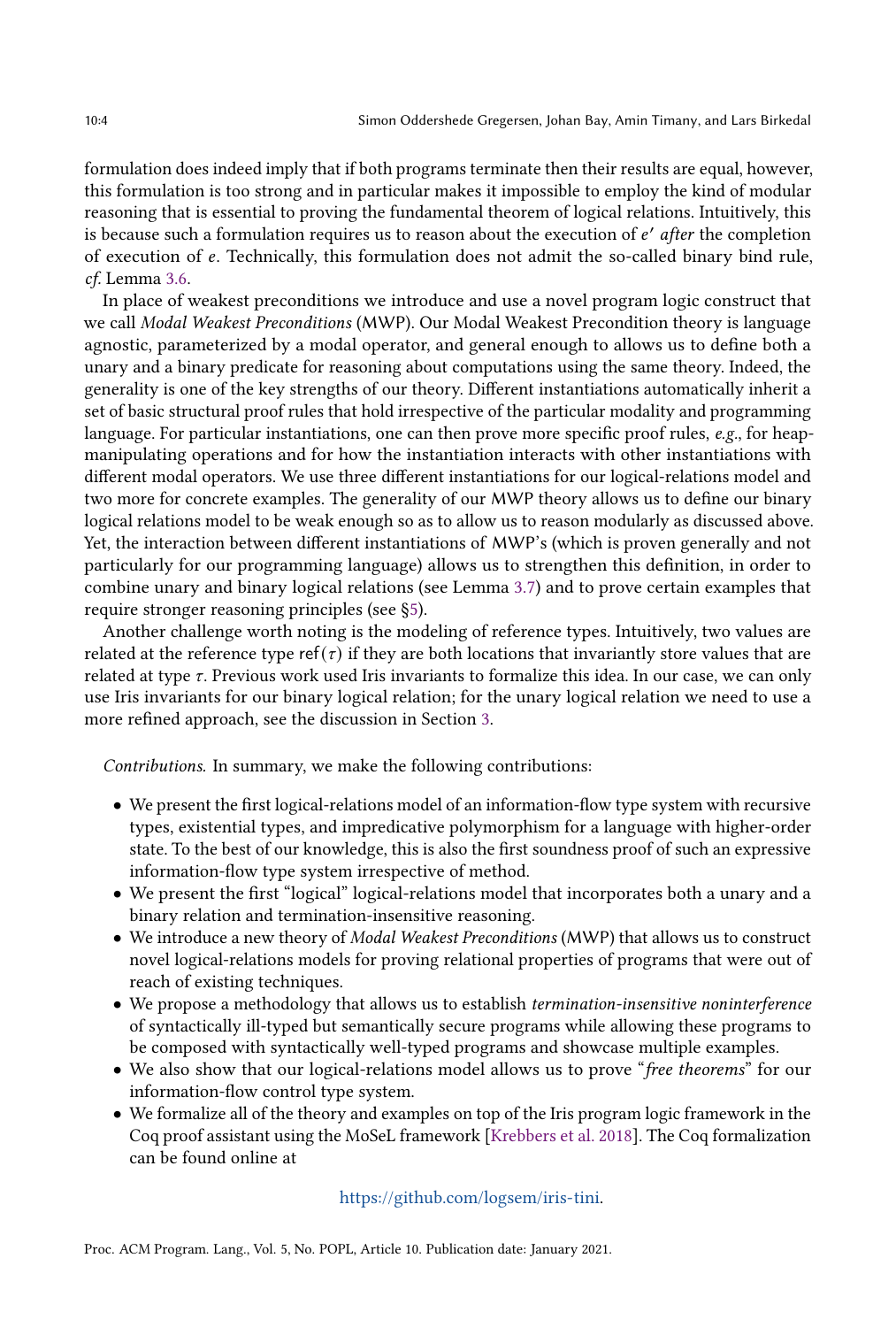formulation does indeed imply that if both programs terminate then their results are equal, however, this formulation is too strong and in particular makes it impossible to employ the kind of modular reasoning that is essential to proving the fundamental theorem of logical relations. Intuitively, this is because such a formulation requires us to reason about the execution of $e'$ *after* the completion of execution of $e$. Technically, this formulation does not admit the so-called binary bind rule, *cf.* Lemma 3.6.

In place of weakest preconditions we introduce and use a novel program logic construct that we call *Modal Weakest Preconditions* (MWP). Our Modal Weakest Precondition theory is language agnostic, parameterized by a modal operator, and general enough to allows us to define both a unary and a binary predicate for reasoning about computations using the same theory. Indeed, the generality is one of the key strengths of our theory. Different instantiations automatically inherit a set of basic structural proof rules that hold irrespective of the particular modality and programming language. For particular instantiations, one can then prove more specific proof rules, *e.g.*, for heap-manipulating operations and for how the instantiation interacts with other instantiations with different modal operators. We use three different instantiations for our logical-relations model and two more for concrete examples. The generality of our MWP theory allows us to define our binary logical relations model to be weak enough so as to allow us to reason modularly as discussed above. Yet, the interaction between different instantiations of MWP's (which is proven generally and not particularly for our programming language) allows us to strengthen this definition, in order to combine unary and binary logical relations (see Lemma 3.7) and to prove certain examples that require stronger reasoning principles (see §5).

Another challenge worth noting is the modeling of reference types. Intuitively, two values are related at the reference type $\mathsf{ref}(\tau)$ if they are both locations that invariantly store values that are related at type $\tau$. Previous work used Iris invariants to formalize this idea. In our case, we can only use Iris invariants for our binary logical relation; for the unary logical relation we need to use a more refined approach, see the discussion in Section 3.

*Contributions.* In summary, we make the following contributions:

- We present the first logical-relations model of an information-flow type system with recursive types, existential types, and impredicative polymorphism for a language with higher-order state. To the best of our knowledge, this is also the first soundness proof of such an expressive information-flow type system irrespective of method.
- We present the first "logical" logical-relations model that incorporates both a unary and a binary relation and termination-insensitive reasoning.
- We introduce a new theory of *Modal Weakest Preconditions* (MWP) that allows us to construct novel logical-relations models for proving relational properties of programs that were out of reach of existing techniques.
- We propose a methodology that allows us to establish *termination-insensitive noninterference* of syntactically ill-typed but semantically secure programs while allowing these programs to be composed with syntactically well-typed programs and showcase multiple examples.
- We also show that our logical-relations model allows us to prove "*free theorems*" for our information-flow control type system.
- We formalize all of the theory and examples on top of the Iris program logic framework in the Coq proof assistant using the MoSeL framework [Krebbers et al. 2018]. The Coq formalization can be found online at

https://github.com/logsem/iris-tini.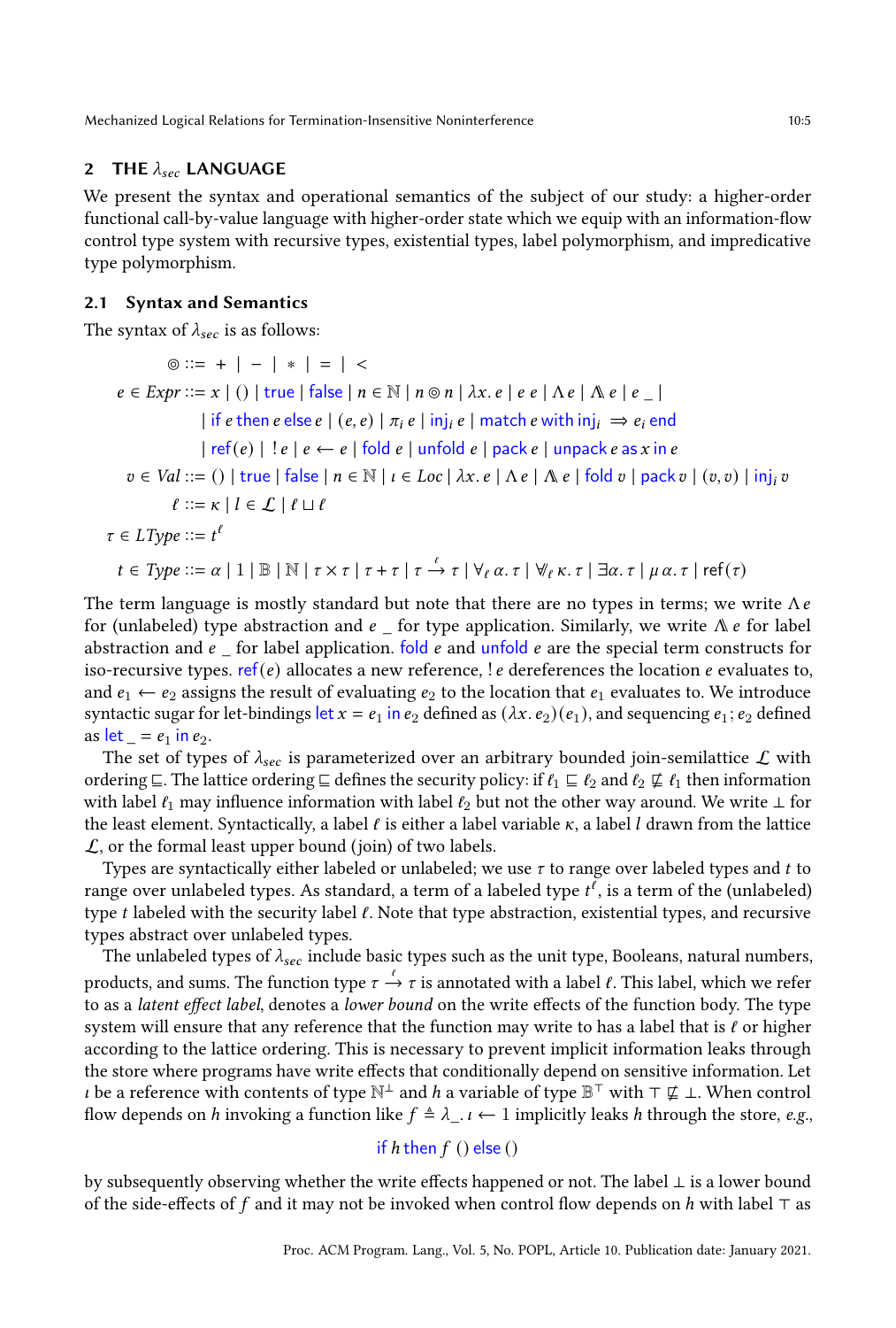## 2 THE $\lambda_{sec}$ LANGUAGE

We present the syntax and operational semantics of the subject of our study: a higher-order functional call-by-value language with higher-order state which we equip with an information-flow control type system with recursive types, existential types, label polymorphism, and impredicative type polymorphism.

### 2.1 Syntax and Semantics

The syntax of $\lambda_{sec}$ is as follows:

$$
\begin{aligned}
\circledcirc &::= + \mid - \mid * \mid = \mid < \\
e \in Expr &::= x \mid () \mid \mathsf{true} \mid \mathsf{false} \mid n \in \mathbb{N} \mid n \circledcirc n \mid \lambda x.\, e \mid e\ e \mid \Lambda\, e \mid \Lambda\!\!\!\Lambda\, e \mid e\ \_ \mid \\
&\quad \mid \mathsf{if}\ e\ \mathsf{then}\ e\ \mathsf{else}\ e \mid (e, e) \mid \pi_i\, e \mid \mathsf{inj}_i\, e \mid \mathsf{match}\ e\ \mathsf{with}\ \mathsf{inj}_i \Rightarrow e_i\ \mathsf{end} \\
&\quad \mid \mathsf{ref}(e) \mid !\, e \mid e \leftarrow e \mid \mathsf{fold}\ e \mid \mathsf{unfold}\ e \mid \mathsf{pack}\ e \mid \mathsf{unpack}\ e\ \mathsf{as}\ x\ \mathsf{in}\ e \\
v \in Val &::= () \mid \mathsf{true} \mid \mathsf{false} \mid n \in \mathbb{N} \mid \iota \in Loc \mid \lambda x.\, e \mid \Lambda\, e \mid \Lambda\!\!\!\Lambda\, e \mid \mathsf{fold}\ v \mid \mathsf{pack}\ v \mid (v, v) \mid \mathsf{inj}_i\, v \\
\ell &::= \kappa \mid l \in \mathcal{L} \mid \ell \sqcup \ell \\
\tau \in LType &::= t^{\ell} \\
t \in Type &::= \alpha \mid 1 \mid \mathbb{B} \mid \mathbb{N} \mid \tau \times \tau \mid \tau + \tau \mid \tau \xrightarrow{\ell} \tau \mid \forall_{\ell}\, \alpha.\, \tau \mid \forall\!\!\!\forall_{\ell}\, \kappa.\, \tau \mid \exists \alpha.\, \tau \mid \mu\, \alpha.\, \tau \mid \mathsf{ref}(\tau)
\end{aligned}
$$

The term language is mostly standard but note that there are no types in terms; we write $\Lambda\, e$ for (unlabeled) type abstraction and $e\ \_$ for type application. Similarly, we write $\Lambda\!\!\!\Lambda\, e$ for label abstraction and $e\ \_$ for label application. fold $e$ and unfold $e$ are the special term constructs for iso-recursive types. ref$(e)$ allocates a new reference, $!\, e$ dereferences the location $e$ evaluates to, and $e_1 \leftarrow e_2$ assigns the result of evaluating $e_2$ to the location that $e_1$ evaluates to. We introduce syntactic sugar for let-bindings let $x = e_1$ in $e_2$ defined as $(\lambda x.\, e_2)(e_1)$, and sequencing $e_1; e_2$ defined as let $\_ = e_1$ in $e_2$.

The set of types of $\lambda_{sec}$ is parameterized over an arbitrary bounded join-semilattice $\mathcal{L}$ with ordering $\sqsubseteq$. The lattice ordering $\sqsubseteq$ defines the security policy: if $\ell_1 \sqsubseteq \ell_2$ and $\ell_2 \not\sqsubseteq \ell_1$ then information with label $\ell_1$ may influence information with label $\ell_2$ but not the other way around. We write $\bot$ for the least element. Syntactically, a label $\ell$ is either a label variable $\kappa$, a label $l$ drawn from the lattice $\mathcal{L}$, or the formal least upper bound (join) of two labels.

Types are syntactically either labeled or unlabeled; we use $\tau$ to range over labeled types and $t$ to range over unlabeled types. As standard, a term of a labeled type $t^{\ell}$, is a term of the (unlabeled) type $t$ labeled with the security label $\ell$. Note that type abstraction, existential types, and recursive types abstract over unlabeled types.

The unlabeled types of $\lambda_{sec}$ include basic types such as the unit type, Booleans, natural numbers, products, and sums. The function type $\tau \xrightarrow{\ell} \tau$ is annotated with a label $\ell$. This label, which we refer to as a *latent effect label*, denotes a *lower bound* on the write effects of the function body. The type system will ensure that any reference that the function may write to has a label that is $\ell$ or higher according to the lattice ordering. This is necessary to prevent implicit information leaks through the store where programs have write effects that conditionally depend on sensitive information. Let $\iota$ be a reference with contents of type $\mathbb{N}^{\bot}$ and $h$ a variable of type $\mathbb{B}^{\top}$ with $\top \not\sqsubseteq \bot$. When control flow depends on $h$ invoking a function like $f \triangleq \lambda\_.\, \iota \leftarrow 1$ implicitly leaks $h$ through the store, *e.g.*,

$$\mathsf{if}\ h\ \mathsf{then}\ f\ ()\ \mathsf{else}\ ()$$

by subsequently observing whether the write effects happened or not. The label $\bot$ is a lower bound of the side-effects of $f$ and it may not be invoked when control flow depends on $h$ with label $\top$ as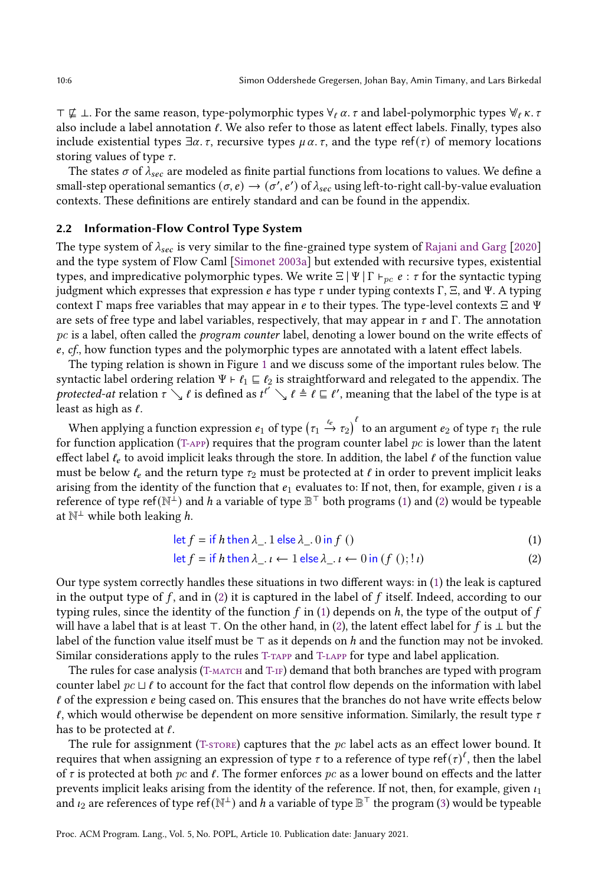$\top \not\sqsubseteq \bot$. For the same reason, type-polymorphic types $\forall_\ell\, \alpha.\, \tau$ and label-polymorphic types $\forall\!\!\!/_\ell\, \kappa.\, \tau$ also include a label annotation $\ell$. We also refer to those as latent effect labels. Finally, types also include existential types $\exists \alpha.\, \tau$, recursive types $\mu\, \alpha.\, \tau$, and the type $\mathsf{ref}(\tau)$ of memory locations storing values of type $\tau$.

The states $\sigma$ of $\lambda_{sec}$ are modeled as finite partial functions from locations to values. We define a small-step operational semantics $(\sigma, e) \to (\sigma', e')$ of $\lambda_{sec}$ using left-to-right call-by-value evaluation contexts. These definitions are entirely standard and can be found in the appendix.

## 2.2 Information-Flow Control Type System

The type system of $\lambda_{sec}$ is very similar to the fine-grained type system of Rajani and Garg [2020] and the type system of Flow Caml [Simonet 2003a] but extended with recursive types, existential types, and impredicative polymorphic types. We write $\Xi \mid \Psi \mid \Gamma \vdash_{pc} e : \tau$ for the syntactic typing judgment which expresses that expression $e$ has type $\tau$ under typing contexts $\Gamma$, $\Xi$, and $\Psi$. A typing context $\Gamma$ maps free variables that may appear in $e$ to their types. The type-level contexts $\Xi$ and $\Psi$ are sets of free type and label variables, respectively, that may appear in $\tau$ and $\Gamma$. The annotation $pc$ is a label, often called the *program counter* label, denoting a lower bound on the write effects of $e$, *cf.*, how function types and the polymorphic types are annotated with a latent effect labels.

The typing relation is shown in Figure 1 and we discuss some of the important rules below. The syntactic label ordering relation $\Psi \vdash \ell_1 \sqsubseteq \ell_2$ is straightforward and relegated to the appendix. The *protected-at* relation $\tau \searrow \ell$ is defined as $t^{\ell'} \searrow \ell \triangleq \ell \sqsubseteq \ell'$, meaning that the label of the type is at least as high as $\ell$.

When applying a function expression $e_1$ of type $\left(\tau_1 \xrightarrow{\ell_e} \tau_2\right)^\ell$ to an argument $e_2$ of type $\tau_1$ the rule for function application (T-APP) requires that the program counter label $pc$ is lower than the latent effect label $\ell_e$ to avoid implicit leaks through the store. In addition, the label $\ell$ of the function value must be below $\ell_e$ and the return type $\tau_2$ must be protected at $\ell$ in order to prevent implicit leaks arising from the identity of the function that $e_1$ evaluates to: If not, then, for example, given $\iota$ is a reference of type $\mathsf{ref}(\mathbb{N}^\bot)$ and $h$ a variable of type $\mathbb{B}^\top$ both programs (1) and (2) would be typeable at $\mathbb{N}^\bot$ while both leaking $h$.

$$\mathsf{let}\; f = \mathsf{if}\; h \;\mathsf{then}\; \lambda\_.\, 1 \;\mathsf{else}\; \lambda\_.\, 0 \;\mathsf{in}\; f\; () \tag{1}$$

$$\mathsf{let}\; f = \mathsf{if}\; h \;\mathsf{then}\; \lambda\_.\, \iota \leftarrow 1 \;\mathsf{else}\; \lambda\_.\, \iota \leftarrow 0 \;\mathsf{in}\; (f\; (); !\, \iota) \tag{2}$$

Our type system correctly handles these situations in two different ways: in (1) the leak is captured in the output type of $f$, and in (2) it is captured in the label of $f$ itself. Indeed, according to our typing rules, since the identity of the function $f$ in (1) depends on $h$, the type of the output of $f$ will have a label that is at least $\top$. On the other hand, in (2), the latent effect label for $f$ is $\bot$ but the label of the function value itself must be $\top$ as it depends on $h$ and the function may not be invoked. Similar considerations apply to the rules T-TAPP and T-LAPP for type and label application.

The rules for case analysis (T-MATCH and T-IF) demand that both branches are typed with program counter label $pc \sqcup \ell$ to account for the fact that control flow depends on the information with label $\ell$ of the expression $e$ being cased on. This ensures that the branches do not have write effects below $\ell$, which would otherwise be dependent on more sensitive information. Similarly, the result type $\tau$ has to be protected at $\ell$.

The rule for assignment (T-STORE) captures that the $pc$ label acts as an effect lower bound. It requires that when assigning an expression of type $\tau$ to a reference of type $\mathsf{ref}(\tau)^\ell$, then the label of $\tau$ is protected at both $pc$ and $\ell$. The former enforces $pc$ as a lower bound on effects and the latter prevents implicit leaks arising from the identity of the reference. If not, then, for example, given $\iota_1$ and $\iota_2$ are references of type $\mathsf{ref}(\mathbb{N}^\bot)$ and $h$ a variable of type $\mathbb{B}^\top$ the program (3) would be typeable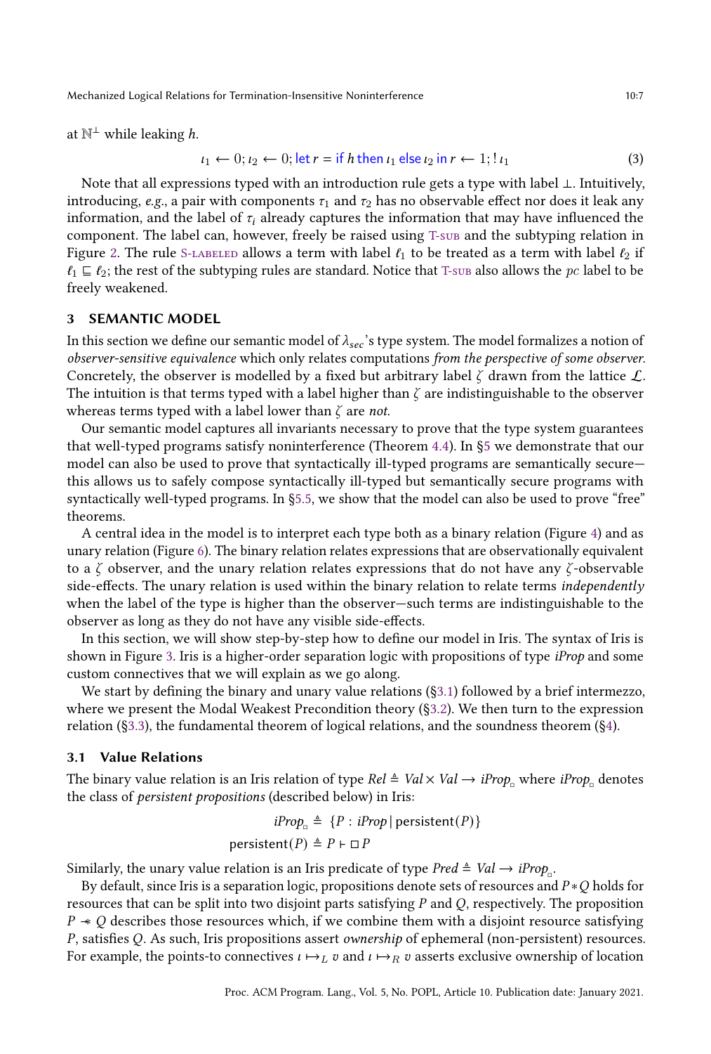at $\mathbb{N}^{\perp}$ while leaking $h$.

$$\iota_1 \leftarrow 0; \iota_2 \leftarrow 0; \mathsf{let}\ r = \mathsf{if}\ h\ \mathsf{then}\ \iota_1\ \mathsf{else}\ \iota_2\ \mathsf{in}\ r \leftarrow 1; !\,\iota_1 \tag{3}$$

Note that all expressions typed with an introduction rule gets a type with label $\perp$. Intuitively, introducing, *e.g.*, a pair with components $\tau_1$ and $\tau_2$ has no observable effect nor does it leak any information, and the label of $\tau_i$ already captures the information that may have influenced the component. The label can, however, freely be raised using T-SUB and the subtyping relation in Figure 2. The rule S-LABELED allows a term with label $\ell_1$ to be treated as a term with label $\ell_2$ if $\ell_1 \sqsubseteq \ell_2$; the rest of the subtyping rules are standard. Notice that T-SUB also allows the $pc$ label to be freely weakened.

## 3 SEMANTIC MODEL

In this section we define our semantic model of $\lambda_{sec}$'s type system. The model formalizes a notion of *observer-sensitive equivalence* which only relates computations *from the perspective of some observer*. Concretely, the observer is modelled by a fixed but arbitrary label $\zeta$ drawn from the lattice $\mathcal{L}$. The intuition is that terms typed with a label higher than $\zeta$ are indistinguishable to the observer whereas terms typed with a label lower than $\zeta$ are *not*.

Our semantic model captures all invariants necessary to prove that the type system guarantees that well-typed programs satisfy noninterference (Theorem 4.4). In §5 we demonstrate that our model can also be used to prove that syntactically ill-typed programs are semantically secure—this allows us to safely compose syntactically ill-typed but semantically secure programs with syntactically well-typed programs. In §5.5, we show that the model can also be used to prove "free" theorems.

A central idea in the model is to interpret each type both as a binary relation (Figure 4) and as unary relation (Figure 6). The binary relation relates expressions that are observationally equivalent to a $\zeta$ observer, and the unary relation relates expressions that do not have any $\zeta$-observable side-effects. The unary relation is used within the binary relation to relate terms *independently* when the label of the type is higher than the observer—such terms are indistinguishable to the observer as long as they do not have any visible side-effects.

In this section, we will show step-by-step how to define our model in Iris. The syntax of Iris is shown in Figure 3. Iris is a higher-order separation logic with propositions of type *iProp* and some custom connectives that we will explain as we go along.

We start by defining the binary and unary value relations (§3.1) followed by a brief intermezzo, where we present the Modal Weakest Precondition theory (§3.2). We then turn to the expression relation (§3.3), the fundamental theorem of logical relations, and the soundness theorem (§4).

### 3.1 Value Relations

The binary value relation is an Iris relation of type $Rel \triangleq Val \times Val \rightarrow iProp_{\square}$ where $iProp_{\square}$ denotes the class of *persistent propositions* (described below) in Iris:

$$iProp_{\square} \triangleq \{P : iProp \mid \mathsf{persistent}(P)\}$$
$$\mathsf{persistent}(P) \triangleq P \vdash \square P$$

Similarly, the unary value relation is an Iris predicate of type $Pred \triangleq Val \rightarrow iProp_{\square}$.

By default, since Iris is a separation logic, propositions denote sets of resources and $P * Q$ holds for resources that can be split into two disjoint parts satisfying $P$ and $Q$, respectively. The proposition $P \twoheadrightarrow Q$ describes those resources which, if we combine them with a disjoint resource satisfying $P$, satisfies $Q$. As such, Iris propositions assert *ownership* of ephemeral (non-persistent) resources. For example, the points-to connectives $\iota \mapsto_L v$ and $\iota \mapsto_R v$ asserts exclusive ownership of location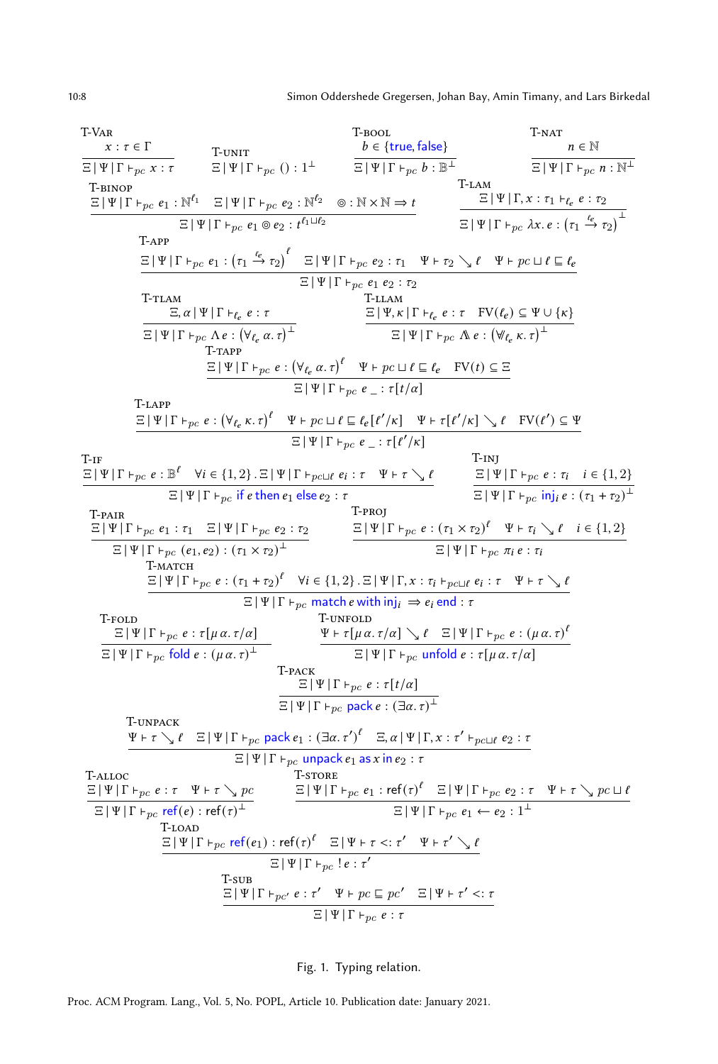$$\textsc{T-Var}\quad \frac{x : \tau \in \Gamma}{\Xi \mid \Psi \mid \Gamma \vdash_{pc} x : \tau}
\qquad
\textsc{T-unit}\quad \frac{}{\Xi \mid \Psi \mid \Gamma \vdash_{pc} () : 1^{\bot}}
\qquad
\textsc{T-bool}\quad \frac{b \in \{\mathsf{true}, \mathsf{false}\}}{\Xi \mid \Psi \mid \Gamma \vdash_{pc} b : \mathbb{B}^{\bot}}
\qquad
\textsc{T-nat}\quad \frac{n \in \mathbb{N}}{\Xi \mid \Psi \mid \Gamma \vdash_{pc} n : \mathbb{N}^{\bot}}$$

$$\textsc{T-binop}\quad \frac{\Xi \mid \Psi \mid \Gamma \vdash_{pc} e_1 : \mathbb{N}^{\ell_1} \quad \Xi \mid \Psi \mid \Gamma \vdash_{pc} e_2 : \mathbb{N}^{\ell_2} \quad \circledcirc : \mathbb{N} \times \mathbb{N} \Rightarrow t}{\Xi \mid \Psi \mid \Gamma \vdash_{pc} e_1 \circledcirc e_2 : t^{\ell_1 \sqcup \ell_2}}
\qquad
\textsc{T-lam}\quad \frac{\Xi \mid \Psi \mid \Gamma, x : \tau_1 \vdash_{\ell_e} e : \tau_2}{\Xi \mid \Psi \mid \Gamma \vdash_{pc} \lambda x.\, e : (\tau_1 \xrightarrow{\ell_e} \tau_2)^{\bot}}$$

$$\textsc{T-app}\quad \frac{\Xi \mid \Psi \mid \Gamma \vdash_{pc} e_1 : (\tau_1 \xrightarrow{\ell_e} \tau_2)^{\ell} \quad \Xi \mid \Psi \mid \Gamma \vdash_{pc} e_2 : \tau_1 \quad \Psi \vdash \tau_2 \searrow \ell \quad \Psi \vdash pc \sqcup \ell \sqsubseteq \ell_e}{\Xi \mid \Psi \mid \Gamma \vdash_{pc} e_1\, e_2 : \tau_2}$$

$$\textsc{T-tlam}\quad \frac{\Xi, \alpha \mid \Psi \mid \Gamma \vdash_{\ell_e} e : \tau}{\Xi \mid \Psi \mid \Gamma \vdash_{pc} \Lambda\, e : (\forall_{\ell_e}\, \alpha.\, \tau)^{\bot}}
\qquad
\textsc{T-llam}\quad \frac{\Xi \mid \Psi, \kappa \mid \Gamma \vdash_{\ell_e} e : \tau \quad \mathrm{FV}(\ell_e) \subseteq \Psi \cup \{\kappa\}}{\Xi \mid \Psi \mid \Gamma \vdash_{pc} \mathbb{\Lambda}\, e : (\mathbb{\forall}_{\ell_e}\, \kappa.\, \tau)^{\bot}}$$

$$\textsc{T-tapp}\quad \frac{\Xi \mid \Psi \mid \Gamma \vdash_{pc} e : (\forall_{\ell_e}\, \alpha.\, \tau)^{\ell} \quad \Psi \vdash pc \sqcup \ell \sqsubseteq \ell_e \quad \mathrm{FV}(t) \subseteq \Xi}{\Xi \mid \Psi \mid \Gamma \vdash_{pc} e\ \_ : \tau[t/\alpha]}$$

$$\textsc{T-lapp}\quad \frac{\Xi \mid \Psi \mid \Gamma \vdash_{pc} e : (\mathbb{\forall}_{\ell_e}\, \kappa.\, \tau)^{\ell} \quad \Psi \vdash pc \sqcup \ell \sqsubseteq \ell_e[\ell'/\kappa] \quad \Psi \vdash \tau[\ell'/\kappa] \searrow \ell \quad \mathrm{FV}(\ell') \subseteq \Psi}{\Xi \mid \Psi \mid \Gamma \vdash_{pc} e\ \_ : \tau[\ell'/\kappa]}$$

$$\textsc{T-if}\quad \frac{\Xi \mid \Psi \mid \Gamma \vdash_{pc} e : \mathbb{B}^{\ell} \quad \forall i \in \{1,2\}.\, \Xi \mid \Psi \mid \Gamma \vdash_{pc \sqcup \ell} e_i : \tau \quad \Psi \vdash \tau \searrow \ell}{\Xi \mid \Psi \mid \Gamma \vdash_{pc} \mathsf{if}\ e\ \mathsf{then}\ e_1\ \mathsf{else}\ e_2 : \tau}
\qquad
\textsc{T-inj}\quad \frac{\Xi \mid \Psi \mid \Gamma \vdash_{pc} e : \tau_i \quad i \in \{1,2\}}{\Xi \mid \Psi \mid \Gamma \vdash_{pc} \mathsf{inj}_i\, e : (\tau_1 + \tau_2)^{\bot}}$$

$$\textsc{T-pair}\quad \frac{\Xi \mid \Psi \mid \Gamma \vdash_{pc} e_1 : \tau_1 \quad \Xi \mid \Psi \mid \Gamma \vdash_{pc} e_2 : \tau_2}{\Xi \mid \Psi \mid \Gamma \vdash_{pc} (e_1, e_2) : (\tau_1 \times \tau_2)^{\bot}}
\qquad
\textsc{T-proj}\quad \frac{\Xi \mid \Psi \mid \Gamma \vdash_{pc} e : (\tau_1 \times \tau_2)^{\ell} \quad \Psi \vdash \tau_i \searrow \ell \quad i \in \{1,2\}}{\Xi \mid \Psi \mid \Gamma \vdash_{pc} \pi_i\, e : \tau_i}$$

$$\textsc{T-match}\quad \frac{\Xi \mid \Psi \mid \Gamma \vdash_{pc} e : (\tau_1 + \tau_2)^{\ell} \quad \forall i \in \{1,2\}.\, \Xi \mid \Psi \mid \Gamma, x : \tau_i \vdash_{pc \sqcup \ell} e_i : \tau \quad \Psi \vdash \tau \searrow \ell}{\Xi \mid \Psi \mid \Gamma \vdash_{pc} \mathsf{match}\ e\ \mathsf{with}\ \mathsf{inj}_i \Rightarrow e_i\ \mathsf{end} : \tau}$$

$$\textsc{T-fold}\quad \frac{\Xi \mid \Psi \mid \Gamma \vdash_{pc} e : \tau[\mu\, \alpha.\, \tau/\alpha]}{\Xi \mid \Psi \mid \Gamma \vdash_{pc} \mathsf{fold}\ e : (\mu\, \alpha.\, \tau)^{\bot}}
\qquad
\textsc{T-unfold}\quad \frac{\Psi \vdash \tau[\mu\, \alpha.\, \tau/\alpha] \searrow \ell \quad \Xi \mid \Psi \mid \Gamma \vdash_{pc} e : (\mu\, \alpha.\, \tau)^{\ell}}{\Xi \mid \Psi \mid \Gamma \vdash_{pc} \mathsf{unfold}\ e : \tau[\mu\, \alpha.\, \tau/\alpha]}$$

$$\textsc{T-pack}\quad \frac{\Xi \mid \Psi \mid \Gamma \vdash_{pc} e : \tau[t/\alpha]}{\Xi \mid \Psi \mid \Gamma \vdash_{pc} \mathsf{pack}\ e : (\exists \alpha.\, \tau)^{\bot}}$$

$$\textsc{T-unpack}\quad \frac{\Psi \vdash \tau \searrow \ell \quad \Xi \mid \Psi \mid \Gamma \vdash_{pc} \mathsf{pack}\ e_1 : (\exists \alpha.\, \tau')^{\ell} \quad \Xi, \alpha \mid \Psi \mid \Gamma, x : \tau' \vdash_{pc \sqcup \ell} e_2 : \tau}{\Xi \mid \Psi \mid \Gamma \vdash_{pc} \mathsf{unpack}\ e_1\ \mathsf{as}\ x\ \mathsf{in}\ e_2 : \tau}$$

$$\textsc{T-alloc}\quad \frac{\Xi \mid \Psi \mid \Gamma \vdash_{pc} e : \tau \quad \Psi \vdash \tau \searrow pc}{\Xi \mid \Psi \mid \Gamma \vdash_{pc} \mathsf{ref}(e) : \mathsf{ref}(\tau)^{\bot}}
\qquad
\textsc{T-store}\quad \frac{\Xi \mid \Psi \mid \Gamma \vdash_{pc} e_1 : \mathsf{ref}(\tau)^{\ell} \quad \Xi \mid \Psi \mid \Gamma \vdash_{pc} e_2 : \tau \quad \Psi \vdash \tau \searrow pc \sqcup \ell}{\Xi \mid \Psi \mid \Gamma \vdash_{pc} e_1 \leftarrow e_2 : 1^{\bot}}$$

$$\textsc{T-load}\quad \frac{\Xi \mid \Psi \mid \Gamma \vdash_{pc} \mathsf{ref}(e_1) : \mathsf{ref}(\tau)^{\ell} \quad \Xi \mid \Psi \vdash \tau <: \tau' \quad \Psi \vdash \tau' \searrow \ell}{\Xi \mid \Psi \mid \Gamma \vdash_{pc} {!}\, e : \tau'}$$

$$\textsc{T-sub}\quad \frac{\Xi \mid \Psi \mid \Gamma \vdash_{pc'} e : \tau' \quad \Psi \vdash pc \sqsubseteq pc' \quad \Xi \mid \Psi \vdash \tau' <: \tau}{\Xi \mid \Psi \mid \Gamma \vdash_{pc} e : \tau}$$

Fig. 1. Typing relation.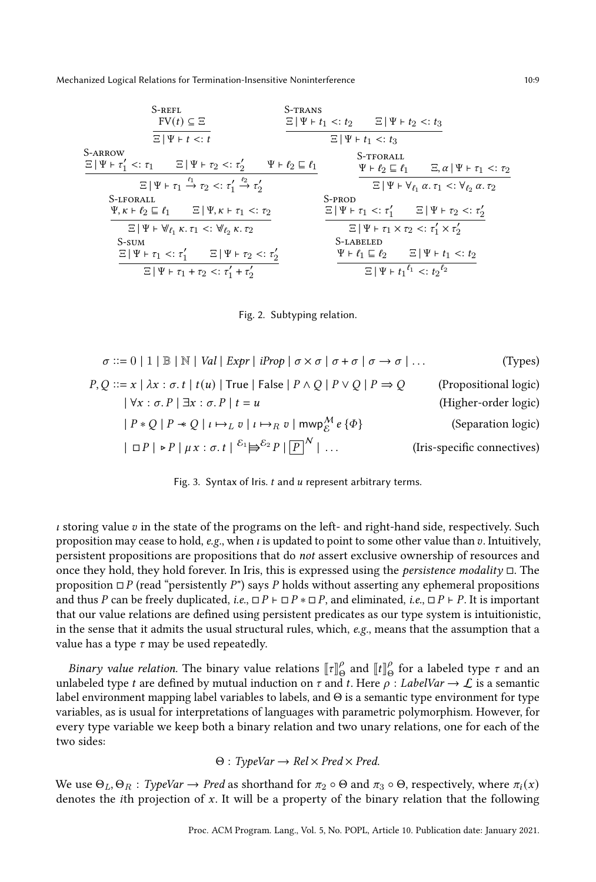$$\frac{\mathrm{FV}(t) \subseteq \Xi}{\Xi \mid \Psi \vdash t <: t}\ \textsc{S-refl} \qquad \frac{\Xi \mid \Psi \vdash t_1 <: t_2 \qquad \Xi \mid \Psi \vdash t_2 <: t_3}{\Xi \mid \Psi \vdash t_1 <: t_3}\ \textsc{S-trans}$$

$$\frac{\Xi \mid \Psi \vdash \tau_1' <: \tau_1 \qquad \Xi \mid \Psi \vdash \tau_2 <: \tau_2' \qquad \Psi \vdash \ell_2 \sqsubseteq \ell_1}{\Xi \mid \Psi \vdash \tau_1 \xrightarrow{\ell_1} \tau_2 <: \tau_1' \xrightarrow{\ell_2} \tau_2'}\ \textsc{S-arrow} \qquad \frac{\Psi \vdash \ell_2 \sqsubseteq \ell_1 \qquad \Xi, \alpha \mid \Psi \vdash \tau_1 <: \tau_2}{\Xi \mid \Psi \vdash \forall_{\ell_1} \alpha.\, \tau_1 <: \forall_{\ell_2} \alpha.\, \tau_2}\ \textsc{S-tforall}$$

$$\frac{\Psi, \kappa \vdash \ell_2 \sqsubseteq \ell_1 \qquad \Xi \mid \Psi, \kappa \vdash \tau_1 <: \tau_2}{\Xi \mid \Psi \vdash \mathbb{V}_{\ell_1} \kappa.\, \tau_1 <: \mathbb{V}_{\ell_2} \kappa.\, \tau_2}\ \textsc{S-lforall} \qquad \frac{\Xi \mid \Psi \vdash \tau_1 <: \tau_1' \qquad \Xi \mid \Psi \vdash \tau_2 <: \tau_2'}{\Xi \mid \Psi \vdash \tau_1 \times \tau_2 <: \tau_1' \times \tau_2'}\ \textsc{S-prod}$$

$$\frac{\Xi \mid \Psi \vdash \tau_1 <: \tau_1' \qquad \Xi \mid \Psi \vdash \tau_2 <: \tau_2'}{\Xi \mid \Psi \vdash \tau_1 + \tau_2 <: \tau_1' + \tau_2'}\ \textsc{S-sum} \qquad \frac{\Psi \vdash \ell_1 \sqsubseteq \ell_2 \qquad \Xi \mid \Psi \vdash t_1 <: t_2}{\Xi \mid \Psi \vdash t_1^{\ell_1} <: t_2^{\ell_2}}\ \textsc{S-labeled}$$

Fig. 2. Subtyping relation.

$$\begin{array}{llr}
\sigma ::= 0 \mid 1 \mid \mathbb{B} \mid \mathbb{N} \mid \mathit{Val} \mid \mathit{Expr} \mid \mathit{iProp} \mid \sigma \times \sigma \mid \sigma + \sigma \mid \sigma \to \sigma \mid \ldots & & \text{(Types)} \\
P, Q ::= x \mid \lambda x : \sigma.\, t \mid t(u) \mid \mathsf{True} \mid \mathsf{False} \mid P \land Q \mid P \lor Q \mid P \Rightarrow Q & & \text{(Propositional logic)} \\
\quad \mid \forall x : \sigma.\, P \mid \exists x : \sigma.\, P \mid t = u & & \text{(Higher-order logic)} \\
\quad \mid P * Q \mid P \mathrel{-\!\!*} Q \mid \iota \mapsto_L v \mid \iota \mapsto_R v \mid \mathsf{mwp}_{\mathcal{E}}^{\mathcal{M}}\, e\, \{\Phi\} & & \text{(Separation logic)} \\
\quad \mid \Box P \mid \triangleright P \mid \mu x : \sigma.\, t \mid {}^{\mathcal{E}_1}\!\Rrightarrow^{\mathcal{E}_2} P \mid \boxed{P}^{\mathcal{N}} \mid \ldots & & \text{(Iris-specific connectives)}
\end{array}$$

Fig. 3. Syntax of Iris. $t$ and $u$ represent arbitrary terms.

$\iota$ storing value $v$ in the state of the programs on the left- and right-hand side, respectively. Such proposition may cease to hold, *e.g.*, when $\iota$ is updated to point to some other value than $v$. Intuitively, persistent propositions are propositions that do *not* assert exclusive ownership of resources and once they hold, they hold forever. In Iris, this is expressed using the *persistence modality* $\Box$. The proposition $\Box P$ (read "persistently $P$") says $P$ holds without asserting any ephemeral propositions and thus $P$ can be freely duplicated, *i.e.*, $\Box P \vdash \Box P * \Box P$, and eliminated, *i.e.*, $\Box P \vdash P$. It is important that our value relations are defined using persistent predicates as our type system is intuitionistic, in the sense that it admits the usual structural rules, which, *e.g.*, means that the assumption that a value has a type $\tau$ may be used repeatedly.

*Binary value relation.* The binary value relations $[\![\tau]\!]_{\Theta}^{\rho}$ and $[\![t]\!]_{\Theta}^{\rho}$ for a labeled type $\tau$ and an unlabeled type $t$ are defined by mutual induction on $\tau$ and $t$. Here $\rho : \mathit{LabelVar} \to \mathcal{L}$ is a semantic label environment mapping label variables to labels, and $\Theta$ is a semantic type environment for type variables, as is usual for interpretations of languages with parametric polymorphism. However, for every type variable we keep both a binary relation and two unary relations, one for each of the two sides:

$$\Theta : \mathit{TypeVar} \to \mathit{Rel} \times \mathit{Pred} \times \mathit{Pred}.$$

We use $\Theta_L, \Theta_R : \mathit{TypeVar} \to \mathit{Pred}$ as shorthand for $\pi_2 \circ \Theta$ and $\pi_3 \circ \Theta$, respectively, where $\pi_i(x)$ denotes the $i$th projection of $x$. It will be a property of the binary relation that the following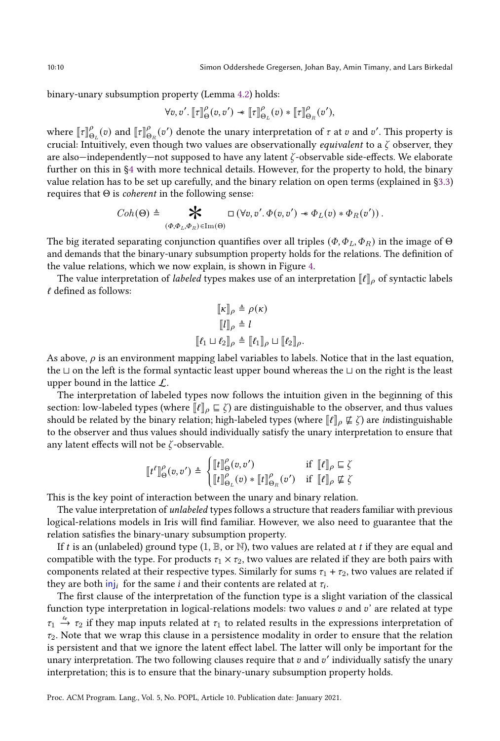binary-unary subsumption property (Lemma 4.2) holds:

$$\forall v, v'.\ [\![\tau]\!]^{\rho}_{\Theta}(v, v') \twoheadrightarrow [\![\tau]\!]^{\rho}_{\Theta_L}(v) * [\![\tau]\!]^{\rho}_{\Theta_R}(v'),$$

where $[\![\tau]\!]^{\rho}_{\Theta_L}(v)$ and $[\![\tau]\!]^{\rho}_{\Theta_R}(v')$ denote the unary interpretation of $\tau$ at $v$ and $v'$. This property is crucial: Intuitively, even though two values are observationally *equivalent* to a $\zeta$ observer, they are also—independently—not supposed to have any latent $\zeta$-observable side-effects. We elaborate further on this in §4 with more technical details. However, for the property to hold, the binary value relation has to be set up carefully, and the binary relation on open terms (explained in §3.3) requires that $\Theta$ is *coherent* in the following sense:

$$Coh(\Theta) \triangleq \mathop{\Large *}_{(\Phi, \Phi_L, \Phi_R) \in \mathrm{Im}(\Theta)} \square \left(\forall v, v'.\ \Phi(v, v') \twoheadrightarrow \Phi_L(v) * \Phi_R(v')\right).$$

The big iterated separating conjunction quantifies over all triples $(\Phi, \Phi_L, \Phi_R)$ in the image of $\Theta$ and demands that the binary-unary subsumption property holds for the relations. The definition of the value relations, which we now explain, is shown in Figure 4.

The value interpretation of *labeled* types makes use of an interpretation $[\![\ell]\!]_{\rho}$ of syntactic labels $\ell$ defined as follows:

$$[\![\kappa]\!]_{\rho} \triangleq \rho(\kappa)$$
$$[\![l]\!]_{\rho} \triangleq l$$
$$[\![\ell_1 \sqcup \ell_2]\!]_{\rho} \triangleq [\![\ell_1]\!]_{\rho} \sqcup [\![\ell_2]\!]_{\rho}.$$

As above, $\rho$ is an environment mapping label variables to labels. Notice that in the last equation, the $\sqcup$ on the left is the formal syntactic least upper bound whereas the $\sqcup$ on the right is the least upper bound in the lattice $\mathcal{L}$.

The interpretation of labeled types now follows the intuition given in the beginning of this section: low-labeled types (where $[\![\ell]\!]_{\rho} \sqsubseteq \zeta$) are distinguishable to the observer, and thus values should be related by the binary relation; high-labeled types (where $[\![\ell]\!]_{\rho} \not\sqsubseteq \zeta$) are *in*distinguishable to the observer and thus values should individually satisfy the unary interpretation to ensure that any latent effects will not be $\zeta$-observable.

$$[\![t^{\ell}]\!]^{\rho}_{\Theta}(v, v') \triangleq \begin{cases} [\![t]\!]^{\rho}_{\Theta}(v, v') & \text{if } [\![\ell]\!]_{\rho} \sqsubseteq \zeta \\ [\![t]\!]^{\rho}_{\Theta_L}(v) * [\![t]\!]^{\rho}_{\Theta_R}(v') & \text{if } [\![\ell]\!]_{\rho} \not\sqsubseteq \zeta \end{cases}$$

This is the key point of interaction between the unary and binary relation.

The value interpretation of *unlabeled* types follows a structure that readers familiar with previous logical-relations models in Iris will find familiar. However, we also need to guarantee that the relation satisfies the binary-unary subsumption property.

If $t$ is an (unlabeled) ground type ($\mathbb{1}$, $\mathbb{B}$, or $\mathbb{N}$), two values are related at $t$ if they are equal and compatible with the type. For products $\tau_1 \times \tau_2$, two values are related if they are both pairs with components related at their respective types. Similarly for sums $\tau_1 + \tau_2$, two values are related if they are both $\mathsf{inj}_i$ for the same $i$ and their contents are related at $\tau_i$.

The first clause of the interpretation of the function type is a slight variation of the classical function type interpretation in logical-relations models: two values $v$ and $v$' are related at type $\tau_1 \xrightarrow{\ell_e} \tau_2$ if they map inputs related at $\tau_1$ to related results in the expressions interpretation of $\tau_2$. Note that we wrap this clause in a persistence modality in order to ensure that the relation is persistent and that we ignore the latent effect label. The latter will only be important for the unary interpretation. The two following clauses require that $v$ and $v'$ individually satisfy the unary interpretation; this is to ensure that the binary-unary subsumption property holds.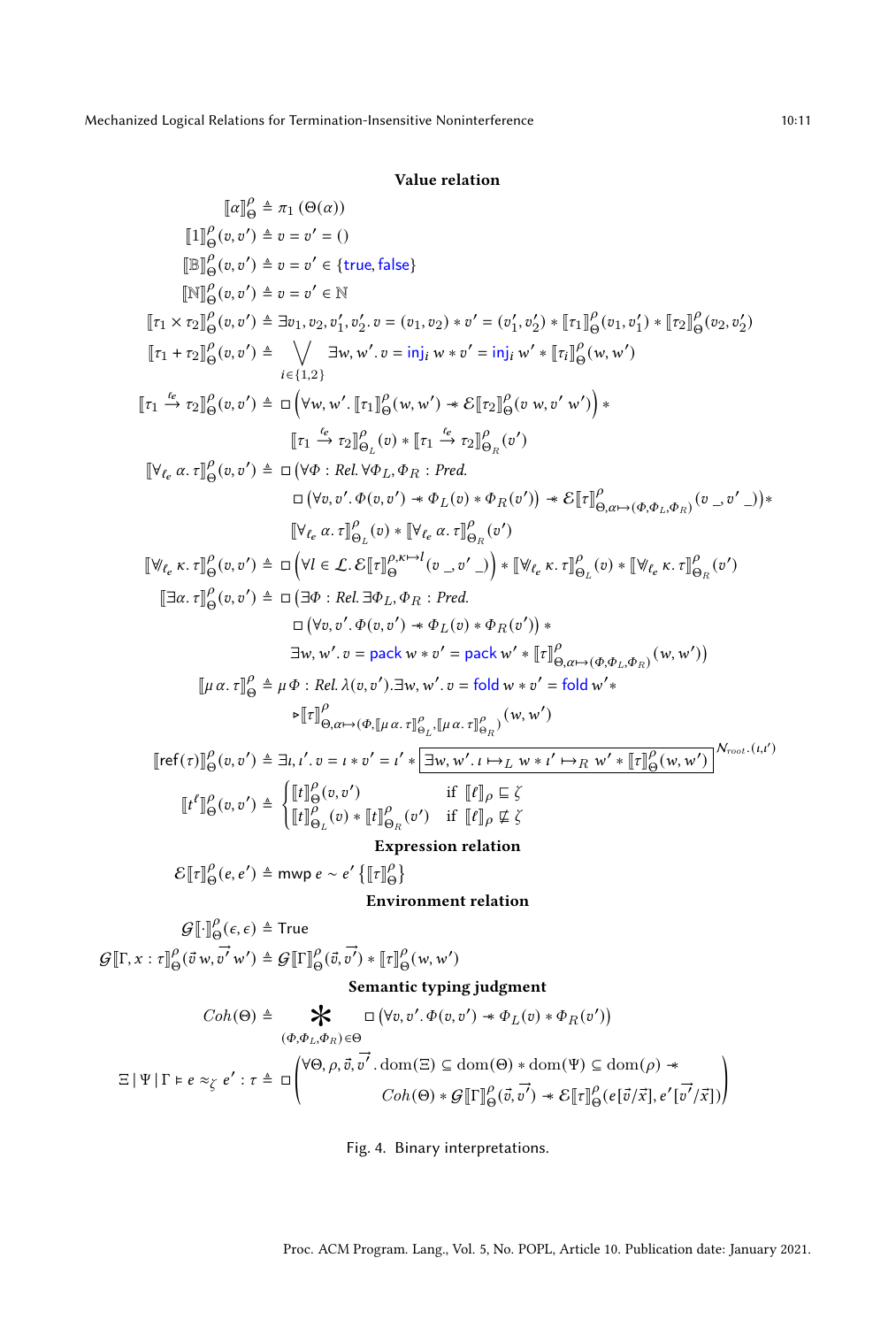**Value relation**

$$\llbracket \alpha \rrbracket^{\rho}_{\Theta} \triangleq \pi_1(\Theta(\alpha))$$

$$\llbracket 1 \rrbracket^{\rho}_{\Theta}(v, v') \triangleq v = v' = ()$$

$$\llbracket \mathbb{B} \rrbracket^{\rho}_{\Theta}(v, v') \triangleq v = v' \in \{\textsf{true}, \textsf{false}\}$$

$$\llbracket \mathbb{N} \rrbracket^{\rho}_{\Theta}(v, v') \triangleq v = v' \in \mathbb{N}$$

$$\llbracket \tau_1 \times \tau_2 \rrbracket^{\rho}_{\Theta}(v, v') \triangleq \exists v_1, v_2, v_1', v_2'.\, v = (v_1, v_2) * v' = (v_1', v_2') * \llbracket \tau_1 \rrbracket^{\rho}_{\Theta}(v_1, v_1') * \llbracket \tau_2 \rrbracket^{\rho}_{\Theta}(v_2, v_2')$$

$$\llbracket \tau_1 + \tau_2 \rrbracket^{\rho}_{\Theta}(v, v') \triangleq \bigvee_{i \in \{1,2\}} \exists w, w'.\, v = \textsf{inj}_i\, w * v' = \textsf{inj}_i\, w' * \llbracket \tau_i \rrbracket^{\rho}_{\Theta}(w, w')$$

$$\llbracket \tau_1 \xrightarrow{\ell_e} \tau_2 \rrbracket^{\rho}_{\Theta}(v, v') \triangleq \square \left( \forall w, w'.\, \llbracket \tau_1 \rrbracket^{\rho}_{\Theta}(w, w') \mathrel{-\!\!*} \mathcal{E}\llbracket \tau_2 \rrbracket^{\rho}_{\Theta}(v\ w, v'\ w') \right) * \llbracket \tau_1 \xrightarrow{\ell_e} \tau_2 \rrbracket^{\rho}_{\Theta_L}(v) * \llbracket \tau_1 \xrightarrow{\ell_e} \tau_2 \rrbracket^{\rho}_{\Theta_R}(v')$$

$$\llbracket \forall_{\ell_e}\, \alpha.\, \tau \rrbracket^{\rho}_{\Theta}(v, v') \triangleq \square \big( \forall \Phi : \mathit{Rel}.\, \forall \Phi_L, \Phi_R : \mathit{Pred}.\ \square \left( \forall v, v'.\, \Phi(v, v') \mathrel{-\!\!*} \Phi_L(v) * \Phi_R(v') \right) \mathrel{-\!\!*} \mathcal{E}\llbracket \tau \rrbracket^{\rho}_{\Theta, \alpha \mapsto (\Phi, \Phi_L, \Phi_R)}(v\ \_, v'\ \_) \big) * \llbracket \forall_{\ell_e}\, \alpha.\, \tau \rrbracket^{\rho}_{\Theta_L}(v) * \llbracket \forall_{\ell_e}\, \alpha.\, \tau \rrbracket^{\rho}_{\Theta_R}(v')$$

$$\llbracket \forall_{\ell_e}\, \kappa.\, \tau \rrbracket^{\rho}_{\Theta}(v, v') \triangleq \square \left( \forall l \in \mathcal{L}.\, \mathcal{E}\llbracket \tau \rrbracket^{\rho, \kappa \mapsto l}_{\Theta}(v\ \_, v'\ \_) \right) * \llbracket \forall_{\ell_e}\, \kappa.\, \tau \rrbracket^{\rho}_{\Theta_L}(v) * \llbracket \forall_{\ell_e}\, \kappa.\, \tau \rrbracket^{\rho}_{\Theta_R}(v')$$

$$\llbracket \exists \alpha.\, \tau \rrbracket^{\rho}_{\Theta}(v, v') \triangleq \square \big( \exists \Phi : \mathit{Rel}.\, \exists \Phi_L, \Phi_R : \mathit{Pred}.\ \square \left( \forall v, v'.\, \Phi(v, v') \mathrel{-\!\!*} \Phi_L(v) * \Phi_R(v') \right) * \exists w, w'.\, v = \textsf{pack}\, w * v' = \textsf{pack}\, w' * \llbracket \tau \rrbracket^{\rho}_{\Theta, \alpha \mapsto (\Phi, \Phi_L, \Phi_R)}(w, w') \big)$$

$$\llbracket \mu\, \alpha.\, \tau \rrbracket^{\rho}_{\Theta} \triangleq \mu\, \Phi : \mathit{Rel}.\, \lambda(v, v').\exists w, w'.\, v = \textsf{fold}\, w * v' = \textsf{fold}\, w' * \triangleright \llbracket \tau \rrbracket^{\rho}_{\Theta, \alpha \mapsto (\Phi, \llbracket \mu\, \alpha.\, \tau \rrbracket^{\rho}_{\Theta_L}, \llbracket \mu\, \alpha.\, \tau \rrbracket^{\rho}_{\Theta_R})}(w, w')$$

$$\llbracket \textsf{ref}(\tau) \rrbracket^{\rho}_{\Theta}(v, v') \triangleq \exists \iota, \iota'.\, v = \iota * v' = \iota' * \boxed{\exists w, w'.\, \iota \mapsto_L w * \iota' \mapsto_R w' * \llbracket \tau \rrbracket^{\rho}_{\Theta}(w, w')}^{\mathcal{N}_{root}.(\iota, \iota')}$$

$$\llbracket t^{\ell} \rrbracket^{\rho}_{\Theta}(v, v') \triangleq \begin{cases} \llbracket t \rrbracket^{\rho}_{\Theta}(v, v') & \text{if } \llbracket \ell \rrbracket_{\rho} \sqsubseteq \zeta \\ \llbracket t \rrbracket^{\rho}_{\Theta_L}(v) * \llbracket t \rrbracket^{\rho}_{\Theta_R}(v') & \text{if } \llbracket \ell \rrbracket_{\rho} \not\sqsubseteq \zeta \end{cases}$$

**Expression relation**

$$\mathcal{E}\llbracket \tau \rrbracket^{\rho}_{\Theta}(e, e') \triangleq \textsf{mwp}\ e \sim e'\ \left\{ \llbracket \tau \rrbracket^{\rho}_{\Theta} \right\}$$

**Environment relation**

$$\mathcal{G}\llbracket \cdot \rrbracket^{\rho}_{\Theta}(\epsilon, \epsilon) \triangleq \textsf{True}$$

$$\mathcal{G}\llbracket \Gamma, x : \tau \rrbracket^{\rho}_{\Theta}(\vec{v}\, w, \vec{v'}\, w') \triangleq \mathcal{G}\llbracket \Gamma \rrbracket^{\rho}_{\Theta}(\vec{v}, \vec{v'}) * \llbracket \tau \rrbracket^{\rho}_{\Theta}(w, w')$$

**Semantic typing judgment**

$$\mathit{Coh}(\Theta) \triangleq \mathop{\Large *}_{(\Phi, \Phi_L, \Phi_R) \in \Theta} \square \left( \forall v, v'.\, \Phi(v, v') \mathrel{-\!\!*} \Phi_L(v) * \Phi_R(v') \right)$$

$$\Xi \mid \Psi \mid \Gamma \vDash e \approx_{\zeta} e' : \tau \triangleq \square \left( \begin{array}{l} \forall \Theta, \rho, \vec{v}, \vec{v'}.\, \mathrm{dom}(\Xi) \subseteq \mathrm{dom}(\Theta) * \mathrm{dom}(\Psi) \subseteq \mathrm{dom}(\rho) \mathrel{-\!\!*} \\ \qquad \mathit{Coh}(\Theta) * \mathcal{G}\llbracket \Gamma \rrbracket^{\rho}_{\Theta}(\vec{v}, \vec{v'}) \mathrel{-\!\!*} \mathcal{E}\llbracket \tau \rrbracket^{\rho}_{\Theta}(e[\vec{v}/\vec{x}], e'[\vec{v'}/\vec{x}]) \end{array} \right)$$

Fig. 4. Binary interpretations.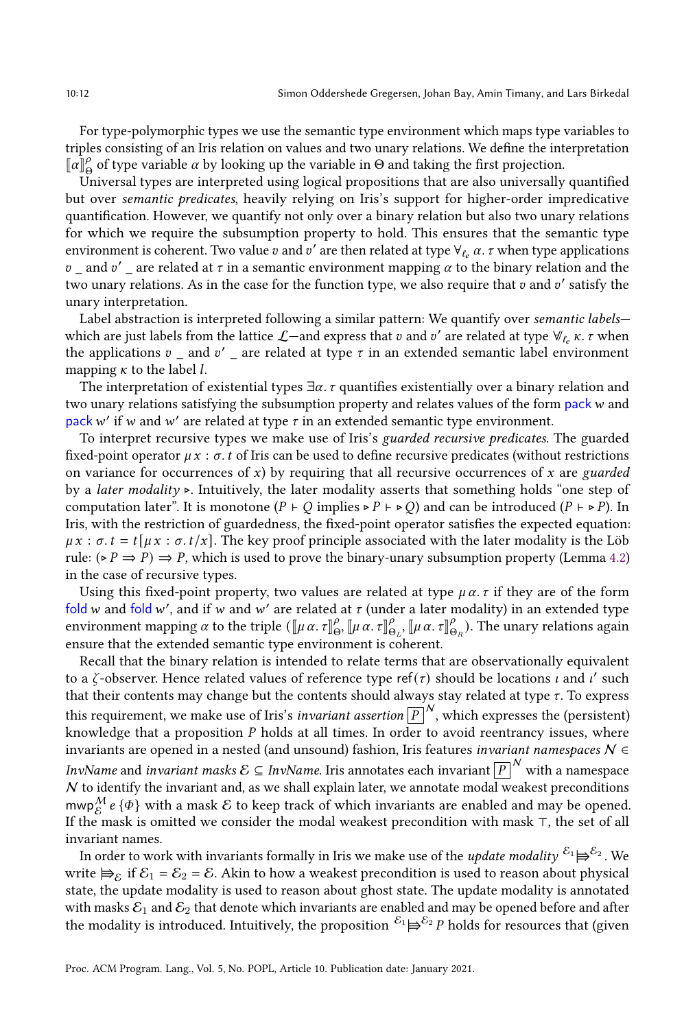For type-polymorphic types we use the semantic type environment which maps type variables to triples consisting of an Iris relation on values and two unary relations. We define the interpretation $[\![\alpha]\!]^{\rho}_{\Theta}$ of type variable $\alpha$ by looking up the variable in $\Theta$ and taking the first projection.

Universal types are interpreted using logical propositions that are also universally quantified but over *semantic predicates*, heavily relying on Iris's support for higher-order impredicative quantification. However, we quantify not only over a binary relation but also two unary relations for which we require the subsumption property to hold. This ensures that the semantic type environment is coherent. Two value $v$ and $v'$ are then related at type $\forall_{\ell_e} \alpha.\, \tau$ when type applications $v\ \_$ and $v'\ \_$ are related at $\tau$ in a semantic environment mapping $\alpha$ to the binary relation and the two unary relations. As in the case for the function type, we also require that $v$ and $v'$ satisfy the unary interpretation.

Label abstraction is interpreted following a similar pattern: We quantify over *semantic labels*—which are just labels from the lattice $\mathcal{L}$—and express that $v$ and $v'$ are related at type $\forall\!\!\!\forall_{\ell_e} \kappa.\, \tau$ when the applications $v\ \_$ and $v'\ \_$ are related at type $\tau$ in an extended semantic label environment mapping $\kappa$ to the label $l$.

The interpretation of existential types $\exists \alpha.\, \tau$ quantifies existentially over a binary relation and two unary relations satisfying the subsumption property and relates values of the form pack $w$ and pack $w'$ if $w$ and $w'$ are related at type $\tau$ in an extended semantic type environment.

To interpret recursive types we make use of Iris's *guarded recursive predicates*. The guarded fixed-point operator $\mu\, x : \sigma.\, t$ of Iris can be used to define recursive predicates (without restrictions on variance for occurrences of $x$) by requiring that all recursive occurrences of $x$ are *guarded* by a *later modality* $\triangleright$. Intuitively, the later modality asserts that something holds "one step of computation later". It is monotone ($P \vdash Q$ implies $\triangleright P \vdash \triangleright Q$) and can be introduced ($P \vdash \triangleright P$). In Iris, with the restriction of guardedness, the fixed-point operator satisfies the expected equation: $\mu\, x : \sigma.\, t = t[\mu\, x : \sigma.\, t/x]$. The key proof principle associated with the later modality is the Löb rule: $(\triangleright P \Rightarrow P) \Rightarrow P$, which is used to prove the binary-unary subsumption property (Lemma 4.2) in the case of recursive types.

Using this fixed-point property, two values are related at type $\mu\, \alpha.\, \tau$ if they are of the form fold $w$ and fold $w'$, and if $w$ and $w'$ are related at $\tau$ (under a later modality) in an extended type environment mapping $\alpha$ to the triple $([\![\mu\, \alpha.\, \tau]\!]^{\rho}_{\Theta}, [\![\mu\, \alpha.\, \tau]\!]^{\rho}_{\Theta_L}, [\![\mu\, \alpha.\, \tau]\!]^{\rho}_{\Theta_R})$. The unary relations again ensure that the extended semantic type environment is coherent.

Recall that the binary relation is intended to relate terms that are observationally equivalent to a $\zeta$-observer. Hence related values of reference type $\mathsf{ref}(\tau)$ should be locations $\iota$ and $\iota'$ such that their contents may change but the contents should always stay related at type $\tau$. To express this requirement, we make use of Iris's *invariant assertion* $\boxed{P}^{\mathcal{N}}$, which expresses the (persistent) knowledge that a proposition $P$ holds at all times. In order to avoid reentrancy issues, where invariants are opened in a nested (and unsound) fashion, Iris features *invariant namespaces* $\mathcal{N} \in$ *InvName* and *invariant masks* $\mathcal{E} \subseteq$ *InvName*. Iris annotates each invariant $\boxed{P}^{\mathcal{N}}$ with a namespace $\mathcal{N}$ to identify the invariant and, as we shall explain later, we annotate modal weakest preconditions $\mathsf{mwp}^{\mathcal{M}}_{\mathcal{E}}\ e\ \{\Phi\}$ with a mask $\mathcal{E}$ to keep track of which invariants are enabled and may be opened. If the mask is omitted we consider the modal weakest precondition with mask $\top$, the set of all invariant names.

In order to work with invariants formally in Iris we make use of the *update modality* ${}^{\mathcal{E}_1}{\Rrightarrow}^{\mathcal{E}_2}$. We write $\Rrightarrow_{\mathcal{E}}$ if $\mathcal{E}_1 = \mathcal{E}_2 = \mathcal{E}$. Akin to how a weakest precondition is used to reason about physical state, the update modality is used to reason about ghost state. The update modality is annotated with masks $\mathcal{E}_1$ and $\mathcal{E}_2$ that denote which invariants are enabled and may be opened before and after the modality is introduced. Intuitively, the proposition ${}^{\mathcal{E}_1}{\Rrightarrow}^{\mathcal{E}_2} P$ holds for resources that (given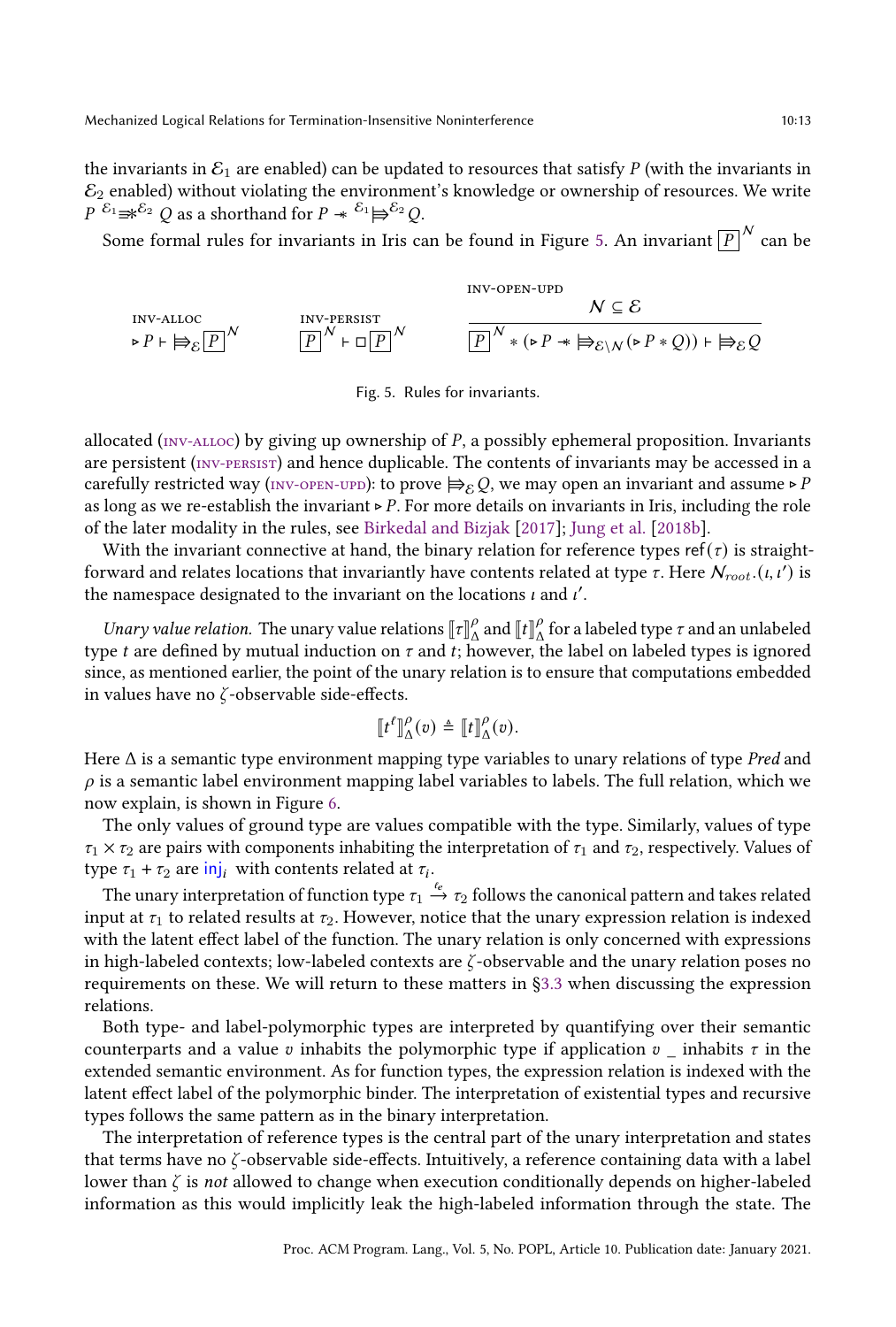the invariants in $\mathcal{E}_1$ are enabled) can be updated to resources that satisfy $P$ (with the invariants in $\mathcal{E}_2$ enabled) without violating the environment's knowledge or ownership of resources. We write $P \;{}^{\mathcal{E}_1}{\Rrightarrow\!\!*}^{\mathcal{E}_2}\; Q$ as a shorthand for $P \twoheadrightarrow {}^{\mathcal{E}_1}{\Rrightarrow}^{\mathcal{E}_2} Q$.

Some formal rules for invariants in Iris can be found in Figure 5. An invariant $\boxed{P}^{\mathcal{N}}$ can be

$$\textsc{inv-alloc}\quad \triangleright P \vdash \Rrightarrow_{\mathcal{E}} \boxed{P}^{\mathcal{N}} \qquad\qquad \textsc{inv-persist}\quad \boxed{P}^{\mathcal{N}} \vdash \Box \boxed{P}^{\mathcal{N}}$$

$$\textsc{inv-open-upd}\quad \frac{\mathcal{N} \subseteq \mathcal{E}}{\boxed{P}^{\mathcal{N}} * (\triangleright P \twoheadrightarrow \Rrightarrow_{\mathcal{E} \setminus \mathcal{N}} (\triangleright P * Q)) \vdash \Rrightarrow_{\mathcal{E}} Q}$$

Fig. 5. Rules for invariants.

allocated (inv-alloc) by giving up ownership of $P$, a possibly ephemeral proposition. Invariants are persistent (inv-persist) and hence duplicable. The contents of invariants may be accessed in a carefully restricted way (inv-open-upd): to prove $\Rrightarrow_{\mathcal{E}} Q$, we may open an invariant and assume $\triangleright P$ as long as we re-establish the invariant $\triangleright P$. For more details on invariants in Iris, including the role of the later modality in the rules, see Birkedal and Bizjak [2017]; Jung et al. [2018b].

With the invariant connective at hand, the binary relation for reference types $\mathsf{ref}(\tau)$ is straightforward and relates locations that invariantly have contents related at type $\tau$. Here $\mathcal{N}_{root}.(\iota, \iota')$ is the namespace designated to the invariant on the locations $\iota$ and $\iota'$.

*Unary value relation.* The unary value relations $[\![\tau]\!]^{\rho}_{\Delta}$ and $[\![t]\!]^{\rho}_{\Delta}$ for a labeled type $\tau$ and an unlabeled type $t$ are defined by mutual induction on $\tau$ and $t$; however, the label on labeled types is ignored since, as mentioned earlier, the point of the unary relation is to ensure that computations embedded in values have no $\zeta$-observable side-effects.

$$[\![t^{\ell}]\!]^{\rho}_{\Delta}(v) \triangleq [\![t]\!]^{\rho}_{\Delta}(v).$$

Here $\Delta$ is a semantic type environment mapping type variables to unary relations of type *Pred* and $\rho$ is a semantic label environment mapping label variables to labels. The full relation, which we now explain, is shown in Figure 6.

The only values of ground type are values compatible with the type. Similarly, values of type $\tau_1 \times \tau_2$ are pairs with components inhabiting the interpretation of $\tau_1$ and $\tau_2$, respectively. Values of type $\tau_1 + \tau_2$ are $\mathsf{inj}_i$ with contents related at $\tau_i$.

The unary interpretation of function type $\tau_1 \xrightarrow{\ell_e} \tau_2$ follows the canonical pattern and takes related input at $\tau_1$ to related results at $\tau_2$. However, notice that the unary expression relation is indexed with the latent effect label of the function. The unary relation is only concerned with expressions in high-labeled contexts; low-labeled contexts are $\zeta$-observable and the unary relation poses no requirements on these. We will return to these matters in §3.3 when discussing the expression relations.

Both type- and label-polymorphic types are interpreted by quantifying over their semantic counterparts and a value $v$ inhabits the polymorphic type if application $v$ _ inhabits $\tau$ in the extended semantic environment. As for function types, the expression relation is indexed with the latent effect label of the polymorphic binder. The interpretation of existential types and recursive types follows the same pattern as in the binary interpretation.

The interpretation of reference types is the central part of the unary interpretation and states that terms have no $\zeta$-observable side-effects. Intuitively, a reference containing data with a label lower than $\zeta$ is *not* allowed to change when execution conditionally depends on higher-labeled information as this would implicitly leak the high-labeled information through the state. The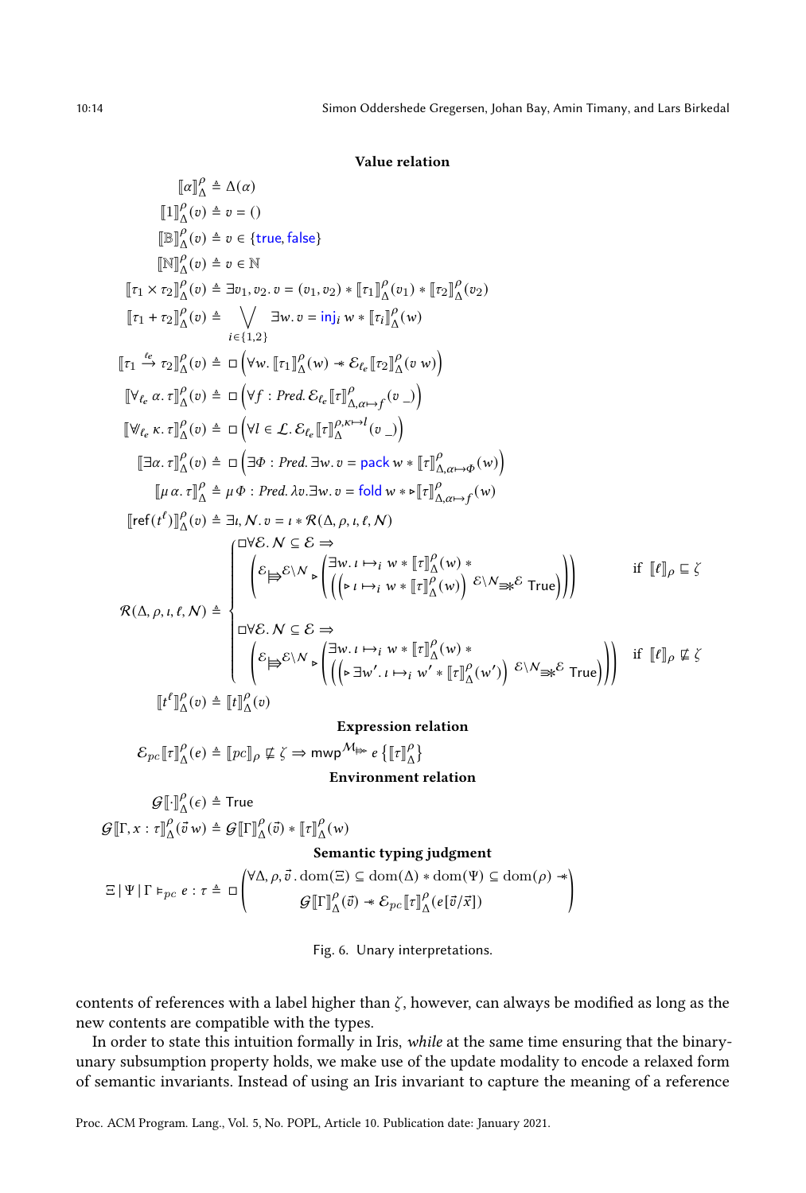**Value relation**

$$\llbracket \alpha \rrbracket^{\rho}_{\Delta} \triangleq \Delta(\alpha)$$

$$\llbracket 1 \rrbracket^{\rho}_{\Delta}(v) \triangleq v = ()$$

$$\llbracket \mathbb{B} \rrbracket^{\rho}_{\Delta}(v) \triangleq v \in \{\mathsf{true}, \mathsf{false}\}$$

$$\llbracket \mathbb{N} \rrbracket^{\rho}_{\Delta}(v) \triangleq v \in \mathbb{N}$$

$$\llbracket \tau_1 \times \tau_2 \rrbracket^{\rho}_{\Delta}(v) \triangleq \exists v_1, v_2.\, v = (v_1, v_2) * \llbracket \tau_1 \rrbracket^{\rho}_{\Delta}(v_1) * \llbracket \tau_2 \rrbracket^{\rho}_{\Delta}(v_2)$$

$$\llbracket \tau_1 + \tau_2 \rrbracket^{\rho}_{\Delta}(v) \triangleq \bigvee_{i \in \{1,2\}} \exists w.\, v = \mathsf{inj}_i\, w * \llbracket \tau_i \rrbracket^{\rho}_{\Delta}(w)$$

$$\llbracket \tau_1 \xrightarrow{\ell_e} \tau_2 \rrbracket^{\rho}_{\Delta}(v) \triangleq \square \left( \forall w.\, \llbracket \tau_1 \rrbracket^{\rho}_{\Delta}(w) \twoheadrightarrow \mathcal{E}_{\ell_e} \llbracket \tau_2 \rrbracket^{\rho}_{\Delta}(v\ w) \right)$$

$$\llbracket \forall_{\ell_e}\, \alpha.\, \tau \rrbracket^{\rho}_{\Delta}(v) \triangleq \square \left( \forall f : \mathit{Pred}.\, \mathcal{E}_{\ell_e} \llbracket \tau \rrbracket^{\rho}_{\Delta, \alpha \mapsto f}(v\ \_) \right)$$

$$\llbracket \forall_{\ell_e}\, \kappa.\, \tau \rrbracket^{\rho}_{\Delta}(v) \triangleq \square \left( \forall l \in \mathcal{L}.\, \mathcal{E}_{\ell_e} \llbracket \tau \rrbracket^{\rho, \kappa \mapsto l}_{\Delta}(v\ \_) \right)$$

$$\llbracket \exists \alpha.\, \tau \rrbracket^{\rho}_{\Delta}(v) \triangleq \square \left( \exists \Phi : \mathit{Pred}.\, \exists w.\, v = \mathsf{pack}\, w * \llbracket \tau \rrbracket^{\rho}_{\Delta, \alpha \mapsto \Phi}(w) \right)$$

$$\llbracket \mu\, \alpha.\, \tau \rrbracket^{\rho}_{\Delta} \triangleq \mu\, \Phi : \mathit{Pred}.\, \lambda v. \exists w.\, v = \mathsf{fold}\, w * \triangleright \llbracket \tau \rrbracket^{\rho}_{\Delta, \alpha \mapsto f}(w)$$

$$\llbracket \mathsf{ref}(t^{\ell}) \rrbracket^{\rho}_{\Delta}(v) \triangleq \exists \iota, \mathcal{N}.\, v = \iota * \mathcal{R}(\Delta, \rho, \iota, \ell, \mathcal{N})$$

$$\mathcal{R}(\Delta, \rho, \iota, \ell, \mathcal{N}) \triangleq \begin{cases} \square \forall \mathcal{E}.\, \mathcal{N} \subseteq \mathcal{E} \Rightarrow \\ \quad \left( {}^{\mathcal{E}}{\Rrightarrow}^{\mathcal{E} \setminus \mathcal{N}} \triangleright \left( \begin{array}{l} \exists w.\, \iota \mapsto_i w * \llbracket \tau \rrbracket^{\rho}_{\Delta}(w) * \\ \left( \left( \triangleright\, \iota \mapsto_i w * \llbracket \tau \rrbracket^{\rho}_{\Delta}(w) \right) {}^{\mathcal{E} \setminus \mathcal{N}}{\Rrightarrow\!\!*}^{\mathcal{E}}\ \mathsf{True} \right) \end{array} \right) \right) & \text{if } \llbracket \ell \rrbracket_{\rho} \sqsubseteq \zeta \\ \square \forall \mathcal{E}.\, \mathcal{N} \subseteq \mathcal{E} \Rightarrow \\ \quad \left( {}^{\mathcal{E}}{\Rrightarrow}^{\mathcal{E} \setminus \mathcal{N}} \triangleright \left( \begin{array}{l} \exists w.\, \iota \mapsto_i w * \llbracket \tau \rrbracket^{\rho}_{\Delta}(w) * \\ \left( \left( \triangleright\, \exists w'.\, \iota \mapsto_i w' * \llbracket \tau \rrbracket^{\rho}_{\Delta}(w') \right) {}^{\mathcal{E} \setminus \mathcal{N}}{\Rrightarrow\!\!*}^{\mathcal{E}}\ \mathsf{True} \right) \end{array} \right) \right) & \text{if } \llbracket \ell \rrbracket_{\rho} \not\sqsubseteq \zeta \end{cases}$$

$$\llbracket t^{\ell} \rrbracket^{\rho}_{\Delta}(v) \triangleq \llbracket t \rrbracket^{\rho}_{\Delta}(v)$$

**Expression relation**

$$\mathcal{E}_{pc} \llbracket \tau \rrbracket^{\rho}_{\Delta}(e) \triangleq \llbracket pc \rrbracket_{\rho} \not\sqsubseteq \zeta \Rightarrow \mathsf{mwp}^{\mathcal{M}_{\Rrightarrow}}\ e \left\{ \llbracket \tau \rrbracket^{\rho}_{\Delta} \right\}$$

**Environment relation**

$$\mathcal{G} \llbracket \cdot \rrbracket^{\rho}_{\Delta}(\epsilon) \triangleq \mathsf{True}$$

$$\mathcal{G} \llbracket \Gamma, x : \tau \rrbracket^{\rho}_{\Delta}(\vec{v}\, w) \triangleq \mathcal{G} \llbracket \Gamma \rrbracket^{\rho}_{\Delta}(\vec{v}) * \llbracket \tau \rrbracket^{\rho}_{\Delta}(w)$$

**Semantic typing judgment**

$$\Xi \mid \Psi \mid \Gamma \vDash_{pc} e : \tau \triangleq \square \left( \begin{array}{l} \forall \Delta, \rho, \vec{v}\, .\, \mathrm{dom}(\Xi) \subseteq \mathrm{dom}(\Delta) * \mathrm{dom}(\Psi) \subseteq \mathrm{dom}(\rho) \twoheadrightarrow \\ \quad \mathcal{G} \llbracket \Gamma \rrbracket^{\rho}_{\Delta}(\vec{v}) \twoheadrightarrow \mathcal{E}_{pc} \llbracket \tau \rrbracket^{\rho}_{\Delta}(e[\vec{v}/\vec{x}]) \end{array} \right)$$

Fig. 6. Unary interpretations.

contents of references with a label higher than $\zeta$, however, can always be modified as long as the new contents are compatible with the types.

In order to state this intuition formally in Iris, *while* at the same time ensuring that the binary-unary subsumption property holds, we make use of the update modality to encode a relaxed form of semantic invariants. Instead of using an Iris invariant to capture the meaning of a reference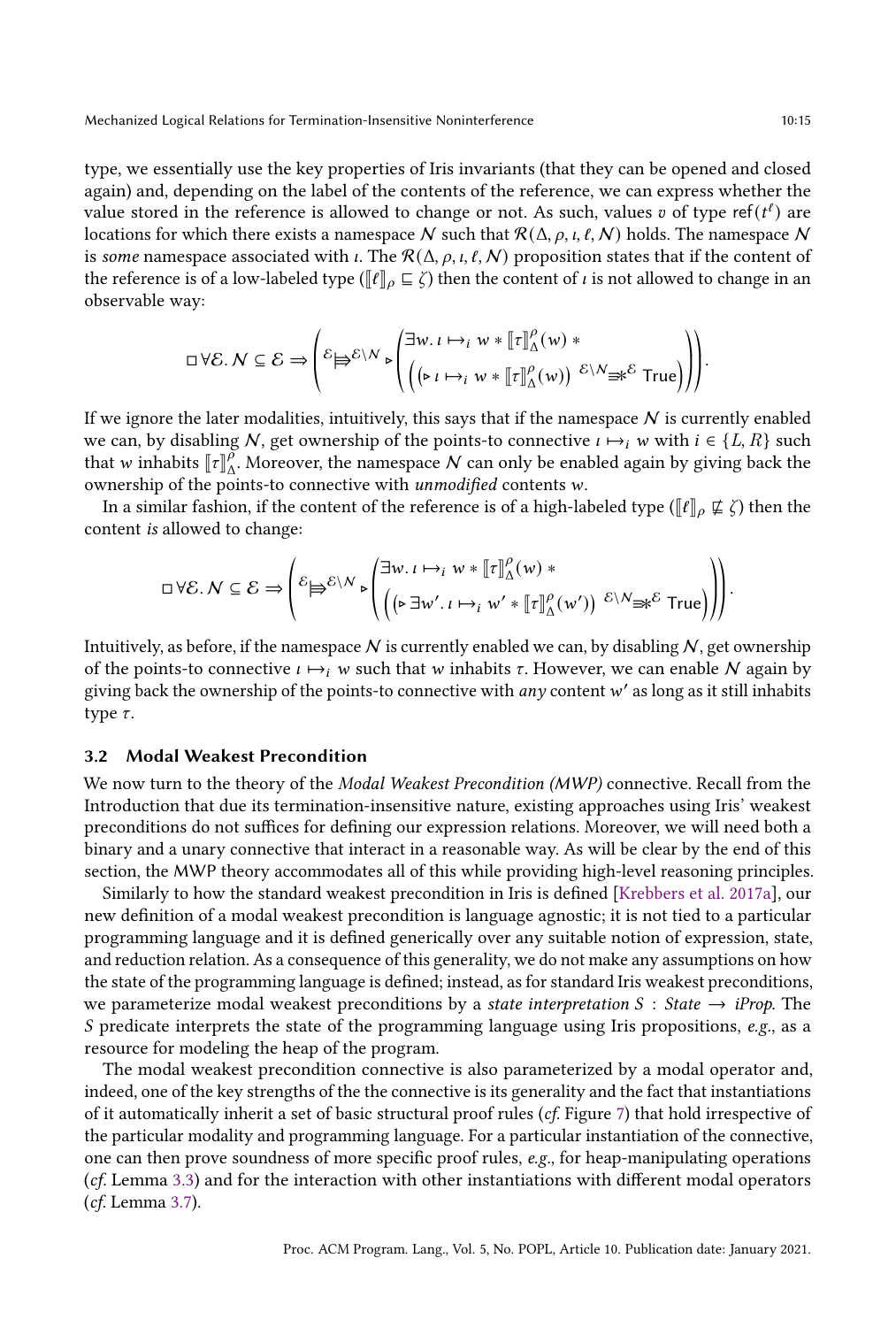type, we essentially use the key properties of Iris invariants (that they can be opened and closed again) and, depending on the label of the contents of the reference, we can express whether the value stored in the reference is allowed to change or not. As such, values $v$ of type $\mathsf{ref}(t^\ell)$ are locations for which there exists a namespace $\mathcal{N}$ such that $\mathcal{R}(\Delta, \rho, \iota, \ell, \mathcal{N})$ holds. The namespace $\mathcal{N}$ is *some* namespace associated with $\iota$. The $\mathcal{R}(\Delta, \rho, \iota, \ell, \mathcal{N})$ proposition states that if the content of the reference is of a low-labeled type ($\llbracket \ell \rrbracket_\rho \sqsubseteq \zeta$) then the content of $\iota$ is not allowed to change in an observable way:

$$\square \forall \mathcal{E}.\, \mathcal{N} \subseteq \mathcal{E} \Rightarrow \left( {}^{\mathcal{E}}{\Rrightarrow}^{\mathcal{E}\setminus\mathcal{N}} \triangleright \left( \begin{array}{l} \exists w.\, \iota \mapsto_i w * \llbracket \tau \rrbracket_\Delta^\rho(w) * \\ \left( \left( \triangleright\, \iota \mapsto_i w * \llbracket \tau \rrbracket_\Delta^\rho(w) \right) \;{}^{\mathcal{E}\setminus\mathcal{N}}{\Rrightarrow\!\!*}^{\mathcal{E}}\; \mathsf{True} \right) \end{array} \right) \right).$$

If we ignore the later modalities, intuitively, this says that if the namespace $\mathcal{N}$ is currently enabled we can, by disabling $\mathcal{N}$, get ownership of the points-to connective $\iota \mapsto_i w$ with $i \in \{L, R\}$ such that $w$ inhabits $\llbracket \tau \rrbracket_\Delta^\rho$. Moreover, the namespace $\mathcal{N}$ can only be enabled again by giving back the ownership of the points-to connective with *unmodified* contents $w$.

In a similar fashion, if the content of the reference is of a high-labeled type ($\llbracket \ell \rrbracket_\rho \not\sqsubseteq \zeta$) then the content *is* allowed to change:

$$\square \forall \mathcal{E}.\, \mathcal{N} \subseteq \mathcal{E} \Rightarrow \left( {}^{\mathcal{E}}{\Rrightarrow}^{\mathcal{E}\setminus\mathcal{N}} \triangleright \left( \begin{array}{l} \exists w.\, \iota \mapsto_i w * \llbracket \tau \rrbracket_\Delta^\rho(w) * \\ \left( \left( \triangleright\, \exists w'.\, \iota \mapsto_i w' * \llbracket \tau \rrbracket_\Delta^\rho(w') \right) \;{}^{\mathcal{E}\setminus\mathcal{N}}{\Rrightarrow\!\!*}^{\mathcal{E}}\; \mathsf{True} \right) \end{array} \right) \right).$$

Intuitively, as before, if the namespace $\mathcal{N}$ is currently enabled we can, by disabling $\mathcal{N}$, get ownership of the points-to connective $\iota \mapsto_i w$ such that $w$ inhabits $\tau$. However, we can enable $\mathcal{N}$ again by giving back the ownership of the points-to connective with *any* content $w'$ as long as it still inhabits type $\tau$.

### 3.2 Modal Weakest Precondition

We now turn to the theory of the *Modal Weakest Precondition (MWP)* connective. Recall from the Introduction that due its termination-insensitive nature, existing approaches using Iris' weakest preconditions do not suffices for defining our expression relations. Moreover, we will need both a binary and a unary connective that interact in a reasonable way. As will be clear by the end of this section, the MWP theory accommodates all of this while providing high-level reasoning principles.

Similarly to how the standard weakest precondition in Iris is defined [Krebbers et al. 2017a], our new definition of a modal weakest precondition is language agnostic; it is not tied to a particular programming language and it is defined generically over any suitable notion of expression, state, and reduction relation. As a consequence of this generality, we do not make any assumptions on how the state of the programming language is defined; instead, as for standard Iris weakest preconditions, we parameterize modal weakest preconditions by a *state interpretation* $S : \mathit{State} \to \mathit{iProp}$. The $S$ predicate interprets the state of the programming language using Iris propositions, *e.g.*, as a resource for modeling the heap of the program.

The modal weakest precondition connective is also parameterized by a modal operator and, indeed, one of the key strengths of the the connective is its generality and the fact that instantiations of it automatically inherit a set of basic structural proof rules (*cf.* Figure 7) that hold irrespective of the particular modality and programming language. For a particular instantiation of the connective, one can then prove soundness of more specific proof rules, *e.g.*, for heap-manipulating operations (*cf.* Lemma 3.3) and for the interaction with other instantiations with different modal operators (*cf.* Lemma 3.7).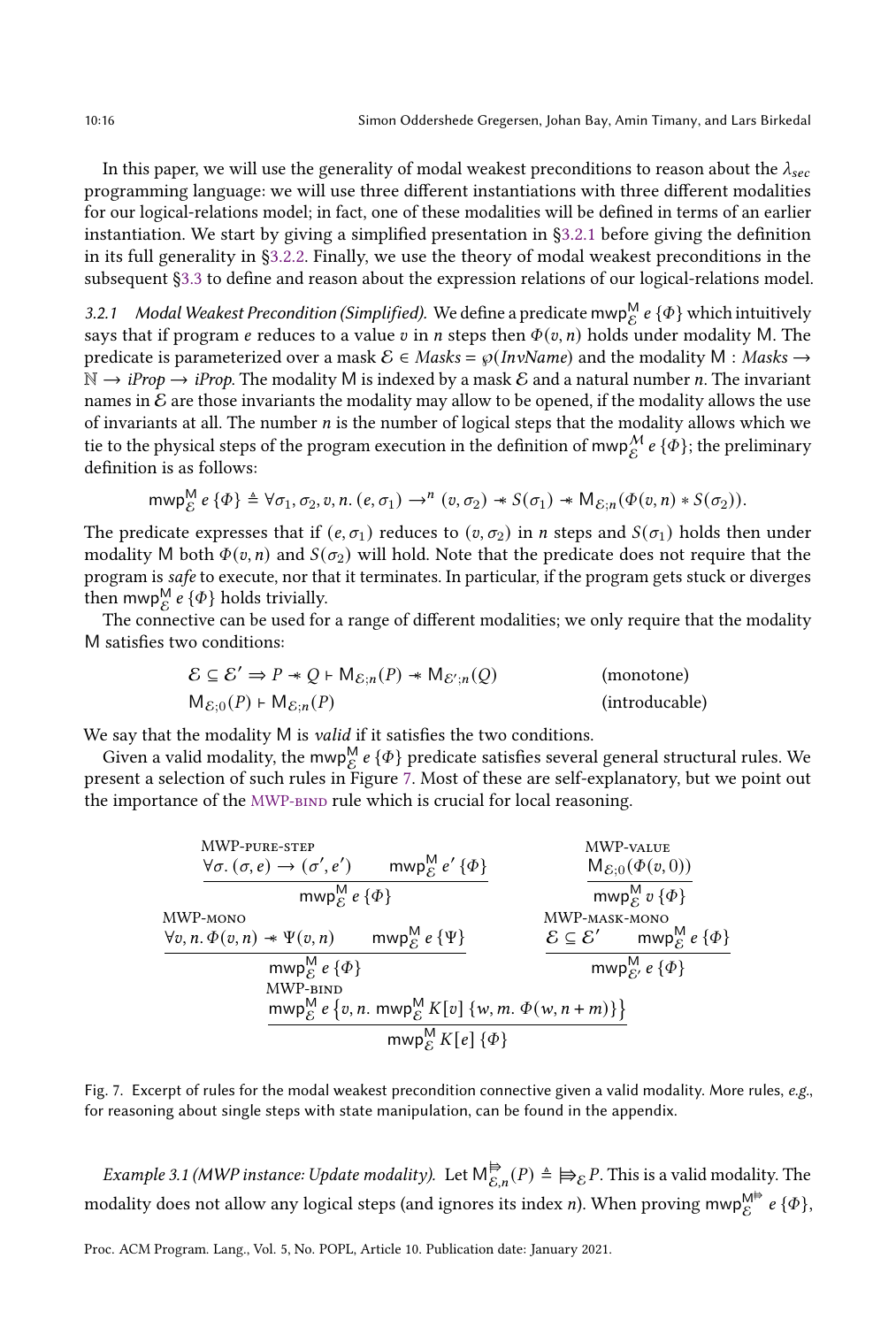In this paper, we will use the generality of modal weakest preconditions to reason about the $\lambda_{sec}$ programming language: we will use three different instantiations with three different modalities for our logical-relations model; in fact, one of these modalities will be defined in terms of an earlier instantiation. We start by giving a simplified presentation in §3.2.1 before giving the definition in its full generality in §3.2.2. Finally, we use the theory of modal weakest preconditions in the subsequent §3.3 to define and reason about the expression relations of our logical-relations model.

*3.2.1 Modal Weakest Precondition (Simplified).* We define a predicate $\mathsf{mwp}^{\mathsf{M}}_{\mathcal{E}}\ e\ \{\Phi\}$ which intuitively says that if program $e$ reduces to a value $v$ in $n$ steps then $\Phi(v, n)$ holds under modality M. The predicate is parameterized over a mask $\mathcal{E} \in \mathit{Masks} = \wp(\mathit{InvName})$ and the modality $\mathsf{M} : \mathit{Masks} \to \mathbb{N} \to \mathit{iProp} \to \mathit{iProp}$. The modality M is indexed by a mask $\mathcal{E}$ and a natural number $n$. The invariant names in $\mathcal{E}$ are those invariants the modality may allow to be opened, if the modality allows the use of invariants at all. The number $n$ is the number of logical steps that the modality allows which we tie to the physical steps of the program execution in the definition of $\mathsf{mwp}^{\mathcal{M}}_{\mathcal{E}}\ e\ \{\Phi\}$; the preliminary definition is as follows:

$$\mathsf{mwp}^{\mathsf{M}}_{\mathcal{E}}\ e\ \{\Phi\} \triangleq \forall \sigma_1, \sigma_2, v, n.\ (e, \sigma_1) \to^n (v, \sigma_2) \twoheadrightarrow S(\sigma_1) \twoheadrightarrow \mathsf{M}_{\mathcal{E};n}(\Phi(v, n) * S(\sigma_2)).$$

The predicate expresses that if $(e, \sigma_1)$ reduces to $(v, \sigma_2)$ in $n$ steps and $S(\sigma_1)$ holds then under modality M both $\Phi(v, n)$ and $S(\sigma_2)$ will hold. Note that the predicate does not require that the program is *safe* to execute, nor that it terminates. In particular, if the program gets stuck or diverges then $\mathsf{mwp}^{\mathsf{M}}_{\mathcal{E}}\ e\ \{\Phi\}$ holds trivially.

The connective can be used for a range of different modalities; we only require that the modality M satisfies two conditions:

$$\mathcal{E} \subseteq \mathcal{E}' \Rightarrow P \twoheadrightarrow Q \vdash \mathsf{M}_{\mathcal{E};n}(P) \twoheadrightarrow \mathsf{M}_{\mathcal{E}';n}(Q) \qquad \text{(monotone)}$$

$$\mathsf{M}_{\mathcal{E};0}(P) \vdash \mathsf{M}_{\mathcal{E};n}(P) \qquad \text{(introducable)}$$

We say that the modality M is *valid* if it satisfies the two conditions.

Given a valid modality, the $\mathsf{mwp}^{\mathsf{M}}_{\mathcal{E}}\ e\ \{\Phi\}$ predicate satisfies several general structural rules. We present a selection of such rules in Figure 7. Most of these are self-explanatory, but we point out the importance of the MWP-BIND rule which is crucial for local reasoning.

MWP-PURE-STEP
$$\frac{\forall \sigma.\ (\sigma, e) \to (\sigma', e') \qquad \mathsf{mwp}^{\mathsf{M}}_{\mathcal{E}}\ e'\ \{\Phi\}}{\mathsf{mwp}^{\mathsf{M}}_{\mathcal{E}}\ e\ \{\Phi\}}$$

MWP-VALUE
$$\frac{\mathsf{M}_{\mathcal{E};0}(\Phi(v, 0))}{\mathsf{mwp}^{\mathsf{M}}_{\mathcal{E}}\ v\ \{\Phi\}}$$

MWP-MONO
$$\frac{\forall v, n.\ \Phi(v, n) \twoheadrightarrow \Psi(v, n) \qquad \mathsf{mwp}^{\mathsf{M}}_{\mathcal{E}}\ e\ \{\Psi\}}{\mathsf{mwp}^{\mathsf{M}}_{\mathcal{E}}\ e\ \{\Phi\}}$$

MWP-MASK-MONO
$$\frac{\mathcal{E} \subseteq \mathcal{E}' \qquad \mathsf{mwp}^{\mathsf{M}}_{\mathcal{E}}\ e\ \{\Phi\}}{\mathsf{mwp}^{\mathsf{M}}_{\mathcal{E}'}\ e\ \{\Phi\}}$$

MWP-BIND
$$\frac{\mathsf{mwp}^{\mathsf{M}}_{\mathcal{E}}\ e\ \left\{v, n.\ \mathsf{mwp}^{\mathsf{M}}_{\mathcal{E}}\ K[v]\ \{w, m.\ \Phi(w, n + m)\}\right\}}{\mathsf{mwp}^{\mathsf{M}}_{\mathcal{E}}\ K[e]\ \{\Phi\}}$$

Fig. 7. Excerpt of rules for the modal weakest precondition connective given a valid modality. More rules, *e.g.*, for reasoning about single steps with state manipulation, can be found in the appendix.

*Example 3.1 (MWP instance: Update modality).* Let $\mathsf{M}^{\Rrightarrow}_{\mathcal{E},n}(P) \triangleq {\Rrightarrow_{\mathcal{E}}} P$. This is a valid modality. The modality does not allow any logical steps (and ignores its index $n$). When proving $\mathsf{mwp}^{\mathsf{M}^{\Rrightarrow}}_{\mathcal{E}}\ e\ \{\Phi\}$,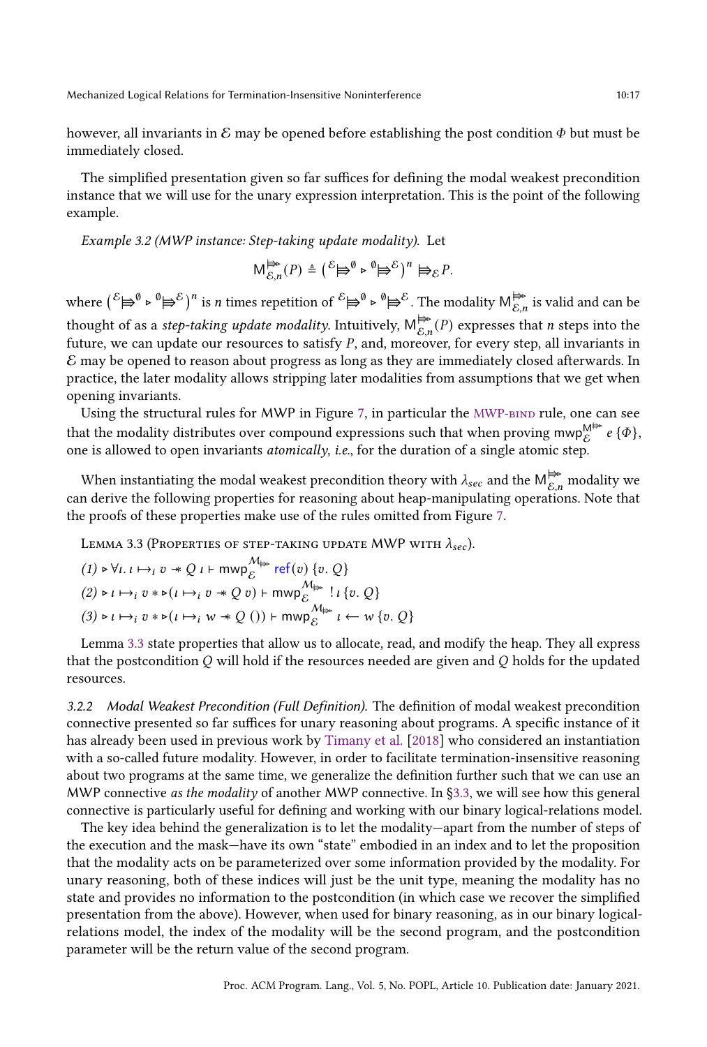however, all invariants in $\mathcal{E}$ may be opened before establishing the post condition $\Phi$ but must be immediately closed.

The simplified presentation given so far suffices for defining the modal weakest precondition instance that we will use for the unary expression interpretation. This is the point of the following example.

*Example 3.2 (MWP instance: Step-taking update modality).* Let

$$\mathsf{M}^{\Rrightarrow\!\triangleright}_{\mathcal{E},n}(P) \triangleq \left({}^{\mathcal{E}}{\Rrightarrow}^{\emptyset} \triangleright {}^{\emptyset}{\Rrightarrow}^{\mathcal{E}}\right)^n \Rrightarrow_{\mathcal{E}} P.$$

where $\left({}^{\mathcal{E}}{\Rrightarrow}^{\emptyset} \triangleright {}^{\emptyset}{\Rrightarrow}^{\mathcal{E}}\right)^n$ is $n$ times repetition of ${}^{\mathcal{E}}{\Rrightarrow}^{\emptyset} \triangleright {}^{\emptyset}{\Rrightarrow}^{\mathcal{E}}$. The modality $\mathsf{M}^{\Rrightarrow\!\triangleright}_{\mathcal{E},n}$ is valid and can be thought of as a *step-taking update modality*. Intuitively, $\mathsf{M}^{\Rrightarrow\!\triangleright}_{\mathcal{E},n}(P)$ expresses that $n$ steps into the future, we can update our resources to satisfy $P$, and, moreover, for every step, all invariants in $\mathcal{E}$ may be opened to reason about progress as long as they are immediately closed afterwards. In practice, the later modality allows stripping later modalities from assumptions that we get when opening invariants.

Using the structural rules for MWP in Figure 7, in particular the MWP-BIND rule, one can see that the modality distributes over compound expressions such that when proving $\mathsf{mwp}^{\mathsf{M}^{\Rrightarrow\triangleright}}_{\mathcal{E}}\ e\ \{\Phi\}$, one is allowed to open invariants *atomically*, *i.e.*, for the duration of a single atomic step.

When instantiating the modal weakest precondition theory with $\lambda_{sec}$ and the $\mathsf{M}^{\Rrightarrow\!\triangleright}_{\mathcal{E},n}$ modality we can derive the following properties for reasoning about heap-manipulating operations. Note that the proofs of these properties make use of the rules omitted from Figure 7.

Lemma 3.3 (Properties of step-taking update MWP with $\lambda_{sec}$).

*(1)* $\triangleright \forall \iota.\ \iota \mapsto_i v \twoheadrightarrow Q\ \iota \vdash \mathsf{mwp}^{\mathcal{M}_{\Rrightarrow\triangleright}}_{\mathcal{E}}\ \mathsf{ref}(v)\ \{v.\ Q\}$

*(2)* $\triangleright \iota \mapsto_i v * \triangleright(\iota \mapsto_i v \twoheadrightarrow Q\ v) \vdash \mathsf{mwp}^{\mathcal{M}_{\Rrightarrow\triangleright}}_{\mathcal{E}}\ !\,\iota\ \{v.\ Q\}$

*(3)* $\triangleright \iota \mapsto_i v * \triangleright(\iota \mapsto_i w \twoheadrightarrow Q\ ()) \vdash \mathsf{mwp}^{\mathcal{M}_{\Rrightarrow\triangleright}}_{\mathcal{E}}\ \iota \leftarrow w\ \{v.\ Q\}$

Lemma 3.3 state properties that allow us to allocate, read, and modify the heap. They all express that the postcondition $Q$ will hold if the resources needed are given and $Q$ holds for the updated resources.

#### 3.2.2 Modal Weakest Precondition (Full Definition).

The definition of modal weakest precondition connective presented so far suffices for unary reasoning about programs. A specific instance of it has already been used in previous work by Timany et al. [2018] who considered an instantiation with a so-called future modality. However, in order to facilitate termination-insensitive reasoning about two programs at the same time, we generalize the definition further such that we can use an MWP connective *as the modality* of another MWP connective. In §3.3, we will see how this general connective is particularly useful for defining and working with our binary logical-relations model.

The key idea behind the generalization is to let the modality—apart from the number of steps of the execution and the mask—have its own "state" embodied in an index and to let the proposition that the modality acts on be parameterized over some information provided by the modality. For unary reasoning, both of these indices will just be the unit type, meaning the modality has no state and provides no information to the postcondition (in which case we recover the simplified presentation from the above). However, when used for binary reasoning, as in our binary logical-relations model, the index of the modality will be the second program, and the postcondition parameter will be the return value of the second program.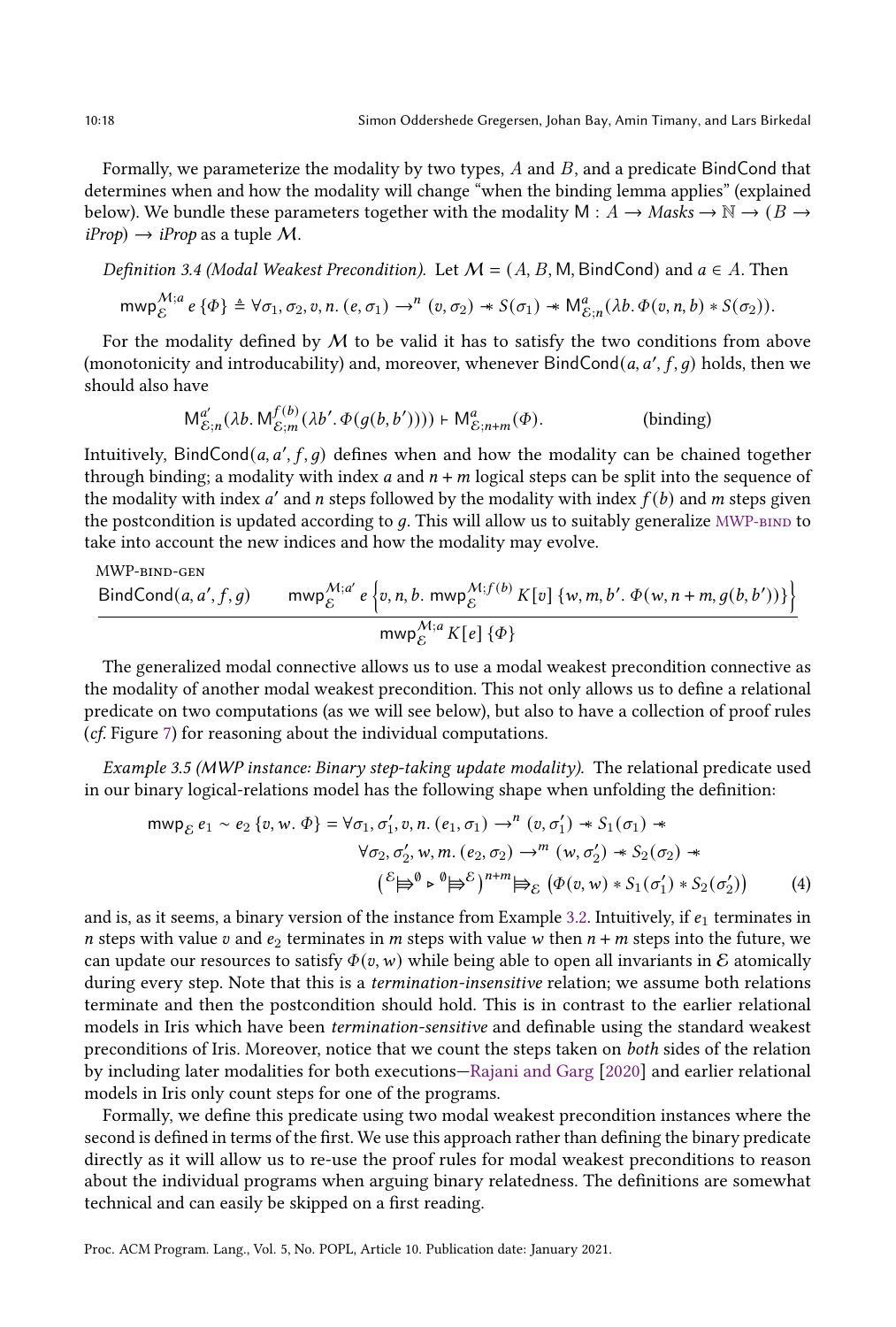Formally, we parameterize the modality by two types, $A$ and $B$, and a predicate $\mathsf{BindCond}$ that determines when and how the modality will change "when the binding lemma applies" (explained below). We bundle these parameters together with the modality $\mathsf{M} : A \to \mathit{Masks} \to \mathbb{N} \to (B \to \mathit{iProp}) \to \mathit{iProp}$ as a tuple $\mathcal{M}$.

*Definition 3.4 (Modal Weakest Precondition).* Let $\mathcal{M} = (A, B, \mathsf{M}, \mathsf{BindCond})$ and $a \in A$. Then

$$\mathsf{mwp}_{\mathcal{E}}^{\mathcal{M};a}\, e\, \{\Phi\} \triangleq \forall \sigma_1, \sigma_2, v, n.\, (e, \sigma_1) \to^n (v, \sigma_2) \twoheadrightarrow S(\sigma_1) \twoheadrightarrow \mathsf{M}^a_{\mathcal{E};n}(\lambda b.\, \Phi(v, n, b) * S(\sigma_2)).$$

For the modality defined by $\mathcal{M}$ to be valid it has to satisfy the two conditions from above (monotonicity and introducability) and, moreover, whenever $\mathsf{BindCond}(a, a', f, g)$ holds, then we should also have

$$\mathsf{M}^{a'}_{\mathcal{E};n}(\lambda b.\, \mathsf{M}^{f(b)}_{\mathcal{E};m}(\lambda b'.\, \Phi(g(b, b')))) \vdash \mathsf{M}^a_{\mathcal{E};n+m}(\Phi). \qquad \text{(binding)}$$

Intuitively, $\mathsf{BindCond}(a, a', f, g)$ defines when and how the modality can be chained together through binding; a modality with index $a$ and $n + m$ logical steps can be split into the sequence of the modality with index $a'$ and $n$ steps followed by the modality with index $f(b)$ and $m$ steps given the postcondition is updated according to $g$. This will allow us to suitably generalize MWP-BIND to take into account the new indices and how the modality may evolve.

MWP-BIND-GEN

$$\frac{\mathsf{BindCond}(a, a', f, g) \qquad \mathsf{mwp}_{\mathcal{E}}^{\mathcal{M};a'}\, e\, \left\{v, n, b.\, \mathsf{mwp}_{\mathcal{E}}^{\mathcal{M};f(b)}\, K[v]\, \{w, m, b'.\, \Phi(w, n+m, g(b, b'))\}\right\}}{\mathsf{mwp}_{\mathcal{E}}^{\mathcal{M};a}\, K[e]\, \{\Phi\}}$$

The generalized modal connective allows us to use a modal weakest precondition connective as the modality of another modal weakest precondition. This not only allows us to define a relational predicate on two computations (as we will see below), but also to have a collection of proof rules (*cf.* Figure 7) for reasoning about the individual computations.

*Example 3.5 (MWP instance: Binary step-taking update modality).* The relational predicate used in our binary logical-relations model has the following shape when unfolding the definition:

$$\begin{aligned}
\mathsf{mwp}_{\mathcal{E}}\, e_1 \sim e_2\, \{v, w.\, \Phi\} = \forall \sigma_1, \sigma_1', v, n.\, &(e_1, \sigma_1) \to^n (v, \sigma_1') \twoheadrightarrow S_1(\sigma_1) \twoheadrightarrow \\
&\forall \sigma_2, \sigma_2', w, m.\, (e_2, \sigma_2) \to^m (w, \sigma_2') \twoheadrightarrow S_2(\sigma_2) \twoheadrightarrow \\
&\left({}^{\mathcal{E}}{\Rrightarrow}^{\emptyset} \triangleright {}^{\emptyset}{\Rrightarrow}^{\mathcal{E}}\right)^{n+m} {\Rrightarrow}_{\mathcal{E}} \left(\Phi(v, w) * S_1(\sigma_1') * S_2(\sigma_2')\right)
\end{aligned} \qquad (4)$$

and is, as it seems, a binary version of the instance from Example 3.2. Intuitively, if $e_1$ terminates in $n$ steps with value $v$ and $e_2$ terminates in $m$ steps with value $w$ then $n + m$ steps into the future, we can update our resources to satisfy $\Phi(v, w)$ while being able to open all invariants in $\mathcal{E}$ atomically during every step. Note that this is a *termination-insensitive* relation; we assume both relations terminate and then the postcondition should hold. This is in contrast to the earlier relational models in Iris which have been *termination-sensitive* and definable using the standard weakest preconditions of Iris. Moreover, notice that we count the steps taken on *both* sides of the relation by including later modalities for both executions—Rajani and Garg [2020] and earlier relational models in Iris only count steps for one of the programs.

Formally, we define this predicate using two modal weakest precondition instances where the second is defined in terms of the first. We use this approach rather than defining the binary predicate directly as it will allow us to re-use the proof rules for modal weakest preconditions to reason about the individual programs when arguing binary relatedness. The definitions are somewhat technical and can easily be skipped on a first reading.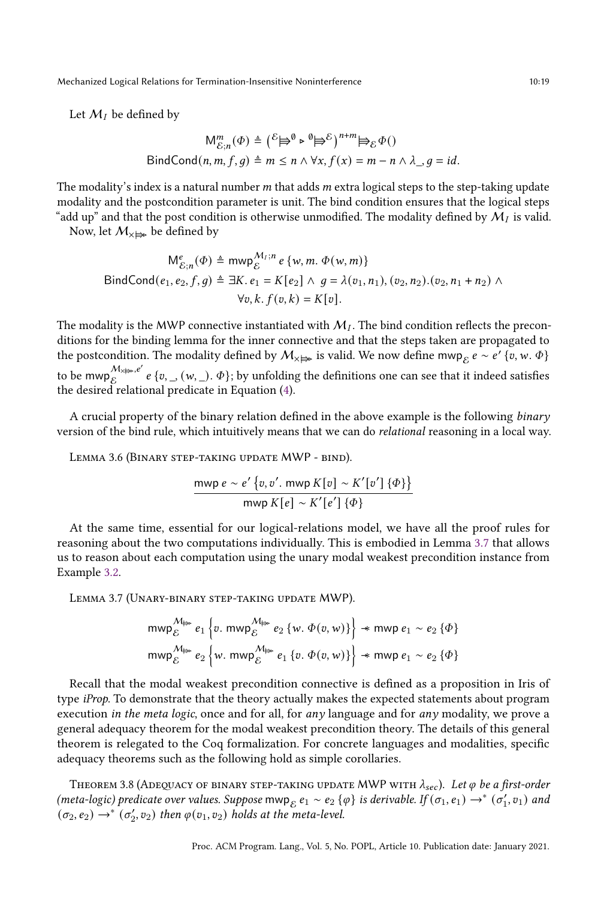Let $\mathcal{M}_I$ be defined by

$$\mathsf{M}^m_{\mathcal{E};n}(\Phi) \triangleq \left({}^{\mathcal{E}}{\Rrightarrow}^{\emptyset} \triangleright {}^{\emptyset}{\Rrightarrow}^{\mathcal{E}}\right)^{n+m} {\Rrightarrow}_{\mathcal{E}} \Phi()$$
$$\mathsf{BindCond}(n, m, f, g) \triangleq m \leq n \land \forall x, f(x) = m - n \land \lambda\_, g = id.$$

The modality's index is a natural number $m$ that adds $m$ extra logical steps to the step-taking update modality and the postcondition parameter is unit. The bind condition ensures that the logical steps "add up" and that the post condition is otherwise unmodified. The modality defined by $\mathcal{M}_I$ is valid.

Now, let $\mathcal{M}_{\times{\Rrightarrow}\!\triangleright}$ be defined by

$$\mathsf{M}^e_{\mathcal{E};n}(\Phi) \triangleq \mathsf{mwp}^{\mathcal{M}_I;n}_{\mathcal{E}}\ e\ \{w, m.\ \Phi(w, m)\}$$
$$\mathsf{BindCond}(e_1, e_2, f, g) \triangleq \exists K.\ e_1 = K[e_2] \land\ g = \lambda(v_1, n_1), (v_2, n_2).(v_2, n_1 + n_2) \land$$
$$\forall v, k.\ f(v, k) = K[v].$$

The modality is the MWP connective instantiated with $\mathcal{M}_I$. The bind condition reflects the preconditions for the binding lemma for the inner connective and that the steps taken are propagated to the postcondition. The modality defined by $\mathcal{M}_{\times{\Rrightarrow}\!\triangleright}$ is valid. We now define $\mathsf{mwp}_{\mathcal{E}}\ e \sim e'\ \{v, w.\ \Phi\}$ to be $\mathsf{mwp}^{\mathcal{M}_{\times{\Rrightarrow}\!\triangleright}, e'}_{\mathcal{E}}\ e\ \{v, \_, (w, \_).\ \Phi\}$; by unfolding the definitions one can see that it indeed satisfies the desired relational predicate in Equation (4).

A crucial property of the binary relation defined in the above example is the following *binary* version of the bind rule, which intuitively means that we can do *relational* reasoning in a local way.

Lemma 3.6 (Binary step-taking update MWP - bind).

$$\frac{\mathsf{mwp}\ e \sim e'\ \{v, v'.\ \mathsf{mwp}\ K[v] \sim K'[v']\ \{\Phi\}\}}{\mathsf{mwp}\ K[e] \sim K'[e']\ \{\Phi\}}$$

At the same time, essential for our logical-relations model, we have all the proof rules for reasoning about the two computations individually. This is embodied in Lemma 3.7 that allows us to reason about each computation using the unary modal weakest precondition instance from Example 3.2.

Lemma 3.7 (Unary-binary step-taking update MWP).

$$\mathsf{mwp}^{\mathcal{M}_{{\Rrightarrow}\!\triangleright}}_{\mathcal{E}}\ e_1 \left\{v.\ \mathsf{mwp}^{\mathcal{M}_{{\Rrightarrow}\!\triangleright}}_{\mathcal{E}}\ e_2\ \{w.\ \Phi(v, w)\}\right\} \twoheadrightarrow \mathsf{mwp}\ e_1 \sim e_2\ \{\Phi\}$$
$$\mathsf{mwp}^{\mathcal{M}_{{\Rrightarrow}\!\triangleright}}_{\mathcal{E}}\ e_2 \left\{w.\ \mathsf{mwp}^{\mathcal{M}_{{\Rrightarrow}\!\triangleright}}_{\mathcal{E}}\ e_1\ \{v.\ \Phi(v, w)\}\right\} \twoheadrightarrow \mathsf{mwp}\ e_1 \sim e_2\ \{\Phi\}$$

Recall that the modal weakest precondition connective is defined as a proposition in Iris of type *iProp*. To demonstrate that the theory actually makes the expected statements about program execution *in the meta logic*, once and for all, for *any* language and for *any* modality, we prove a general adequacy theorem for the modal weakest precondition theory. The details of this general theorem is relegated to the Coq formalization. For concrete languages and modalities, specific adequacy theorems such as the following hold as simple corollaries.

Theorem 3.8 (Adequacy of binary step-taking update MWP with $\lambda_{sec}$). *Let $\varphi$ be a first-order (meta-logic) predicate over values. Suppose $\mathsf{mwp}_{\mathcal{E}}\ e_1 \sim e_2\ \{\varphi\}$ is derivable. If $(\sigma_1, e_1) \to^* (\sigma_1', v_1)$ and $(\sigma_2, e_2) \to^* (\sigma_2', v_2)$ then $\varphi(v_1, v_2)$ holds at the meta-level.*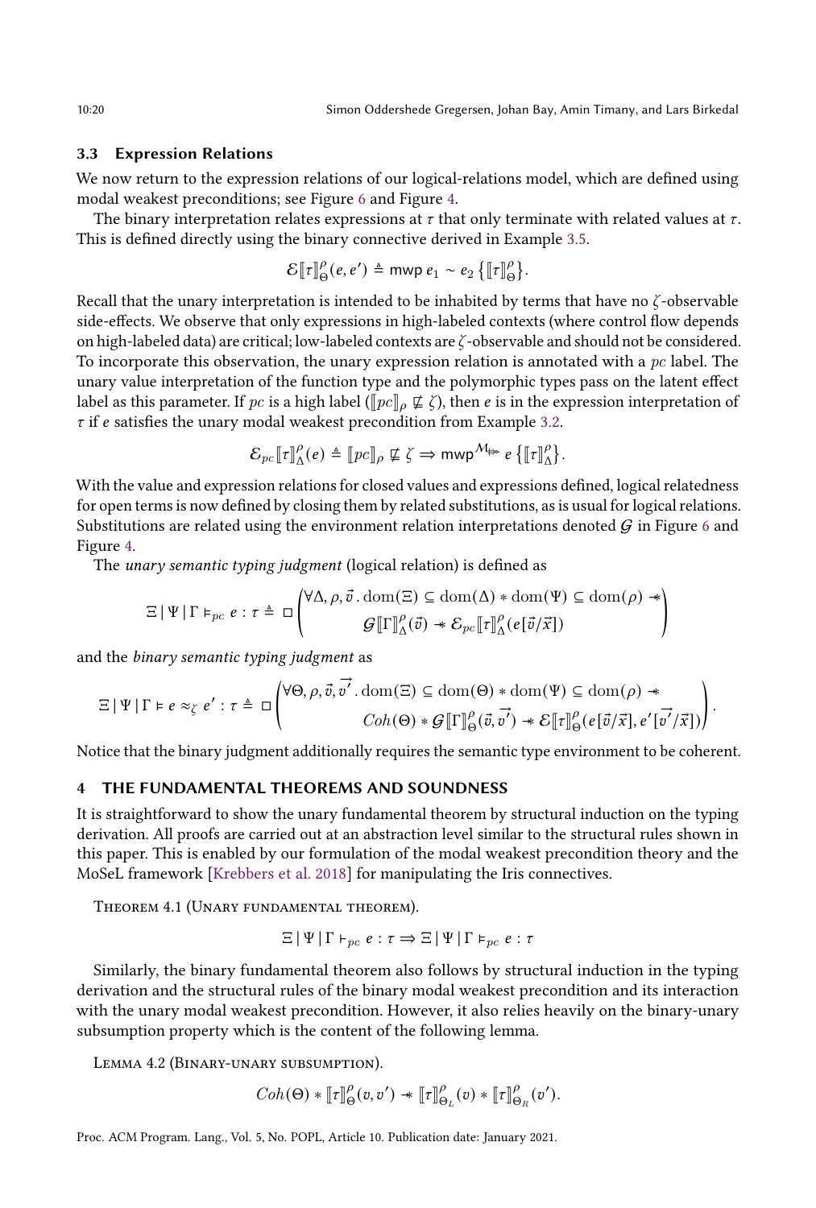### 3.3 Expression Relations

We now return to the expression relations of our logical-relations model, which are defined using modal weakest preconditions; see Figure 6 and Figure 4.

The binary interpretation relates expressions at $\tau$ that only terminate with related values at $\tau$. This is defined directly using the binary connective derived in Example 3.5.

$$\mathcal{E}[\![\tau]\!]^{\rho}_{\Theta}(e, e') \triangleq \mathsf{mwp}\; e_1 \sim e_2 \left\{[\![\tau]\!]^{\rho}_{\Theta}\right\}.$$

Recall that the unary interpretation is intended to be inhabited by terms that have no $\zeta$-observable side-effects. We observe that only expressions in high-labeled contexts (where control flow depends on high-labeled data) are critical; low-labeled contexts are $\zeta$-observable and should not be considered. To incorporate this observation, the unary expression relation is annotated with a $pc$ label. The unary value interpretation of the function type and the polymorphic types pass on the latent effect label as this parameter. If $pc$ is a high label ($[\![pc]\!]_{\rho} \not\sqsubseteq \zeta$), then $e$ is in the expression interpretation of $\tau$ if $e$ satisfies the unary modal weakest precondition from Example 3.2.

$$\mathcal{E}_{pc}[\![\tau]\!]^{\rho}_{\Delta}(e) \triangleq [\![pc]\!]_{\rho} \not\sqsubseteq \zeta \Rightarrow \mathsf{mwp}^{\mathcal{M}_{\Rrightarrow}}\; e \left\{[\![\tau]\!]^{\rho}_{\Delta}\right\}.$$

With the value and expression relations for closed values and expressions defined, logical relatedness for open terms is now defined by closing them by related substitutions, as is usual for logical relations. Substitutions are related using the environment relation interpretations denoted $\mathcal{G}$ in Figure 6 and Figure 4.

The *unary semantic typing judgment* (logical relation) is defined as

$$\Xi \mid \Psi \mid \Gamma \vDash_{pc} e : \tau \triangleq \Box \begin{pmatrix} \forall \Delta, \rho, \vec{v}\,.\, \mathrm{dom}(\Xi) \subseteq \mathrm{dom}(\Delta) * \mathrm{dom}(\Psi) \subseteq \mathrm{dom}(\rho) \twoheadrightarrow \\ \mathcal{G}[\![\Gamma]\!]^{\rho}_{\Delta}(\vec{v}) \twoheadrightarrow \mathcal{E}_{pc}[\![\tau]\!]^{\rho}_{\Delta}(e[\vec{v}/\vec{x}]) \end{pmatrix}$$

and the *binary semantic typing judgment* as

$$\Xi \mid \Psi \mid \Gamma \vDash e \approx_{\zeta} e' : \tau \triangleq \Box \begin{pmatrix} \forall \Theta, \rho, \vec{v}, \vec{v'}\,.\, \mathrm{dom}(\Xi) \subseteq \mathrm{dom}(\Theta) * \mathrm{dom}(\Psi) \subseteq \mathrm{dom}(\rho) \twoheadrightarrow \\ Coh(\Theta) * \mathcal{G}[\![\Gamma]\!]^{\rho}_{\Theta}(\vec{v}, \vec{v'}) \twoheadrightarrow \mathcal{E}[\![\tau]\!]^{\rho}_{\Theta}(e[\vec{v}/\vec{x}], e'[\vec{v'}/\vec{x}]) \end{pmatrix}.$$

Notice that the binary judgment additionally requires the semantic type environment to be coherent.

## 4 THE FUNDAMENTAL THEOREMS AND SOUNDNESS

It is straightforward to show the unary fundamental theorem by structural induction on the typing derivation. All proofs are carried out at an abstraction level similar to the structural rules shown in this paper. This is enabled by our formulation of the modal weakest precondition theory and the MoSeL framework [Krebbers et al. 2018] for manipulating the Iris connectives.

Theorem 4.1 (Unary fundamental theorem).

$$\Xi \mid \Psi \mid \Gamma \vdash_{pc} e : \tau \Rightarrow \Xi \mid \Psi \mid \Gamma \vDash_{pc} e : \tau$$

Similarly, the binary fundamental theorem also follows by structural induction in the typing derivation and the structural rules of the binary modal weakest precondition and its interaction with the unary modal weakest precondition. However, it also relies heavily on the binary-unary subsumption property which is the content of the following lemma.

Lemma 4.2 (Binary-unary subsumption).

$$Coh(\Theta) * [\![\tau]\!]^{\rho}_{\Theta}(v, v') \twoheadrightarrow [\![\tau]\!]^{\rho}_{\Theta_L}(v) * [\![\tau]\!]^{\rho}_{\Theta_R}(v').$$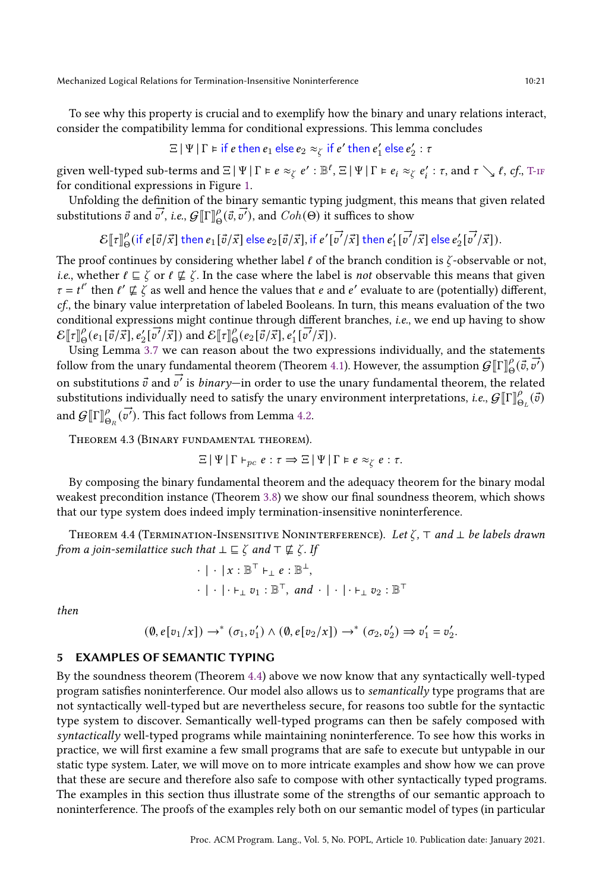To see why this property is crucial and to exemplify how the binary and unary relations interact, consider the compatibility lemma for conditional expressions. This lemma concludes

$$\Xi \mid \Psi \mid \Gamma \vDash \textsf{if}\ e\ \textsf{then}\ e_1\ \textsf{else}\ e_2 \approx_\zeta \textsf{if}\ e'\ \textsf{then}\ e_1'\ \textsf{else}\ e_2' : \tau$$

given well-typed sub-terms and $\Xi \mid \Psi \mid \Gamma \vDash e \approx_\zeta e' : \mathbb{B}^\ell$, $\Xi \mid \Psi \mid \Gamma \vDash e_i \approx_\zeta e_i' : \tau$, and $\tau \searrow \ell$, *cf.*, T-IF for conditional expressions in Figure 1.

Unfolding the definition of the binary semantic typing judgment, this means that given related substitutions $\vec{v}$ and $\vec{v'}$, *i.e.*, $\mathcal{G}[\![\Gamma]\!]^\rho_\Theta(\vec{v}, \vec{v'})$, and $Coh(\Theta)$ it suffices to show

$$\mathcal{E}[\![\tau]\!]^\rho_\Theta(\textsf{if}\ e[\vec{v}/\vec{x}]\ \textsf{then}\ e_1[\vec{v}/\vec{x}]\ \textsf{else}\ e_2[\vec{v}/\vec{x}], \textsf{if}\ e'[\vec{v'}/\vec{x}]\ \textsf{then}\ e_1'[\vec{v'}/\vec{x}]\ \textsf{else}\ e_2'[\vec{v'}/\vec{x}]).$$

The proof continues by considering whether label $\ell$ of the branch condition is $\zeta$-observable or not, *i.e.*, whether $\ell \sqsubseteq \zeta$ or $\ell \not\sqsubseteq \zeta$. In the case where the label is *not* observable this means that given $\tau = t^{\ell'}$ then $\ell' \not\sqsubseteq \zeta$ as well and hence the values that $e$ and $e'$ evaluate to are (potentially) different, *cf.*, the binary value interpretation of labeled Booleans. In turn, this means evaluation of the two conditional expressions might continue through different branches, *i.e.*, we end up having to show $\mathcal{E}[\![\tau]\!]^\rho_\Theta(e_1[\vec{v}/\vec{x}], e_2'[\vec{v'}/\vec{x}])$ and $\mathcal{E}[\![\tau]\!]^\rho_\Theta(e_2[\vec{v}/\vec{x}], e_1'[\vec{v'}/\vec{x}])$.

Using Lemma 3.7 we can reason about the two expressions individually, and the statements follow from the unary fundamental theorem (Theorem 4.1). However, the assumption $\mathcal{G}[\![\Gamma]\!]^\rho_\Theta(\vec{v}, \vec{v'})$ on substitutions $\vec{v}$ and $\vec{v'}$ is *binary*—in order to use the unary fundamental theorem, the related substitutions individually need to satisfy the unary environment interpretations, *i.e.*, $\mathcal{G}[\![\Gamma]\!]^\rho_{\Theta_L}(\vec{v})$ and $\mathcal{G}[\![\Gamma]\!]^\rho_{\Theta_R}(\vec{v'})$. This fact follows from Lemma 4.2.

Theorem 4.3 (Binary fundamental theorem).

$$\Xi \mid \Psi \mid \Gamma \vdash_{pc} e : \tau \Rightarrow \Xi \mid \Psi \mid \Gamma \vDash e \approx_\zeta e : \tau.$$

By composing the binary fundamental theorem and the adequacy theorem for the binary modal weakest precondition instance (Theorem 3.8) we show our final soundness theorem, which shows that our type system does indeed imply termination-insensitive noninterference.

Theorem 4.4 (Termination-Insensitive Noninterference). *Let $\zeta$, $\top$ and $\bot$ be labels drawn from a join-semilattice such that $\bot \sqsubseteq \zeta$ and $\top \not\sqsubseteq \zeta$. If*

$$\cdot \mid \cdot \mid x : \mathbb{B}^\top \vdash_\bot e : \mathbb{B}^\bot,$$
$$\cdot \mid \cdot \mid \cdot \vdash_\bot v_1 : \mathbb{B}^\top, \text{ and } \cdot \mid \cdot \mid \cdot \vdash_\bot v_2 : \mathbb{B}^\top$$

*then*

$$(\emptyset, e[v_1/x]) \to^* (\sigma_1, v_1') \wedge (\emptyset, e[v_2/x]) \to^* (\sigma_2, v_2') \Rightarrow v_1' = v_2'.$$

## 5 EXAMPLES OF SEMANTIC TYPING

By the soundness theorem (Theorem 4.4) above we now know that any syntactically well-typed program satisfies noninterference. Our model also allows us to *semantically* type programs that are not syntactically well-typed but are nevertheless secure, for reasons too subtle for the syntactic type system to discover. Semantically well-typed programs can then be safely composed with *syntactically* well-typed programs while maintaining noninterference. To see how this works in practice, we will first examine a few small programs that are safe to execute but untypable in our static type system. Later, we will move on to more intricate examples and show how we can prove that these are secure and therefore also safe to compose with other syntactically typed programs. The examples in this section thus illustrate some of the strengths of our semantic approach to noninterference. The proofs of the examples rely both on our semantic model of types (in particular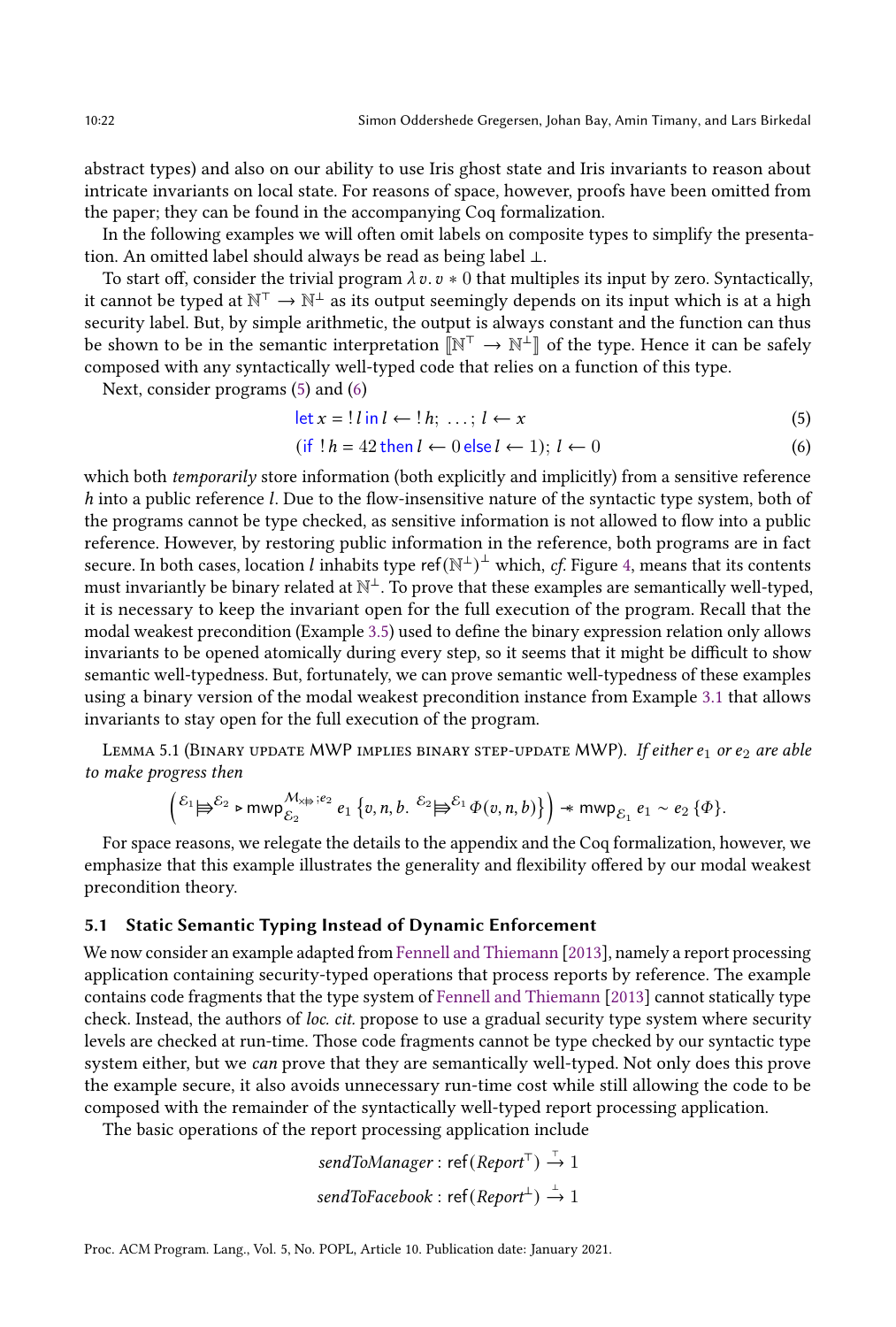abstract types) and also on our ability to use Iris ghost state and Iris invariants to reason about intricate invariants on local state. For reasons of space, however, proofs have been omitted from the paper; they can be found in the accompanying Coq formalization.

In the following examples we will often omit labels on composite types to simplify the presentation. An omitted label should always be read as being label $\bot$.

To start off, consider the trivial program $\lambda v. v * 0$ that multiples its input by zero. Syntactically, it cannot be typed at $\mathbb{N}^\top \to \mathbb{N}^\bot$ as its output seemingly depends on its input which is at a high security label. But, by simple arithmetic, the output is always constant and the function can thus be shown to be in the semantic interpretation $[\![\mathbb{N}^\top \to \mathbb{N}^\bot]\!]$ of the type. Hence it can be safely composed with any syntactically well-typed code that relies on a function of this type.

Next, consider programs (5) and (6)

$$\textsf{let}\, x = !\, l \,\textsf{in}\, l \leftarrow !\, h;\ \ldots;\ l \leftarrow x \tag{5}$$

$$(\textsf{if}\ !\, h = 42\ \textsf{then}\ l \leftarrow 0\ \textsf{else}\ l \leftarrow 1);\ l \leftarrow 0 \tag{6}$$

which both *temporarily* store information (both explicitly and implicitly) from a sensitive reference $h$ into a public reference $l$. Due to the flow-insensitive nature of the syntactic type system, both of the programs cannot be type checked, as sensitive information is not allowed to flow into a public reference. However, by restoring public information in the reference, both programs are in fact secure. In both cases, location $l$ inhabits type $\mathsf{ref}(\mathbb{N}^\bot)^\bot$ which, *cf.* Figure 4, means that its contents must invariantly be binary related at $\mathbb{N}^\bot$. To prove that these examples are semantically well-typed, it is necessary to keep the invariant open for the full execution of the program. Recall that the modal weakest precondition (Example 3.5) used to define the binary expression relation only allows invariants to be opened atomically during every step, so it seems that it might be difficult to show semantic well-typedness. But, fortunately, we can prove semantic well-typedness of these examples using a binary version of the modal weakest precondition instance from Example 3.1 that allows invariants to stay open for the full execution of the program.

Lemma 5.1 (Binary update MWP implies binary step-update MWP). *If either $e_1$ or $e_2$ are able to make progress then*

$$\left({}^{\mathcal{E}_1}{\Rrightarrow}^{\mathcal{E}_2} \triangleright \mathsf{mwp}^{\mathcal{M}_{\times\Rrightarrow};e_2}_{\mathcal{E}_2}\ e_1\ \left\{v, n, b.\ {}^{\mathcal{E}_2}{\Rrightarrow}^{\mathcal{E}_1}\ \Phi(v, n, b)\right\}\right) \twoheadrightarrow \mathsf{mwp}_{\mathcal{E}_1}\ e_1 \sim e_2\ \{\Phi\}.$$

For space reasons, we relegate the details to the appendix and the Coq formalization, however, we emphasize that this example illustrates the generality and flexibility offered by our modal weakest precondition theory.

### 5.1 Static Semantic Typing Instead of Dynamic Enforcement

We now consider an example adapted from Fennell and Thiemann [2013], namely a report processing application containing security-typed operations that process reports by reference. The example contains code fragments that the type system of Fennell and Thiemann [2013] cannot statically type check. Instead, the authors of *loc. cit.* propose to use a gradual security type system where security levels are checked at run-time. Those code fragments cannot be type checked by our syntactic type system either, but we *can* prove that they are semantically well-typed. Not only does this prove the example secure, it also avoids unnecessary run-time cost while still allowing the code to be composed with the remainder of the syntactically well-typed report processing application.

The basic operations of the report processing application include

$$\mathit{sendToManager} : \mathsf{ref}(\mathit{Report}^\top) \xrightarrow{\top} 1$$

$$\mathit{sendToFacebook} : \mathsf{ref}(\mathit{Report}^\bot) \xrightarrow{\bot} 1$$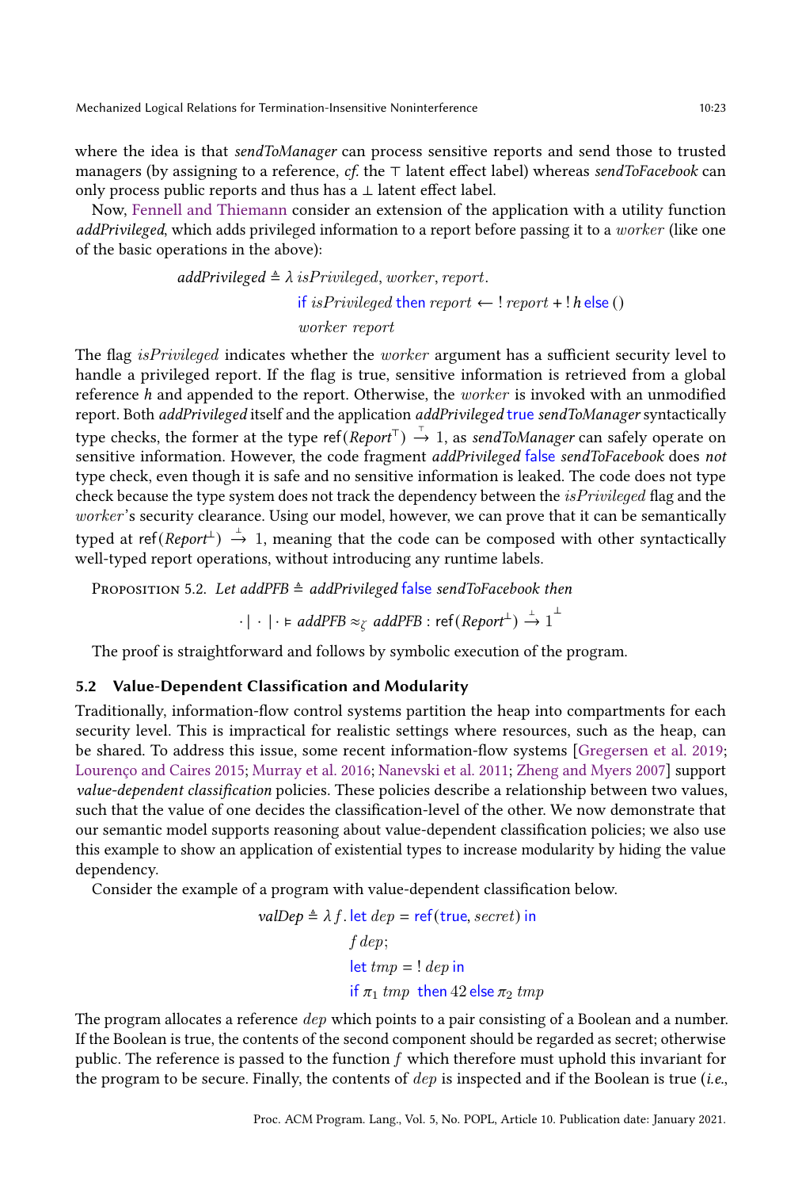where the idea is that *sendToManager* can process sensitive reports and send those to trusted managers (by assigning to a reference, *cf.* the $\top$ latent effect label) whereas *sendToFacebook* can only process public reports and thus has a $\bot$ latent effect label.

Now, Fennell and Thiemann consider an extension of the application with a utility function *addPrivileged*, which adds privileged information to a report before passing it to a *worker* (like one of the basic operations in the above):

$$
\begin{aligned}
\mathit{addPrivileged} \triangleq \lambda\, \mathit{isPrivileged}, \mathit{worker}, \mathit{report}.&\\
&\mathsf{if}\ \mathit{isPrivileged}\ \mathsf{then}\ \mathit{report} \leftarrow\ !\,\mathit{report} + !\,h\ \mathsf{else}\ ()\\
&\mathit{worker}\ \mathit{report}
\end{aligned}
$$

The flag $\mathit{isPrivileged}$ indicates whether the $\mathit{worker}$ argument has a sufficient security level to handle a privileged report. If the flag is true, sensitive information is retrieved from a global reference *h* and appended to the report. Otherwise, the $\mathit{worker}$ is invoked with an unmodified report. Both *addPrivileged* itself and the application *addPrivileged* true *sendToManager* syntactically type checks, the former at the type $\mathsf{ref}(\mathit{Report}^{\top}) \xrightarrow{\top} 1$, as *sendToManager* can safely operate on sensitive information. However, the code fragment *addPrivileged* false *sendToFacebook* does *not* type check, even though it is safe and no sensitive information is leaked. The code does not type check because the type system does not track the dependency between the $\mathit{isPrivileged}$ flag and the $\mathit{worker}$'s security clearance. Using our model, however, we can prove that it can be semantically typed at $\mathsf{ref}(\mathit{Report}^{\bot}) \xrightarrow{\bot} 1$, meaning that the code can be composed with other syntactically well-typed report operations, without introducing any runtime labels.

Proposition 5.2. *Let* $\mathit{addPFB} \triangleq \mathit{addPrivileged}\ \mathsf{false}\ \mathit{sendToFacebook}$ *then*

$$\cdot \mid \cdot \mid \cdot \vDash \mathit{addPFB} \approx_{\zeta} \mathit{addPFB} : \mathsf{ref}(\mathit{Report}^{\bot}) \xrightarrow{\bot} 1^{\bot}$$

The proof is straightforward and follows by symbolic execution of the program.

## 5.2 Value-Dependent Classification and Modularity

Traditionally, information-flow control systems partition the heap into compartments for each security level. This is impractical for realistic settings where resources, such as the heap, can be shared. To address this issue, some recent information-flow systems [Gregersen et al. 2019; Lourenço and Caires 2015; Murray et al. 2016; Nanevski et al. 2011; Zheng and Myers 2007] support *value-dependent classification* policies. These policies describe a relationship between two values, such that the value of one decides the classification-level of the other. We now demonstrate that our semantic model supports reasoning about value-dependent classification policies; we also use this example to show an application of existential types to increase modularity by hiding the value dependency.

Consider the example of a program with value-dependent classification below.

$$
\begin{aligned}
\mathit{valDep} \triangleq \lambda f.\ &\mathsf{let}\ \mathit{dep} = \mathsf{ref}(\mathsf{true}, \mathit{secret})\ \mathsf{in}\\
&f\ \mathit{dep};\\
&\mathsf{let}\ \mathit{tmp} =\ !\,\mathit{dep}\ \mathsf{in}\\
&\mathsf{if}\ \pi_1\ \mathit{tmp}\ \ \mathsf{then}\ 42\ \mathsf{else}\ \pi_2\ \mathit{tmp}
\end{aligned}
$$

The program allocates a reference $\mathit{dep}$ which points to a pair consisting of a Boolean and a number. If the Boolean is true, the contents of the second component should be regarded as secret; otherwise public. The reference is passed to the function $f$ which therefore must uphold this invariant for the program to be secure. Finally, the contents of $\mathit{dep}$ is inspected and if the Boolean is true (*i.e.*,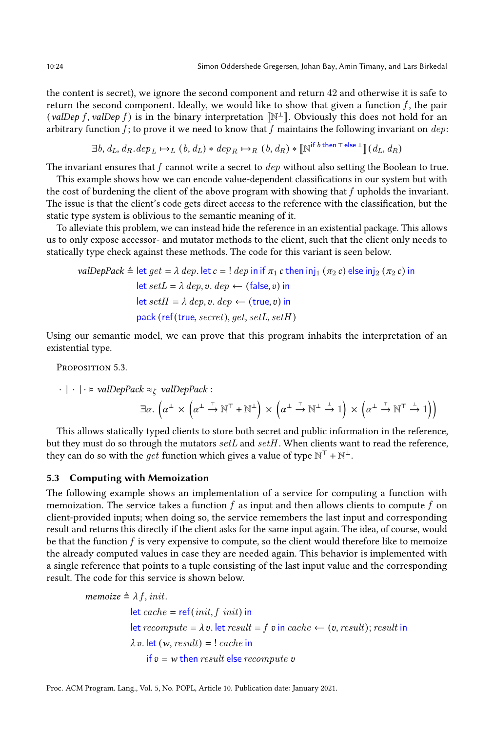the content is secret), we ignore the second component and return 42 and otherwise it is safe to return the second component. Ideally, we would like to show that given a function $f$, the pair $(\mathit{valDep}\ f, \mathit{valDep}\ f)$ is in the binary interpretation $[\![\mathbb{N}^{\bot}]\!]$. Obviously this does not hold for an arbitrary function $f$; to prove it we need to know that $f$ maintains the following invariant on $dep$:

$$\exists b, d_L, d_R.\, dep_L \mapsto_L (b, d_L) * dep_R \mapsto_R (b, d_R) * [\![\mathbb{N}^{\textsf{if } b \textsf{ then } \top \textsf{ else } \bot}]\!](d_L, d_R)$$

The invariant ensures that $f$ cannot write a secret to $dep$ without also setting the Boolean to true.

This example shows how we can encode value-dependent classifications in our system but with the cost of burdening the client of the above program with showing that $f$ upholds the invariant. The issue is that the client's code gets direct access to the reference with the classification, but the static type system is oblivious to the semantic meaning of it.

To alleviate this problem, we can instead hide the reference in an existential package. This allows us to only expose accessor- and mutator methods to the client, such that the client only needs to statically type check against these methods. The code for this variant is seen below.

$$
\begin{aligned}
\mathit{valDepPack} \triangleq\ & \textsf{let } get = \lambda\, dep.\ \textsf{let } c = !\, dep \textsf{ in if } \pi_1\, c \textsf{ then inj}_1\, (\pi_2\, c) \textsf{ else inj}_2\, (\pi_2\, c) \textsf{ in} \\
& \textsf{let } setL = \lambda\, dep, v.\ dep \leftarrow (\textsf{false}, v) \textsf{ in} \\
& \textsf{let } setH = \lambda\, dep, v.\ dep \leftarrow (\textsf{true}, v) \textsf{ in} \\
& \textsf{pack}\,(\textsf{ref}(\textsf{true}, secret), get, setL, setH)
\end{aligned}
$$

Using our semantic model, we can prove that this program inhabits the interpretation of an existential type.

Proposition 5.3.

$$
\cdot \mid \cdot \mid \cdot \vDash \mathit{valDepPack} \approx_\zeta \mathit{valDepPack} : \exists \alpha.\ \left(\alpha^{\bot} \times \left(\alpha^{\bot} \xrightarrow{\top} \mathbb{N}^{\top} + \mathbb{N}^{\bot}\right) \times \left(\alpha^{\bot} \xrightarrow{\top} \mathbb{N}^{\bot} \xrightarrow{\bot} 1\right) \times \left(\alpha^{\bot} \xrightarrow{\top} \mathbb{N}^{\top} \xrightarrow{\bot} 1\right)\right)
$$

This allows statically typed clients to store both secret and public information in the reference, but they must do so through the mutators $setL$ and $setH$. When clients want to read the reference, they can do so with the $get$ function which gives a value of type $\mathbb{N}^{\top} + \mathbb{N}^{\bot}$.

### 5.3 Computing with Memoization

The following example shows an implementation of a service for computing a function with memoization. The service takes a function $f$ as input and then allows clients to compute $f$ on client-provided inputs; when doing so, the service remembers the last input and corresponding result and returns this directly if the client asks for the same input again. The idea, of course, would be that the function $f$ is very expensive to compute, so the client would therefore like to memoize the already computed values in case they are needed again. This behavior is implemented with a single reference that points to a tuple consisting of the last input value and the corresponding result. The code for this service is shown below.

$$
\begin{aligned}
\mathit{memoize} \triangleq\ & \lambda f, init. \\
& \quad \textsf{let } cache = \textsf{ref}(init, f\ init) \textsf{ in} \\
& \quad \textsf{let } recompute = \lambda\, v.\ \textsf{let } result = f\ v \textsf{ in } cache \leftarrow (v, result); result \textsf{ in} \\
& \quad \lambda\, v.\ \textsf{let } (w, result) = !\, cache \textsf{ in} \\
& \quad\quad \textsf{if } v = w \textsf{ then } result \textsf{ else } recompute\ v
\end{aligned}
$$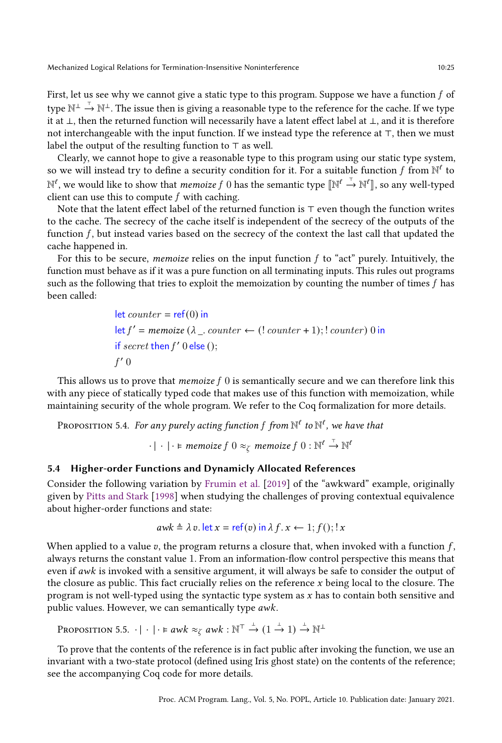First, let us see why we cannot give a static type to this program. Suppose we have a function $f$ of type $\mathbb{N}^{\bot} \xrightarrow{\top} \mathbb{N}^{\bot}$. The issue then is giving a reasonable type to the reference for the cache. If we type it at $\bot$, then the returned function will necessarily have a latent effect label at $\bot$, and it is therefore not interchangeable with the input function. If we instead type the reference at $\top$, then we must label the output of the resulting function to $\top$ as well.

Clearly, we cannot hope to give a reasonable type to this program using our static type system, so we will instead try to define a security condition for it. For a suitable function $f$ from $\mathbb{N}^{\ell}$ to $\mathbb{N}^{\ell}$, we would like to show that *memoize* $f$ 0 has the semantic type $[\![\mathbb{N}^{\ell} \xrightarrow{\top} \mathbb{N}^{\ell}]\!]$, so any well-typed client can use this to compute $f$ with caching.

Note that the latent effect label of the returned function is $\top$ even though the function writes to the cache. The secrecy of the cache itself is independent of the secrecy of the outputs of the function $f$, but instead varies based on the secrecy of the context the last call that updated the cache happened in.

For this to be secure, *memoize* relies on the input function $f$ to "act" purely. Intuitively, the function must behave as if it was a pure function on all terminating inputs. This rules out programs such as the following that tries to exploit the memoization by counting the number of times $f$ has been called:

$$
\begin{aligned}
&\mathsf{let}\ counter = \mathsf{ref}(0)\ \mathsf{in}\\
&\mathsf{let}\ f' = memoize\ (\lambda\,\_.\ counter \leftarrow (!\,counter + 1); !\,counter)\ 0\ \mathsf{in}\\
&\mathsf{if}\ secret\ \mathsf{then}\ f'\ 0\ \mathsf{else}\ ();\\
&f'\ 0
\end{aligned}
$$

This allows us to prove that *memoize* $f$ 0 is semantically secure and we can therefore link this with any piece of statically typed code that makes use of this function with memoization, while maintaining security of the whole program. We refer to the Coq formalization for more details.

Proposition 5.4. *For any purely acting function $f$ from $\mathbb{N}^{\ell}$ to $\mathbb{N}^{\ell}$, we have that*

$$\cdot \mid \cdot \mid \cdot \vDash memoize\ f\ 0 \approx_{\zeta} memoize\ f\ 0 : \mathbb{N}^{\ell} \xrightarrow{\top} \mathbb{N}^{\ell}$$

### 5.4 Higher-order Functions and Dynamicly Allocated References

Consider the following variation by Frumin et al. [2019] of the "awkward" example, originally given by Pitts and Stark [1998] when studying the challenges of proving contextual equivalence about higher-order functions and state:

$$awk \triangleq \lambda\, v.\ \mathsf{let}\ x = \mathsf{ref}(v)\ \mathsf{in}\ \lambda\, f.\ x \leftarrow 1; f(); !\,x$$

When applied to a value $v$, the program returns a closure that, when invoked with a function $f$, always returns the constant value 1. From an information-flow control perspective this means that even if *awk* is invoked with a sensitive argument, it will always be safe to consider the output of the closure as public. This fact crucially relies on the reference $x$ being local to the closure. The program is not well-typed using the syntactic type system as $x$ has to contain both sensitive and public values. However, we can semantically type *awk*.

Proposition 5.5. $\cdot \mid \cdot \mid \cdot \vDash awk \approx_{\zeta} awk : \mathbb{N}^{\top} \xrightarrow{\bot} (1 \xrightarrow{\bot} 1) \xrightarrow{\bot} \mathbb{N}^{\bot}$

To prove that the contents of the reference is in fact public after invoking the function, we use an invariant with a two-state protocol (defined using Iris ghost state) on the contents of the reference; see the accompanying Coq code for more details.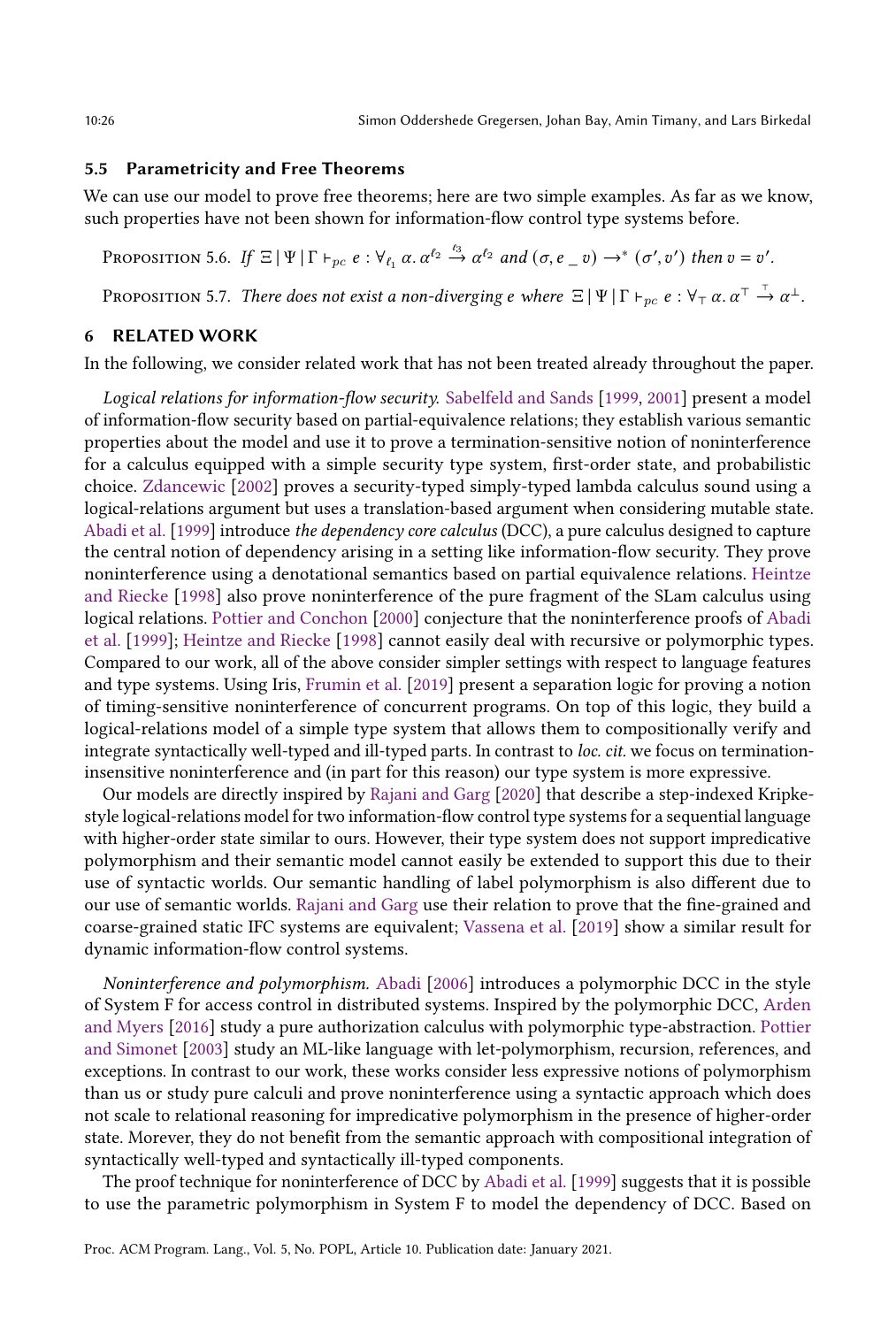### 5.5 Parametricity and Free Theorems

We can use our model to prove free theorems; here are two simple examples. As far as we know, such properties have not been shown for information-flow control type systems before.

Proposition 5.6. *If* $\Xi \mid \Psi \mid \Gamma \vdash_{pc} e : \forall_{\ell_1} \alpha. \alpha^{\ell_2} \xrightarrow{\ell_3} \alpha^{\ell_2}$ *and* $(\sigma, e \_ \, v) \to^* (\sigma', v')$ *then* $v = v'$.

Proposition 5.7. *There does not exist a non-diverging* $e$ *where* $\Xi \mid \Psi \mid \Gamma \vdash_{pc} e : \forall_{\top} \alpha. \alpha^{\top} \xrightarrow{\top} \alpha^{\bot}$.

## 6 RELATED WORK

In the following, we consider related work that has not been treated already throughout the paper.

*Logical relations for information-flow security.* Sabelfeld and Sands [1999, 2001] present a model of information-flow security based on partial-equivalence relations; they establish various semantic properties about the model and use it to prove a termination-sensitive notion of noninterference for a calculus equipped with a simple security type system, first-order state, and probabilistic choice. Zdancewic [2002] proves a security-typed simply-typed lambda calculus sound using a logical-relations argument but uses a translation-based argument when considering mutable state. Abadi et al. [1999] introduce *the dependency core calculus* (DCC), a pure calculus designed to capture the central notion of dependency arising in a setting like information-flow security. They prove noninterference using a denotational semantics based on partial equivalence relations. Heintze and Riecke [1998] also prove noninterference of the pure fragment of the SLam calculus using logical relations. Pottier and Conchon [2000] conjecture that the noninterference proofs of Abadi et al. [1999]; Heintze and Riecke [1998] cannot easily deal with recursive or polymorphic types. Compared to our work, all of the above consider simpler settings with respect to language features and type systems. Using Iris, Frumin et al. [2019] present a separation logic for proving a notion of timing-sensitive noninterference of concurrent programs. On top of this logic, they build a logical-relations model of a simple type system that allows them to compositionally verify and integrate syntactically well-typed and ill-typed parts. In contrast to *loc. cit.* we focus on termination-insensitive noninterference and (in part for this reason) our type system is more expressive.

Our models are directly inspired by Rajani and Garg [2020] that describe a step-indexed Kripke-style logical-relations model for two information-flow control type systems for a sequential language with higher-order state similar to ours. However, their type system does not support impredicative polymorphism and their semantic model cannot easily be extended to support this due to their use of syntactic worlds. Our semantic handling of label polymorphism is also different due to our use of semantic worlds. Rajani and Garg use their relation to prove that the fine-grained and coarse-grained static IFC systems are equivalent; Vassena et al. [2019] show a similar result for dynamic information-flow control systems.

*Noninterference and polymorphism.* Abadi [2006] introduces a polymorphic DCC in the style of System F for access control in distributed systems. Inspired by the polymorphic DCC, Arden and Myers [2016] study a pure authorization calculus with polymorphic type-abstraction. Pottier and Simonet [2003] study an ML-like language with let-polymorphism, recursion, references, and exceptions. In contrast to our work, these works consider less expressive notions of polymorphism than us or study pure calculi and prove noninterference using a syntactic approach which does not scale to relational reasoning for impredicative polymorphism in the presence of higher-order state. Morever, they do not benefit from the semantic approach with compositional integration of syntactically well-typed and syntactically ill-typed components.

The proof technique for noninterference of DCC by Abadi et al. [1999] suggests that it is possible to use the parametric polymorphism in System F to model the dependency of DCC. Based on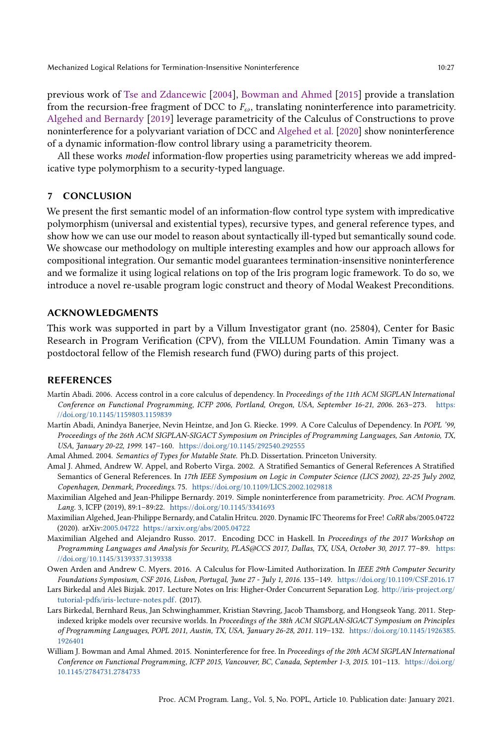previous work of Tse and Zdancewic [2004], Bowman and Ahmed [2015] provide a translation from the recursion-free fragment of DCC to $F_\omega$, translating noninterference into parametricity. Algehed and Bernardy [2019] leverage parametricity of the Calculus of Constructions to prove noninterference for a polyvariant variation of DCC and Algehed et al. [2020] show noninterference of a dynamic information-flow control library using a parametricity theorem.

All these works *model* information-flow properties using parametricity whereas we add impredicative type polymorphism to a security-typed language.

## 7 CONCLUSION

We present the first semantic model of an information-flow control type system with impredicative polymorphism (universal and existential types), recursive types, and general reference types, and show how we can use our model to reason about syntactically ill-typed but semantically sound code. We showcase our methodology on multiple interesting examples and how our approach allows for compositional integration. Our semantic model guarantees termination-insensitive noninterference and we formalize it using logical relations on top of the Iris program logic framework. To do so, we introduce a novel re-usable program logic construct and theory of Modal Weakest Preconditions.

## ACKNOWLEDGMENTS

This work was supported in part by a Villum Investigator grant (no. 25804), Center for Basic Research in Program Verification (CPV), from the VILLUM Foundation. Amin Timany was a postdoctoral fellow of the Flemish research fund (FWO) during parts of this project.

## REFERENCES

Martín Abadi. 2006. Access control in a core calculus of dependency. In *Proceedings of the 11th ACM SIGPLAN International Conference on Functional Programming, ICFP 2006, Portland, Oregon, USA, September 16-21, 2006*. 263–273. https://doi.org/10.1145/1159803.1159839

Martín Abadi, Anindya Banerjee, Nevin Heintze, and Jon G. Riecke. 1999. A Core Calculus of Dependency. In *POPL '99, Proceedings of the 26th ACM SIGPLAN-SIGACT Symposium on Principles of Programming Languages, San Antonio, TX, USA, January 20-22, 1999*. 147–160. https://doi.org/10.1145/292540.292555

Amal Ahmed. 2004. *Semantics of Types for Mutable State*. Ph.D. Dissertation. Princeton University.

Amal J. Ahmed, Andrew W. Appel, and Roberto Virga. 2002. A Stratified Semantics of General References A Stratified Semantics of General References. In *17th IEEE Symposium on Logic in Computer Science (LICS 2002), 22-25 July 2002, Copenhagen, Denmark, Proceedings*. 75. https://doi.org/10.1109/LICS.2002.1029818

Maximilian Algehed and Jean-Philippe Bernardy. 2019. Simple noninterference from parametricity. *Proc. ACM Program. Lang.* 3, ICFP (2019), 89:1–89:22. https://doi.org/10.1145/3341693

Maximilian Algehed, Jean-Philippe Bernardy, and Catalin Hritcu. 2020. Dynamic IFC Theorems for Free! *CoRR* abs/2005.04722 (2020). arXiv:2005.04722 https://arxiv.org/abs/2005.04722

Maximilian Algehed and Alejandro Russo. 2017. Encoding DCC in Haskell. In *Proceedings of the 2017 Workshop on Programming Languages and Analysis for Security, PLAS@CCS 2017, Dallas, TX, USA, October 30, 2017*. 77–89. https://doi.org/10.1145/3139337.3139338

Owen Arden and Andrew C. Myers. 2016. A Calculus for Flow-Limited Authorization. In *IEEE 29th Computer Security Foundations Symposium, CSF 2016, Lisbon, Portugal, June 27 - July 1, 2016*. 135–149. https://doi.org/10.1109/CSF.2016.17

Lars Birkedal and Aleš Bizjak. 2017. Lecture Notes on Iris: Higher-Order Concurrent Separation Log. http://iris-project.org/tutorial-pdfs/iris-lecture-notes.pdf. (2017).

Lars Birkedal, Bernhard Reus, Jan Schwinghammer, Kristian Støvring, Jacob Thamsborg, and Hongseok Yang. 2011. Step-indexed kripke models over recursive worlds. In *Proceedings of the 38th ACM SIGPLAN-SIGACT Symposium on Principles of Programming Languages, POPL 2011, Austin, TX, USA, January 26-28, 2011*. 119–132. https://doi.org/10.1145/1926385.1926401

William J. Bowman and Amal Ahmed. 2015. Noninterference for free. In *Proceedings of the 20th ACM SIGPLAN International Conference on Functional Programming, ICFP 2015, Vancouver, BC, Canada, September 1-3, 2015*. 101–113. https://doi.org/10.1145/2784731.2784733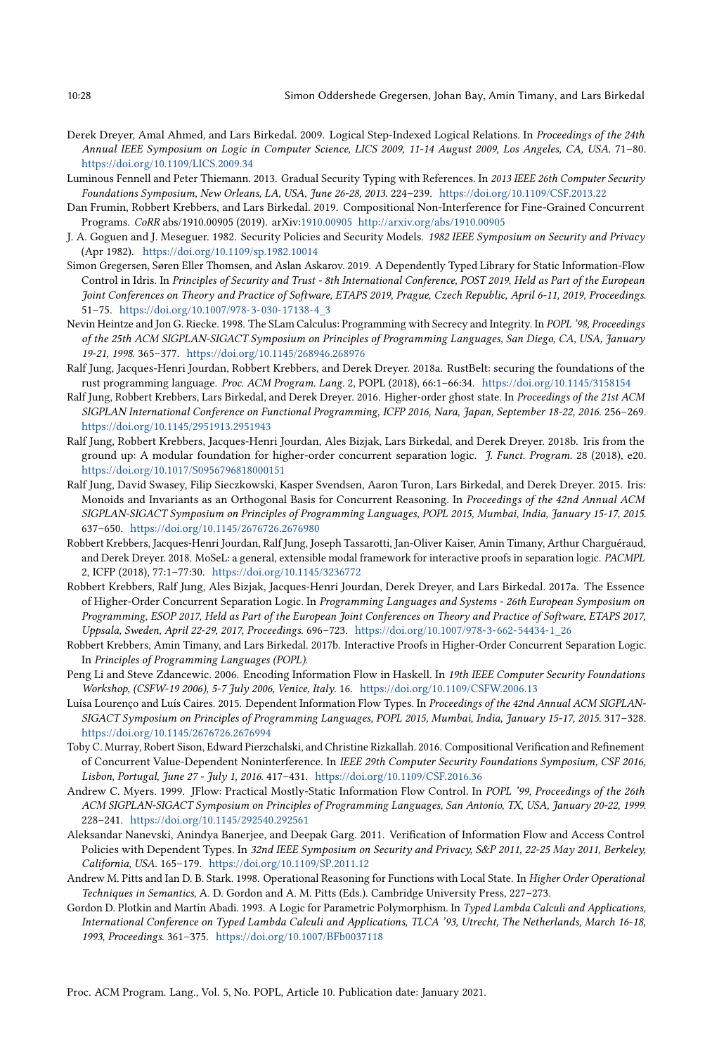Derek Dreyer, Amal Ahmed, and Lars Birkedal. 2009. Logical Step-Indexed Logical Relations. In *Proceedings of the 24th Annual IEEE Symposium on Logic in Computer Science, LICS 2009, 11-14 August 2009, Los Angeles, CA, USA*. 71–80. https://doi.org/10.1109/LICS.2009.34

Luminous Fennell and Peter Thiemann. 2013. Gradual Security Typing with References. In *2013 IEEE 26th Computer Security Foundations Symposium, New Orleans, LA, USA, June 26-28, 2013*. 224–239. https://doi.org/10.1109/CSF.2013.22

Dan Frumin, Robbert Krebbers, and Lars Birkedal. 2019. Compositional Non-Interference for Fine-Grained Concurrent Programs. *CoRR* abs/1910.00905 (2019). arXiv:1910.00905 http://arxiv.org/abs/1910.00905

J. A. Goguen and J. Meseguer. 1982. Security Policies and Security Models. *1982 IEEE Symposium on Security and Privacy* (Apr 1982). https://doi.org/10.1109/sp.1982.10014

Simon Gregersen, Søren Eller Thomsen, and Aslan Askarov. 2019. A Dependently Typed Library for Static Information-Flow Control in Idris. In *Principles of Security and Trust - 8th International Conference, POST 2019, Held as Part of the European Joint Conferences on Theory and Practice of Software, ETAPS 2019, Prague, Czech Republic, April 6-11, 2019, Proceedings*. 51–75. https://doi.org/10.1007/978-3-030-17138-4_3

Nevin Heintze and Jon G. Riecke. 1998. The SLam Calculus: Programming with Secrecy and Integrity. In *POPL '98, Proceedings of the 25th ACM SIGPLAN-SIGACT Symposium on Principles of Programming Languages, San Diego, CA, USA, January 19-21, 1998*. 365–377. https://doi.org/10.1145/268946.268976

Ralf Jung, Jacques-Henri Jourdan, Robbert Krebbers, and Derek Dreyer. 2018a. RustBelt: securing the foundations of the rust programming language. *Proc. ACM Program. Lang.* 2, POPL (2018), 66:1–66:34. https://doi.org/10.1145/3158154

Ralf Jung, Robbert Krebbers, Lars Birkedal, and Derek Dreyer. 2016. Higher-order ghost state. In *Proceedings of the 21st ACM SIGPLAN International Conference on Functional Programming, ICFP 2016, Nara, Japan, September 18-22, 2016*. 256–269. https://doi.org/10.1145/2951913.2951943

Ralf Jung, Robbert Krebbers, Jacques-Henri Jourdan, Ales Bizjak, Lars Birkedal, and Derek Dreyer. 2018b. Iris from the ground up: A modular foundation for higher-order concurrent separation logic. *J. Funct. Program.* 28 (2018), e20. https://doi.org/10.1017/S0956796818000151

Ralf Jung, David Swasey, Filip Sieczkowski, Kasper Svendsen, Aaron Turon, Lars Birkedal, and Derek Dreyer. 2015. Iris: Monoids and Invariants as an Orthogonal Basis for Concurrent Reasoning. In *Proceedings of the 42nd Annual ACM SIGPLAN-SIGACT Symposium on Principles of Programming Languages, POPL 2015, Mumbai, India, January 15-17, 2015*. 637–650. https://doi.org/10.1145/2676726.2676980

Robbert Krebbers, Jacques-Henri Jourdan, Ralf Jung, Joseph Tassarotti, Jan-Oliver Kaiser, Amin Timany, Arthur Charguéraud, and Derek Dreyer. 2018. MoSeL: a general, extensible modal framework for interactive proofs in separation logic. *PACMPL* 2, ICFP (2018), 77:1–77:30. https://doi.org/10.1145/3236772

Robbert Krebbers, Ralf Jung, Ales Bizjak, Jacques-Henri Jourdan, Derek Dreyer, and Lars Birkedal. 2017a. The Essence of Higher-Order Concurrent Separation Logic. In *Programming Languages and Systems - 26th European Symposium on Programming, ESOP 2017, Held as Part of the European Joint Conferences on Theory and Practice of Software, ETAPS 2017, Uppsala, Sweden, April 22-29, 2017, Proceedings*. 696–723. https://doi.org/10.1007/978-3-662-54434-1_26

Robbert Krebbers, Amin Timany, and Lars Birkedal. 2017b. Interactive Proofs in Higher-Order Concurrent Separation Logic. In *Principles of Programming Languages (POPL)*.

Peng Li and Steve Zdancewic. 2006. Encoding Information Flow in Haskell. In *19th IEEE Computer Security Foundations Workshop, (CSFW-19 2006), 5-7 July 2006, Venice, Italy*. 16. https://doi.org/10.1109/CSFW.2006.13

Luísa Lourenço and Luís Caires. 2015. Dependent Information Flow Types. In *Proceedings of the 42nd Annual ACM SIGPLAN-SIGACT Symposium on Principles of Programming Languages, POPL 2015, Mumbai, India, January 15-17, 2015*. 317–328. https://doi.org/10.1145/2676726.2676994

Toby C. Murray, Robert Sison, Edward Pierzchalski, and Christine Rizkallah. 2016. Compositional Verification and Refinement of Concurrent Value-Dependent Noninterference. In *IEEE 29th Computer Security Foundations Symposium, CSF 2016, Lisbon, Portugal, June 27 - July 1, 2016*. 417–431. https://doi.org/10.1109/CSF.2016.36

Andrew C. Myers. 1999. JFlow: Practical Mostly-Static Information Flow Control. In *POPL '99, Proceedings of the 26th ACM SIGPLAN-SIGACT Symposium on Principles of Programming Languages, San Antonio, TX, USA, January 20-22, 1999*. 228–241. https://doi.org/10.1145/292540.292561

Aleksandar Nanevski, Anindya Banerjee, and Deepak Garg. 2011. Verification of Information Flow and Access Control Policies with Dependent Types. In *32nd IEEE Symposium on Security and Privacy, S&P 2011, 22-25 May 2011, Berkeley, California, USA*. 165–179. https://doi.org/10.1109/SP.2011.12

Andrew M. Pitts and Ian D. B. Stark. 1998. Operational Reasoning for Functions with Local State. In *Higher Order Operational Techniques in Semantics*, A. D. Gordon and A. M. Pitts (Eds.). Cambridge University Press, 227–273.

Gordon D. Plotkin and Martín Abadi. 1993. A Logic for Parametric Polymorphism. In *Typed Lambda Calculi and Applications, International Conference on Typed Lambda Calculi and Applications, TLCA '93, Utrecht, The Netherlands, March 16-18, 1993, Proceedings*. 361–375. https://doi.org/10.1007/BFb0037118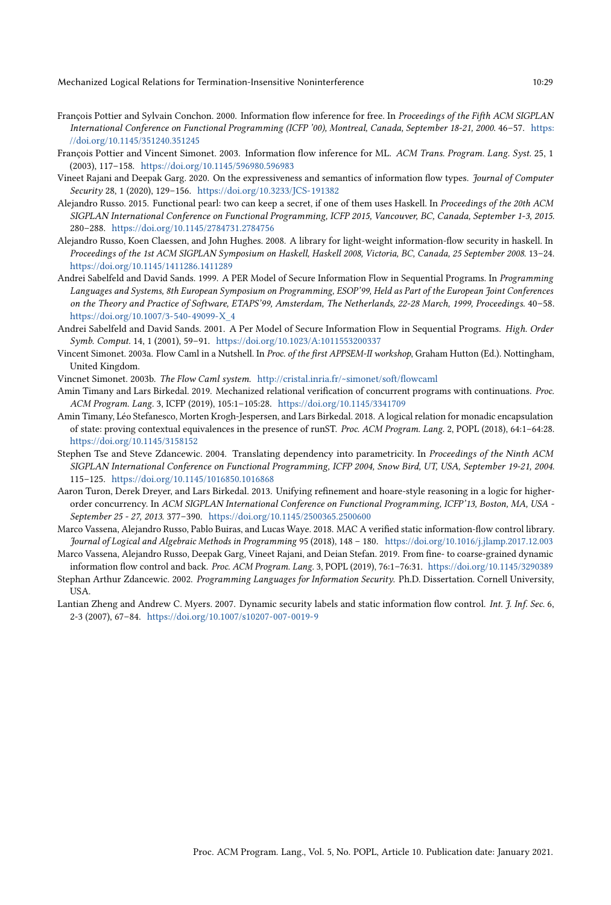François Pottier and Sylvain Conchon. 2000. Information flow inference for free. In *Proceedings of the Fifth ACM SIGPLAN International Conference on Functional Programming (ICFP '00), Montreal, Canada, September 18-21, 2000.* 46–57. https://doi.org/10.1145/351240.351245

François Pottier and Vincent Simonet. 2003. Information flow inference for ML. *ACM Trans. Program. Lang. Syst.* 25, 1 (2003), 117–158. https://doi.org/10.1145/596980.596983

Vineet Rajani and Deepak Garg. 2020. On the expressiveness and semantics of information flow types. *Journal of Computer Security* 28, 1 (2020), 129–156. https://doi.org/10.3233/JCS-191382

Alejandro Russo. 2015. Functional pearl: two can keep a secret, if one of them uses Haskell. In *Proceedings of the 20th ACM SIGPLAN International Conference on Functional Programming, ICFP 2015, Vancouver, BC, Canada, September 1-3, 2015.* 280–288. https://doi.org/10.1145/2784731.2784756

Alejandro Russo, Koen Claessen, and John Hughes. 2008. A library for light-weight information-flow security in haskell. In *Proceedings of the 1st ACM SIGPLAN Symposium on Haskell, Haskell 2008, Victoria, BC, Canada, 25 September 2008.* 13–24. https://doi.org/10.1145/1411286.1411289

Andrei Sabelfeld and David Sands. 1999. A PER Model of Secure Information Flow in Sequential Programs. In *Programming Languages and Systems, 8th European Symposium on Programming, ESOP'99, Held as Part of the European Joint Conferences on the Theory and Practice of Software, ETAPS'99, Amsterdam, The Netherlands, 22-28 March, 1999, Proceedings.* 40–58. https://doi.org/10.1007/3-540-49099-X_4

Andrei Sabelfeld and David Sands. 2001. A Per Model of Secure Information Flow in Sequential Programs. *High. Order Symb. Comput.* 14, 1 (2001), 59–91. https://doi.org/10.1023/A:1011553200337

Vincent Simonet. 2003a. Flow Caml in a Nutshell. In *Proc. of the first APPSEM-II workshop*, Graham Hutton (Ed.). Nottingham, United Kingdom.

Vincnet Simonet. 2003b. *The Flow Caml system.* http://cristal.inria.fr/~simonet/soft/flowcaml

Amin Timany and Lars Birkedal. 2019. Mechanized relational verification of concurrent programs with continuations. *Proc. ACM Program. Lang.* 3, ICFP (2019), 105:1–105:28. https://doi.org/10.1145/3341709

Amin Timany, Léo Stefanesco, Morten Krogh-Jespersen, and Lars Birkedal. 2018. A logical relation for monadic encapsulation of state: proving contextual equivalences in the presence of runST. *Proc. ACM Program. Lang.* 2, POPL (2018), 64:1–64:28. https://doi.org/10.1145/3158152

Stephen Tse and Steve Zdancewic. 2004. Translating dependency into parametricity. In *Proceedings of the Ninth ACM SIGPLAN International Conference on Functional Programming, ICFP 2004, Snow Bird, UT, USA, September 19-21, 2004.* 115–125. https://doi.org/10.1145/1016850.1016868

Aaron Turon, Derek Dreyer, and Lars Birkedal. 2013. Unifying refinement and hoare-style reasoning in a logic for higher-order concurrency. In *ACM SIGPLAN International Conference on Functional Programming, ICFP'13, Boston, MA, USA - September 25 - 27, 2013.* 377–390. https://doi.org/10.1145/2500365.2500600

Marco Vassena, Alejandro Russo, Pablo Buiras, and Lucas Waye. 2018. MAC A verified static information-flow control library. *Journal of Logical and Algebraic Methods in Programming* 95 (2018), 148 – 180. https://doi.org/10.1016/j.jlamp.2017.12.003

Marco Vassena, Alejandro Russo, Deepak Garg, Vineet Rajani, and Deian Stefan. 2019. From fine- to coarse-grained dynamic information flow control and back. *Proc. ACM Program. Lang.* 3, POPL (2019), 76:1–76:31. https://doi.org/10.1145/3290389

Stephan Arthur Zdancewic. 2002. *Programming Languages for Information Security.* Ph.D. Dissertation. Cornell University, USA.

Lantian Zheng and Andrew C. Myers. 2007. Dynamic security labels and static information flow control. *Int. J. Inf. Sec.* 6, 2-3 (2007), 67–84. https://doi.org/10.1007/s10207-007-0019-9